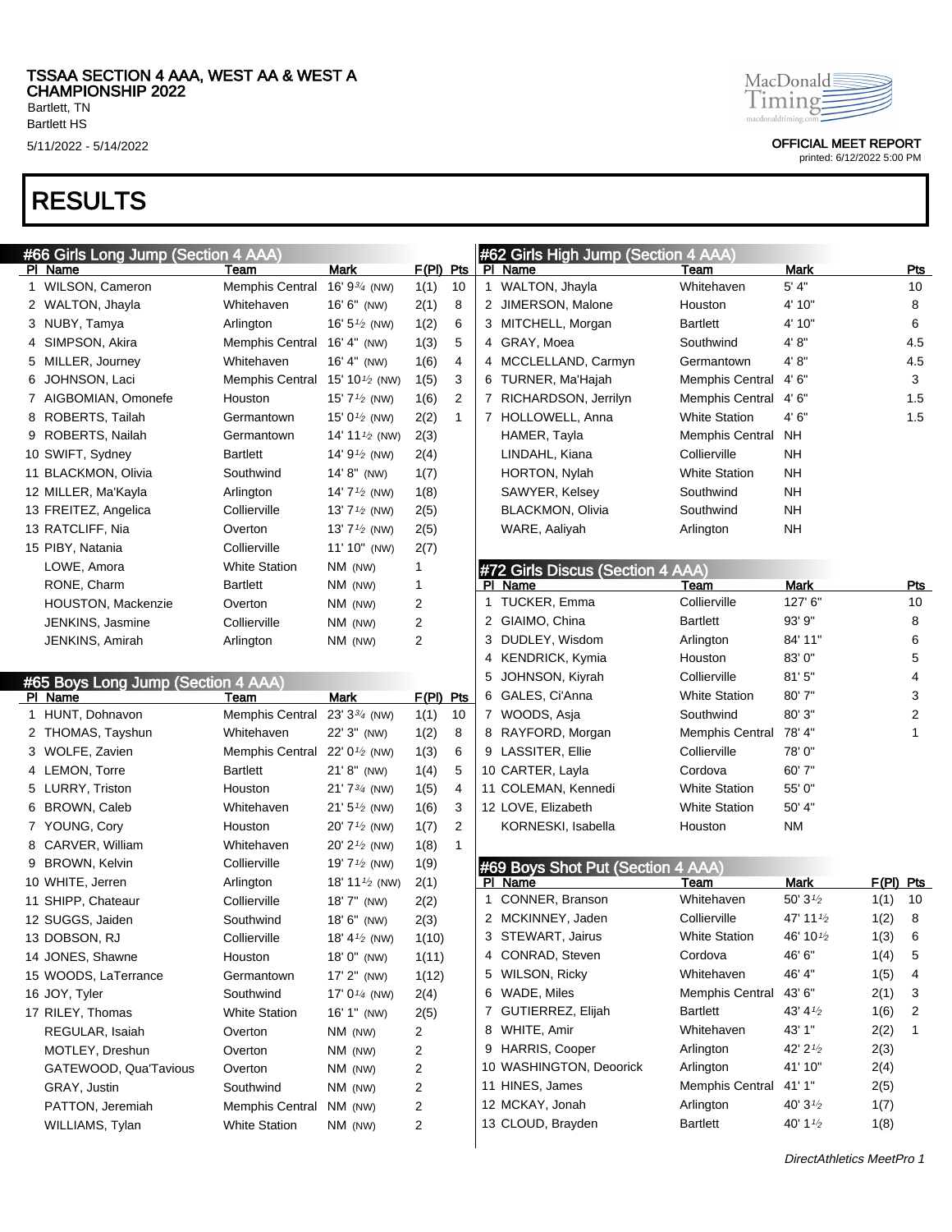# TSSAA SECTION 4 AAA, WEST AA & WEST A CHAMPIONSHIP 2022

Bartlett, TN
Bartlett HS
5/11/2022 - 5/14/2022

OFFICIAL MEET REPORT
printed: 6/12/2022 5:00 PM

# RESULTS

## #66 Girls Long Jump (Section 4 AAA)

| Pl | Name | Team | Mark | F(Pl) | Pts |
|---|---|---|---|---|---|
| 1 | WILSON, Cameron | Memphis Central | 16' 9¾ (NW) | 1(1) | 10 |
| 2 | WALTON, Jhayla | Whitehaven | 16' 6" (NW) | 2(1) | 8 |
| 3 | NUBY, Tamya | Arlington | 16' 5½ (NW) | 1(2) | 6 |
| 4 | SIMPSON, Akira | Memphis Central | 16' 4" (NW) | 1(3) | 5 |
| 5 | MILLER, Journey | Whitehaven | 16' 4" (NW) | 1(6) | 4 |
| 6 | JOHNSON, Laci | Memphis Central | 15' 10½ (NW) | 1(5) | 3 |
| 7 | AIGBOMIAN, Omonefe | Houston | 15' 7½ (NW) | 1(6) | 2 |
| 8 | ROBERTS, Tailah | Germantown | 15' 0½ (NW) | 2(2) | 1 |
| 9 | ROBERTS, Nailah | Germantown | 14' 11½ (NW) | 2(3) | |
| 10 | SWIFT, Sydney | Bartlett | 14' 9½ (NW) | 2(4) | |
| 11 | BLACKMON, Olivia | Southwind | 14' 8" (NW) | 1(7) | |
| 12 | MILLER, Ma'Kayla | Arlington | 14' 7½ (NW) | 1(8) | |
| 13 | FREITEZ, Angelica | Collierville | 13' 7½ (NW) | 2(5) | |
| 13 | RATCLIFF, Nia | Overton | 13' 7½ (NW) | 2(5) | |
| 15 | PIBY, Natania | Collierville | 11' 10" (NW) | 2(7) | |
| | LOWE, Amora | White Station | NM (NW) | 1 | |
| | RONE, Charm | Bartlett | NM (NW) | 1 | |
| | HOUSTON, Mackenzie | Overton | NM (NW) | 2 | |
| | JENKINS, Jasmine | Collierville | NM (NW) | 2 | |
| | JENKINS, Amirah | Arlington | NM (NW) | 2 | |

## #65 Boys Long Jump (Section 4 AAA)

| Pl | Name | Team | Mark | F(Pl) | Pts |
|---|---|---|---|---|---|
| 1 | HUNT, Dohnavon | Memphis Central | 23' 3¾ (NW) | 1(1) | 10 |
| 2 | THOMAS, Tayshun | Whitehaven | 22' 3" (NW) | 1(2) | 8 |
| 3 | WOLFE, Zavien | Memphis Central | 22' 0½ (NW) | 1(3) | 6 |
| 4 | LEMON, Torre | Bartlett | 21' 8" (NW) | 1(4) | 5 |
| 5 | LURRY, Triston | Houston | 21' 7¾ (NW) | 1(5) | 4 |
| 6 | BROWN, Caleb | Whitehaven | 21' 5½ (NW) | 1(6) | 3 |
| 7 | YOUNG, Cory | Houston | 20' 7½ (NW) | 1(7) | 2 |
| 8 | CARVER, William | Whitehaven | 20' 2½ (NW) | 1(8) | 1 |
| 9 | BROWN, Kelvin | Collierville | 19' 7½ (NW) | 1(9) | |
| 10 | WHITE, Jerren | Arlington | 18' 11½ (NW) | 2(1) | |
| 11 | SHIPP, Chateaur | Collierville | 18' 7" (NW) | 2(2) | |
| 12 | SUGGS, Jaiden | Southwind | 18' 6" (NW) | 2(3) | |
| 13 | DOBSON, RJ | Collierville | 18' 4½ (NW) | 1(10) | |
| 14 | JONES, Shawne | Houston | 18' 0" (NW) | 1(11) | |
| 15 | WOODS, LaTerrance | Germantown | 17' 2" (NW) | 1(12) | |
| 16 | JOY, Tyler | Southwind | 17' 0¼ (NW) | 2(4) | |
| 17 | RILEY, Thomas | White Station | 16' 1" (NW) | 2(5) | |
| | REGULAR, Isaiah | Overton | NM (NW) | 2 | |
| | MOTLEY, Dreshun | Overton | NM (NW) | 2 | |
| | GATEWOOD, Qua'Tavious | Overton | NM (NW) | 2 | |
| | GRAY, Justin | Southwind | NM (NW) | 2 | |
| | PATTON, Jeremiah | Memphis Central | NM (NW) | 2 | |
| | WILLIAMS, Tylan | White Station | NM (NW) | 2 | |

## #62 Girls High Jump (Section 4 AAA)

| Pl | Name | Team | Mark | Pts |
|---|---|---|---|---|
| 1 | WALTON, Jhayla | Whitehaven | 5' 4" | 10 |
| 2 | JIMERSON, Malone | Houston | 4' 10" | 8 |
| 3 | MITCHELL, Morgan | Bartlett | 4' 10" | 6 |
| 4 | GRAY, Moea | Southwind | 4' 8" | 4.5 |
| 4 | MCCLELLAND, Carmyn | Germantown | 4' 8" | 4.5 |
| 6 | TURNER, Ma'Hajah | Memphis Central | 4' 6" | 3 |
| 7 | RICHARDSON, Jerrilyn | Memphis Central | 4' 6" | 1.5 |
| 7 | HOLLOWELL, Anna | White Station | 4' 6" | 1.5 |
| | HAMER, Tayla | Memphis Central | NH | |
| | LINDAHL, Kiana | Collierville | NH | |
| | HORTON, Nylah | White Station | NH | |
| | SAWYER, Kelsey | Southwind | NH | |
| | BLACKMON, Olivia | Southwind | NH | |
| | WARE, Aaliyah | Arlington | NH | |

## #72 Girls Discus (Section 4 AAA)

| Pl | Name | Team | Mark | Pts |
|---|---|---|---|---|
| 1 | TUCKER, Emma | Collierville | 127' 6" | 10 |
| 2 | GIAIMO, China | Bartlett | 93' 9" | 8 |
| 3 | DUDLEY, Wisdom | Arlington | 84' 11" | 6 |
| 4 | KENDRICK, Kymia | Houston | 83' 0" | 5 |
| 5 | JOHNSON, Kiyrah | Collierville | 81' 5" | 4 |
| 6 | GALES, Ci'Anna | White Station | 80' 7" | 3 |
| 7 | WOODS, Asja | Southwind | 80' 3" | 2 |
| 8 | RAYFORD, Morgan | Memphis Central | 78' 4" | 1 |
| 9 | LASSITER, Ellie | Collierville | 78' 0" | |
| 10 | CARTER, Layla | Cordova | 60' 7" | |
| 11 | COLEMAN, Kennedi | White Station | 55' 0" | |
| 12 | LOVE, Elizabeth | White Station | 50' 4" | |
| | KORNESKI, Isabella | Houston | NM | |

## #69 Boys Shot Put (Section 4 AAA)

| Pl | Name | Team | Mark | F(Pl) | Pts |
|---|---|---|---|---|---|
| 1 | CONNER, Branson | Whitehaven | 50' 3½ | 1(1) | 10 |
| 2 | MCKINNEY, Jaden | Collierville | 47' 11½ | 1(2) | 8 |
| 3 | STEWART, Jairus | White Station | 46' 10½ | 1(3) | 6 |
| 4 | CONRAD, Steven | Cordova | 46' 6" | 1(4) | 5 |
| 5 | WILSON, Ricky | Whitehaven | 46' 4" | 1(5) | 4 |
| 6 | WADE, Miles | Memphis Central | 43' 6" | 2(1) | 3 |
| 7 | GUTIERREZ, Elijah | Bartlett | 43' 4½ | 1(6) | 2 |
| 8 | WHITE, Amir | Whitehaven | 43' 1" | 2(2) | 1 |
| 9 | HARRIS, Cooper | Arlington | 42' 2½ | 2(3) | |
| 10 | WASHINGTON, Deoorick | Arlington | 41' 10" | 2(4) | |
| 11 | HINES, James | Memphis Central | 41' 1" | 2(5) | |
| 12 | MCKAY, Jonah | Arlington | 40' 3½ | 1(7) | |
| 13 | CLOUD, Brayden | Bartlett | 40' 1½ | 1(8) | |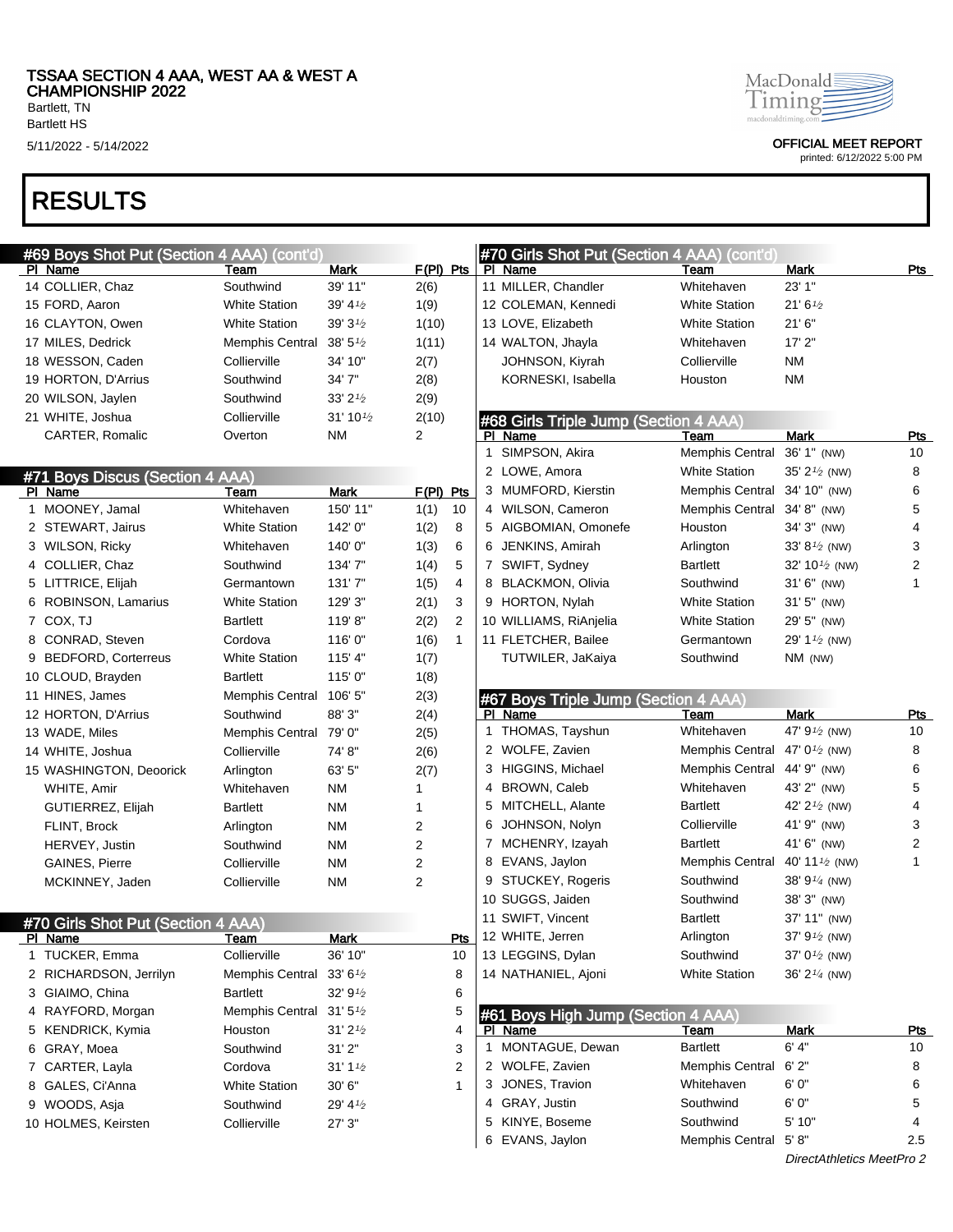# RESULTS

## #69 Boys Shot Put (Section 4 AAA) (cont'd)

| Pl | Name | Team | Mark | F(Pl) | Pts |
|---|---|---|---|---|---|
| 14 | COLLIER, Chaz | Southwind | 39' 11" | 2(6) | |
| 15 | FORD, Aaron | White Station | 39' 4½ | 1(9) | |
| 16 | CLAYTON, Owen | White Station | 39' 3½ | 1(10) | |
| 17 | MILES, Dedrick | Memphis Central | 38' 5½ | 1(11) | |
| 18 | WESSON, Caden | Collierville | 34' 10" | 2(7) | |
| 19 | HORTON, D'Arrius | Southwind | 34' 7" | 2(8) | |
| 20 | WILSON, Jaylen | Southwind | 33' 2½ | 2(9) | |
| 21 | WHITE, Joshua | Collierville | 31' 10½ | 2(10) | |
| | CARTER, Romalic | Overton | NM | 2 | |

## #71 Boys Discus (Section 4 AAA)

| Pl | Name | Team | Mark | F(Pl) | Pts |
|---|---|---|---|---|---|
| 1 | MOONEY, Jamal | Whitehaven | 150' 11" | 1(1) | 10 |
| 2 | STEWART, Jairus | White Station | 142' 0" | 1(2) | 8 |
| 3 | WILSON, Ricky | Whitehaven | 140' 0" | 1(3) | 6 |
| 4 | COLLIER, Chaz | Southwind | 134' 7" | 1(4) | 5 |
| 5 | LITTRICE, Elijah | Germantown | 131' 7" | 1(5) | 4 |
| 6 | ROBINSON, Lamarius | White Station | 129' 3" | 2(1) | 3 |
| 7 | COX, TJ | Bartlett | 119' 8" | 2(2) | 2 |
| 8 | CONRAD, Steven | Cordova | 116' 0" | 1(6) | 1 |
| 9 | BEDFORD, Corterreus | White Station | 115' 4" | 1(7) | |
| 10 | CLOUD, Brayden | Bartlett | 115' 0" | 1(8) | |
| 11 | HINES, James | Memphis Central | 106' 5" | 2(3) | |
| 12 | HORTON, D'Arrius | Southwind | 88' 3" | 2(4) | |
| 13 | WADE, Miles | Memphis Central | 79' 0" | 2(5) | |
| 14 | WHITE, Joshua | Collierville | 74' 8" | 2(6) | |
| 15 | WASHINGTON, Deoorick | Arlington | 63' 5" | 2(7) | |
| | WHITE, Amir | Whitehaven | NM | 1 | |
| | GUTIERREZ, Elijah | Bartlett | NM | 1 | |
| | FLINT, Brock | Arlington | NM | 2 | |
| | HERVEY, Justin | Southwind | NM | 2 | |
| | GAINES, Pierre | Collierville | NM | 2 | |
| | MCKINNEY, Jaden | Collierville | NM | 2 | |

## #70 Girls Shot Put (Section 4 AAA)

| Pl | Name | Team | Mark | Pts |
|---|---|---|---|---|
| 1 | TUCKER, Emma | Collierville | 36' 10" | 10 |
| 2 | RICHARDSON, Jerrilyn | Memphis Central | 33' 6½ | 8 |
| 3 | GIAIMO, China | Bartlett | 32' 9½ | 6 |
| 4 | RAYFORD, Morgan | Memphis Central | 31' 5½ | 5 |
| 5 | KENDRICK, Kymia | Houston | 31' 2½ | 4 |
| 6 | GRAY, Moea | Southwind | 31' 2" | 3 |
| 7 | CARTER, Layla | Cordova | 31' 1½ | 2 |
| 8 | GALES, Ci'Anna | White Station | 30' 6" | 1 |
| 9 | WOODS, Asja | Southwind | 29' 4½ | |
| 10 | HOLMES, Keirsten | Collierville | 27' 3" | |
| 11 | MILLER, Chandler | Whitehaven | 23' 1" | |
| 12 | COLEMAN, Kennedi | White Station | 21' 6½ | |
| 13 | LOVE, Elizabeth | White Station | 21' 6" | |
| 14 | WALTON, Jhayla | Whitehaven | 17' 2" | |
| | JOHNSON, Kiyrah | Collierville | NM | |
| | KORNESKI, Isabella | Houston | NM | |

## #68 Girls Triple Jump (Section 4 AAA)

| Pl | Name | Team | Mark | Pts |
|---|---|---|---|---|
| 1 | SIMPSON, Akira | Memphis Central | 36' 1" (NW) | 10 |
| 2 | LOWE, Amora | White Station | 35' 2½ (NW) | 8 |
| 3 | MUMFORD, Kierstin | Memphis Central | 34' 10" (NW) | 6 |
| 4 | WILSON, Cameron | Memphis Central | 34' 8" (NW) | 5 |
| 5 | AIGBOMIAN, Omonefe | Houston | 34' 3" (NW) | 4 |
| 6 | JENKINS, Amirah | Arlington | 33' 8½ (NW) | 3 |
| 7 | SWIFT, Sydney | Bartlett | 32' 10½ (NW) | 2 |
| 8 | BLACKMON, Olivia | Southwind | 31' 6" (NW) | 1 |
| 9 | HORTON, Nylah | White Station | 31' 5" (NW) | |
| 10 | WILLIAMS, RiAnjelia | White Station | 29' 5" (NW) | |
| 11 | FLETCHER, Bailee | Germantown | 29' 1½ (NW) | |
| | TUTWILER, JaKaiya | Southwind | NM (NW) | |

## #67 Boys Triple Jump (Section 4 AAA)

| Pl | Name | Team | Mark | Pts |
|---|---|---|---|---|
| 1 | THOMAS, Tayshun | Whitehaven | 47' 9½ (NW) | 10 |
| 2 | WOLFE, Zavien | Memphis Central | 47' 0½ (NW) | 8 |
| 3 | HIGGINS, Michael | Memphis Central | 44' 9" (NW) | 6 |
| 4 | BROWN, Caleb | Whitehaven | 43' 2" (NW) | 5 |
| 5 | MITCHELL, Alante | Bartlett | 42' 2½ (NW) | 4 |
| 6 | JOHNSON, Nolyn | Collierville | 41' 9" (NW) | 3 |
| 7 | MCHENRY, Izayah | Bartlett | 41' 6" (NW) | 2 |
| 8 | EVANS, Jaylon | Memphis Central | 40' 11½ (NW) | 1 |
| 9 | STUCKEY, Rogeris | Southwind | 38' 9¼ (NW) | |
| 10 | SUGGS, Jaiden | Southwind | 38' 3" (NW) | |
| 11 | SWIFT, Vincent | Bartlett | 37' 11" (NW) | |
| 12 | WHITE, Jerren | Arlington | 37' 9½ (NW) | |
| 13 | LEGGINS, Dylan | Southwind | 37' 0½ (NW) | |
| 14 | NATHANIEL, Ajoni | White Station | 36' 2¼ (NW) | |

## #61 Boys High Jump (Section 4 AAA)

| Pl | Name | Team | Mark | Pts |
|---|---|---|---|---|
| 1 | MONTAGUE, Dewan | Bartlett | 6' 4" | 10 |
| 2 | WOLFE, Zavien | Memphis Central | 6' 2" | 8 |
| 3 | JONES, Travion | Whitehaven | 6' 0" | 6 |
| 4 | GRAY, Justin | Southwind | 6' 0" | 5 |
| 5 | KINYE, Boseme | Southwind | 5' 10" | 4 |
| 6 | EVANS, Jaylon | Memphis Central | 5' 8" | 2.5 |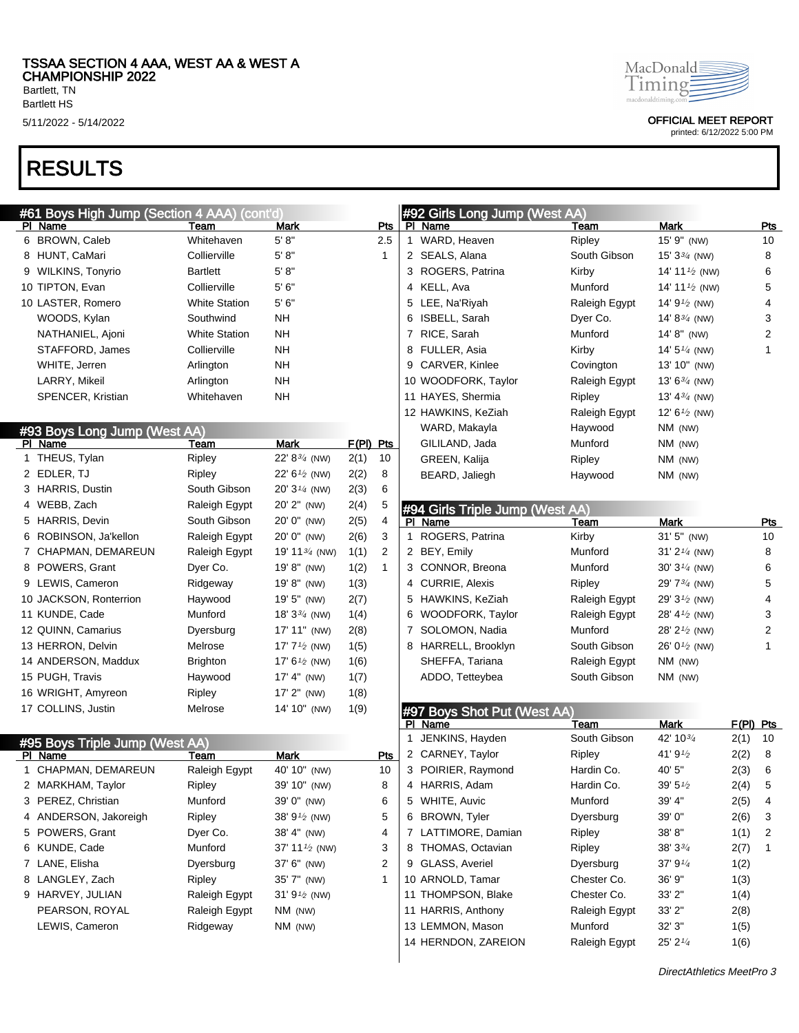# TSSAA SECTION 4 AAA, WEST AA & WEST A CHAMPIONSHIP 2022

Bartlett, TN
Bartlett HS

5/11/2022 - 5/14/2022

OFFICIAL MEET REPORT
printed: 6/12/2022 5:00 PM

# RESULTS

## #61 Boys High Jump (Section 4 AAA) (cont'd)

| Pl | Name | Team | Mark | Pts |
|---|---|---|---|---|
| 6 | BROWN, Caleb | Whitehaven | 5' 8" | 2.5 |
| 8 | HUNT, CaMari | Collierville | 5' 8" | 1 |
| 9 | WILKINS, Tonyrio | Bartlett | 5' 8" | |
| 10 | TIPTON, Evan | Collierville | 5' 6" | |
| 10 | LASTER, Romero | White Station | 5' 6" | |
| | WOODS, Kylan | Southwind | NH | |
| | NATHANIEL, Ajoni | White Station | NH | |
| | STAFFORD, James | Collierville | NH | |
| | WHITE, Jerren | Arlington | NH | |
| | LARRY, Mikeil | Arlington | NH | |
| | SPENCER, Kristian | Whitehaven | NH | |

## #93 Boys Long Jump (West AA)

| Pl | Name | Team | Mark | F(Pl) | Pts |
|---|---|---|---|---|---|
| 1 | THEUS, Tylan | Ripley | 22' 8¾ (NW) | 2(1) | 10 |
| 2 | EDLER, TJ | Ripley | 22' 6½ (NW) | 2(2) | 8 |
| 3 | HARRIS, Dustin | South Gibson | 20' 3¼ (NW) | 2(3) | 6 |
| 4 | WEBB, Zach | Raleigh Egypt | 20' 2" (NW) | 2(4) | 5 |
| 5 | HARRIS, Devin | South Gibson | 20' 0" (NW) | 2(5) | 4 |
| 6 | ROBINSON, Ja'kellon | Raleigh Egypt | 20' 0" (NW) | 2(6) | 3 |
| 7 | CHAPMAN, DEMAREUN | Raleigh Egypt | 19' 11¾ (NW) | 1(1) | 2 |
| 8 | POWERS, Grant | Dyer Co. | 19' 8" (NW) | 1(2) | 1 |
| 9 | LEWIS, Cameron | Ridgeway | 19' 8" (NW) | 1(3) | |
| 10 | JACKSON, Ronterrion | Haywood | 19' 5" (NW) | 2(7) | |
| 11 | KUNDE, Cade | Munford | 18' 3¾ (NW) | 1(4) | |
| 12 | QUINN, Camarius | Dyersburg | 17' 11" (NW) | 2(8) | |
| 13 | HERRON, Delvin | Melrose | 17' 7½ (NW) | 1(5) | |
| 14 | ANDERSON, Maddux | Brighton | 17' 6½ (NW) | 1(6) | |
| 15 | PUGH, Travis | Haywood | 17' 4" (NW) | 1(7) | |
| 16 | WRIGHT, Amyreon | Ripley | 17' 2" (NW) | 1(8) | |
| 17 | COLLINS, Justin | Melrose | 14' 10" (NW) | 1(9) | |

## #95 Boys Triple Jump (West AA)

| Pl | Name | Team | Mark | Pts |
|---|---|---|---|---|
| 1 | CHAPMAN, DEMAREUN | Raleigh Egypt | 40' 10" (NW) | 10 |
| 2 | MARKHAM, Taylor | Ripley | 39' 10" (NW) | 8 |
| 3 | PEREZ, Christian | Munford | 39' 0" (NW) | 6 |
| 4 | ANDERSON, Jakoreigh | Ripley | 38' 9½ (NW) | 5 |
| 5 | POWERS, Grant | Dyer Co. | 38' 4" (NW) | 4 |
| 6 | KUNDE, Cade | Munford | 37' 11½ (NW) | 3 |
| 7 | LANE, Elisha | Dyersburg | 37' 6" (NW) | 2 |
| 8 | LANGLEY, Zach | Ripley | 35' 7" (NW) | 1 |
| 9 | HARVEY, JULIAN | Raleigh Egypt | 31' 9½ (NW) | |
| | PEARSON, ROYAL | Raleigh Egypt | NM (NW) | |
| | LEWIS, Cameron | Ridgeway | NM (NW) | |

## #92 Girls Long Jump (West AA)

| Pl | Name | Team | Mark | Pts |
|---|---|---|---|---|
| 1 | WARD, Heaven | Ripley | 15' 9" (NW) | 10 |
| 2 | SEALS, Alana | South Gibson | 15' 3¾ (NW) | 8 |
| 3 | ROGERS, Patrina | Kirby | 14' 11½ (NW) | 6 |
| 4 | KELL, Ava | Munford | 14' 11½ (NW) | 5 |
| 5 | LEE, Na'Riyah | Raleigh Egypt | 14' 9½ (NW) | 4 |
| 6 | ISBELL, Sarah | Dyer Co. | 14' 8¾ (NW) | 3 |
| 7 | RICE, Sarah | Munford | 14' 8" (NW) | 2 |
| 8 | FULLER, Asia | Kirby | 14' 5¼ (NW) | 1 |
| 9 | CARVER, Kinlee | Covington | 13' 10" (NW) | |
| 10 | WOODFORK, Taylor | Raleigh Egypt | 13' 6¾ (NW) | |
| 11 | HAYES, Shermia | Ripley | 13' 4¾ (NW) | |
| 12 | HAWKINS, KeZiah | Raleigh Egypt | 12' 6½ (NW) | |
| | WARD, Makayla | Haywood | NM (NW) | |
| | GILILAND, Jada | Munford | NM (NW) | |
| | GREEN, Kalija | Ripley | NM (NW) | |
| | BEARD, Jaliegh | Haywood | NM (NW) | |

## #94 Girls Triple Jump (West AA)

| Pl | Name | Team | Mark | Pts |
|---|---|---|---|---|
| 1 | ROGERS, Patrina | Kirby | 31' 5" (NW) | 10 |
| 2 | BEY, Emily | Munford | 31' 2¼ (NW) | 8 |
| 3 | CONNOR, Breona | Munford | 30' 3¼ (NW) | 6 |
| 4 | CURRIE, Alexis | Ripley | 29' 7¾ (NW) | 5 |
| 5 | HAWKINS, KeZiah | Raleigh Egypt | 29' 3½ (NW) | 4 |
| 6 | WOODFORK, Taylor | Raleigh Egypt | 28' 4½ (NW) | 3 |
| 7 | SOLOMON, Nadia | Munford | 28' 2½ (NW) | 2 |
| 8 | HARRELL, Brooklyn | South Gibson | 26' 0½ (NW) | 1 |
| | SHEFFA, Tariana | Raleigh Egypt | NM (NW) | |
| | ADDO, Tetteybea | South Gibson | NM (NW) | |

## #97 Boys Shot Put (West AA)

| Pl | Name | Team | Mark | F(Pl) | Pts |
|---|---|---|---|---|---|
| 1 | JENKINS, Hayden | South Gibson | 42' 10¾ | 2(1) | 10 |
| 2 | CARNEY, Taylor | Ripley | 41' 9½ | 2(2) | 8 |
| 3 | POIRIER, Raymond | Hardin Co. | 40' 5" | 2(3) | 6 |
| 4 | HARRIS, Adam | Hardin Co. | 39' 5½ | 2(4) | 5 |
| 5 | WHITE, Auvic | Munford | 39' 4" | 2(5) | 4 |
| 6 | BROWN, Tyler | Dyersburg | 39' 0" | 2(6) | 3 |
| 7 | LATTIMORE, Damian | Ripley | 38' 8" | 1(1) | 2 |
| 8 | THOMAS, Octavian | Ripley | 38' 3¾ | 2(7) | 1 |
| 9 | GLASS, Averiel | Dyersburg | 37' 9¼ | 1(2) | |
| 10 | ARNOLD, Tamar | Chester Co. | 36' 9" | 1(3) | |
| 11 | THOMPSON, Blake | Chester Co. | 33' 2" | 1(4) | |
| 11 | HARRIS, Anthony | Raleigh Egypt | 33' 2" | 2(8) | |
| 13 | LEMMON, Mason | Munford | 32' 3" | 1(5) | |
| 14 | HERNDON, ZAREION | Raleigh Egypt | 25' 2¼ | 1(6) | |

DirectAthletics MeetPro 3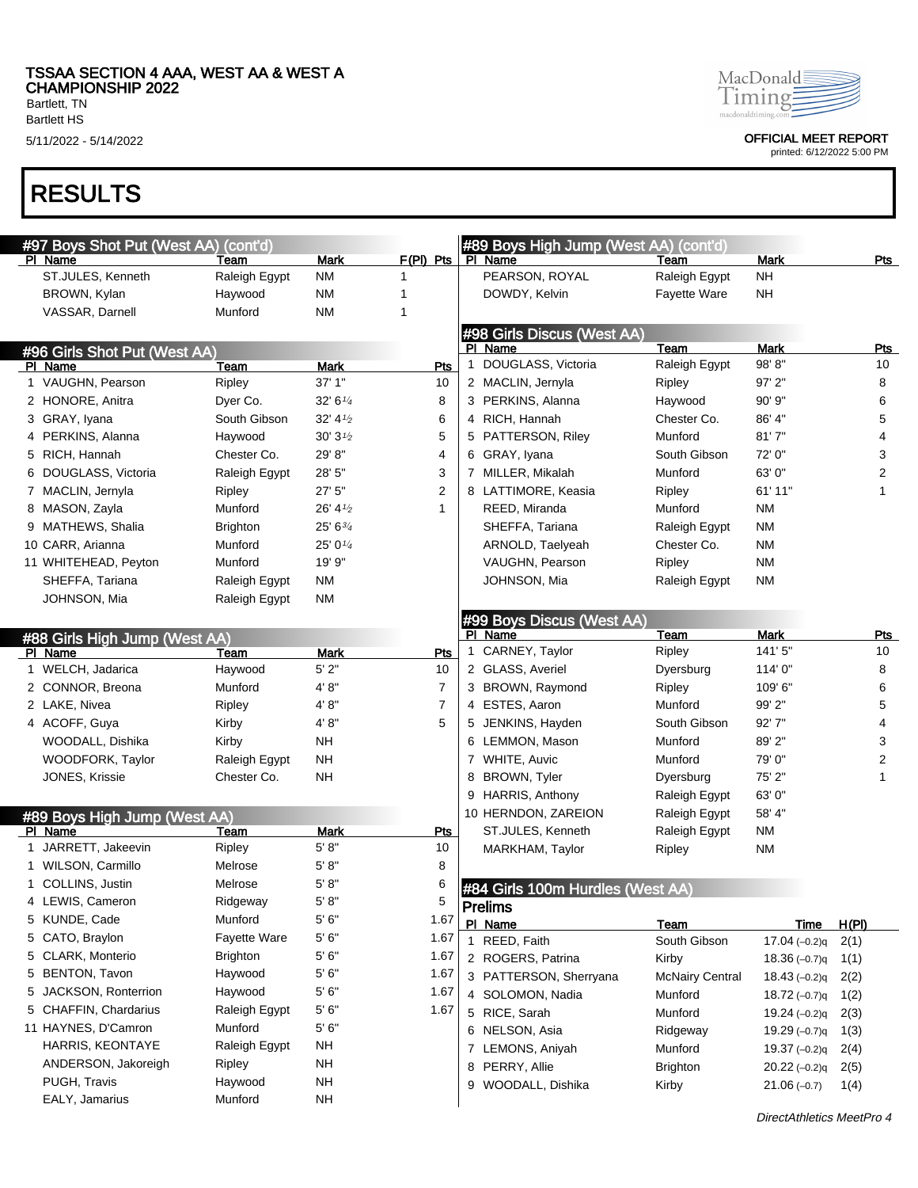# RESULTS

## #97 Boys Shot Put (West AA) (cont'd)

| Pl | Name | Team | Mark | F(Pl) | Pts |
|---|---|---|---|---|---|
| | ST.JULES, Kenneth | Raleigh Egypt | NM | 1 | |
| | BROWN, Kylan | Haywood | NM | 1 | |
| | VASSAR, Darnell | Munford | NM | 1 | |

## #96 Girls Shot Put (West AA)

| Pl | Name | Team | Mark | Pts |
|---|---|---|---|---|
| 1 | VAUGHN, Pearson | Ripley | 37' 1" | 10 |
| 2 | HONORE, Anitra | Dyer Co. | 32' 6¼ | 8 |
| 3 | GRAY, Iyana | South Gibson | 32' 4½ | 6 |
| 4 | PERKINS, Alanna | Haywood | 30' 3½ | 5 |
| 5 | RICH, Hannah | Chester Co. | 29' 8" | 4 |
| 6 | DOUGLASS, Victoria | Raleigh Egypt | 28' 5" | 3 |
| 7 | MACLIN, Jernyla | Ripley | 27' 5" | 2 |
| 8 | MASON, Zayla | Munford | 26' 4½ | 1 |
| 9 | MATHEWS, Shalia | Brighton | 25' 6¾ | |
| 10 | CARR, Arianna | Munford | 25' 0¼ | |
| 11 | WHITEHEAD, Peyton | Munford | 19' 9" | |
| | SHEFFA, Tariana | Raleigh Egypt | NM | |
| | JOHNSON, Mia | Raleigh Egypt | NM | |

## #88 Girls High Jump (West AA)

| Pl | Name | Team | Mark | Pts |
|---|---|---|---|---|
| 1 | WELCH, Jadarica | Haywood | 5' 2" | 10 |
| 2 | CONNOR, Breona | Munford | 4' 8" | 7 |
| 2 | LAKE, Nivea | Ripley | 4' 8" | 7 |
| 4 | ACOFF, Guya | Kirby | 4' 8" | 5 |
| | WOODALL, Dishika | Kirby | NH | |
| | WOODFORK, Taylor | Raleigh Egypt | NH | |
| | JONES, Krissie | Chester Co. | NH | |

## #89 Boys High Jump (West AA)

| Pl | Name | Team | Mark | Pts |
|---|---|---|---|---|
| 1 | JARRETT, Jakeevin | Ripley | 5' 8" | 10 |
| 1 | WILSON, Carmillo | Melrose | 5' 8" | 8 |
| 1 | COLLINS, Justin | Melrose | 5' 8" | 6 |
| 4 | LEWIS, Cameron | Ridgeway | 5' 8" | 5 |
| 5 | KUNDE, Cade | Munford | 5' 6" | 1.67 |
| 5 | CATO, Braylon | Fayette Ware | 5' 6" | 1.67 |
| 5 | CLARK, Monterio | Brighton | 5' 6" | 1.67 |
| 5 | BENTON, Tavon | Haywood | 5' 6" | 1.67 |
| 5 | JACKSON, Ronterrion | Haywood | 5' 6" | 1.67 |
| 5 | CHAFFIN, Chardarius | Raleigh Egypt | 5' 6" | 1.67 |
| 11 | HAYNES, D'Camron | Munford | 5' 6" | |
| | HARRIS, KEONTAYE | Raleigh Egypt | NH | |
| | ANDERSON, Jakoreigh | Ripley | NH | |
| | PUGH, Travis | Haywood | NH | |
| | EALY, Jamarius | Munford | NH | |
| | PEARSON, ROYAL | Raleigh Egypt | NH | |
| | DOWDY, Kelvin | Fayette Ware | NH | |

## #98 Girls Discus (West AA)

| Pl | Name | Team | Mark | Pts |
|---|---|---|---|---|
| 1 | DOUGLASS, Victoria | Raleigh Egypt | 98' 8" | 10 |
| 2 | MACLIN, Jernyla | Ripley | 97' 2" | 8 |
| 3 | PERKINS, Alanna | Haywood | 90' 9" | 6 |
| 4 | RICH, Hannah | Chester Co. | 86' 4" | 5 |
| 5 | PATTERSON, Riley | Munford | 81' 7" | 4 |
| 6 | GRAY, Iyana | South Gibson | 72' 0" | 3 |
| 7 | MILLER, Mikalah | Munford | 63' 0" | 2 |
| 8 | LATTIMORE, Keasia | Ripley | 61' 11" | 1 |
| | REED, Miranda | Munford | NM | |
| | SHEFFA, Tariana | Raleigh Egypt | NM | |
| | ARNOLD, Taelyeah | Chester Co. | NM | |
| | VAUGHN, Pearson | Ripley | NM | |
| | JOHNSON, Mia | Raleigh Egypt | NM | |

## #99 Boys Discus (West AA)

| Pl | Name | Team | Mark | Pts |
|---|---|---|---|---|
| 1 | CARNEY, Taylor | Ripley | 141' 5" | 10 |
| 2 | GLASS, Averiel | Dyersburg | 114' 0" | 8 |
| 3 | BROWN, Raymond | Ripley | 109' 6" | 6 |
| 4 | ESTES, Aaron | Munford | 99' 2" | 5 |
| 5 | JENKINS, Hayden | South Gibson | 92' 7" | 4 |
| 6 | LEMMON, Mason | Munford | 89' 2" | 3 |
| 7 | WHITE, Auvic | Munford | 79' 0" | 2 |
| 8 | BROWN, Tyler | Dyersburg | 75' 2" | 1 |
| 9 | HARRIS, Anthony | Raleigh Egypt | 63' 0" | |
| 10 | HERNDON, ZAREION | Raleigh Egypt | 58' 4" | |
| | ST.JULES, Kenneth | Raleigh Egypt | NM | |
| | MARKHAM, Taylor | Ripley | NM | |

## #84 Girls 100m Hurdles (West AA)

### Prelims

| Pl | Name | Team | Time | H(Pl) |
|---|---|---|---|---|
| 1 | REED, Faith | South Gibson | 17.04 (−0.2)q | 2(1) |
| 2 | ROGERS, Patrina | Kirby | 18.36 (−0.7)q | 1(1) |
| 3 | PATTERSON, Sherryana | McNairy Central | 18.43 (−0.2)q | 2(2) |
| 4 | SOLOMON, Nadia | Munford | 18.72 (−0.7)q | 1(2) |
| 5 | RICE, Sarah | Munford | 19.24 (−0.2)q | 2(3) |
| 6 | NELSON, Asia | Ridgeway | 19.29 (−0.7)q | 1(3) |
| 7 | LEMONS, Aniyah | Munford | 19.37 (−0.2)q | 2(4) |
| 8 | PERRY, Allie | Brighton | 20.22 (−0.2)q | 2(5) |
| 9 | WOODALL, Dishika | Kirby | 21.06 (−0.7) | 1(4) |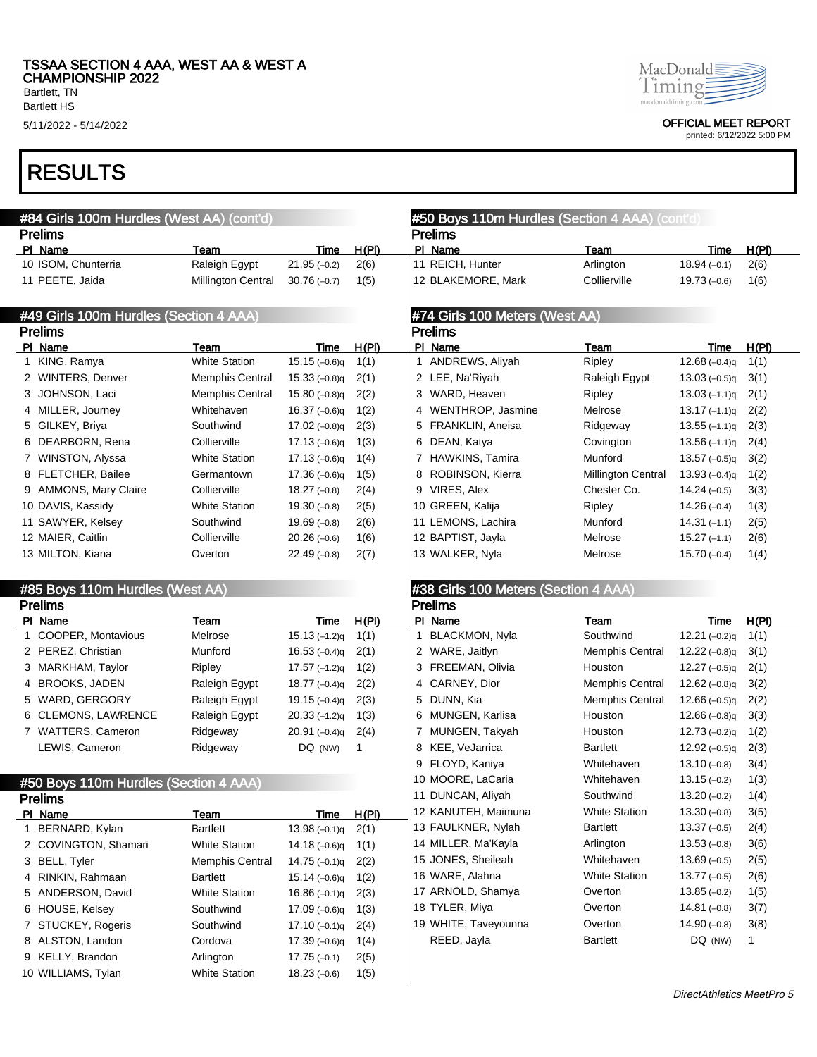# RESULTS

## #84 Girls 100m Hurdles (West AA) (cont'd)

### Prelims

| Pl | Name | Team | Time | H(Pl) |
|---|---|---|---|---|
| 10 | ISOM, Chunterria | Raleigh Egypt | 21.95 (–0.2) | 2(6) |
| 11 | PEETE, Jaida | Millington Central | 30.76 (–0.7) | 1(5) |

## #49 Girls 100m Hurdles (Section 4 AAA)

### Prelims

| Pl | Name | Team | Time | H(Pl) |
|---|---|---|---|---|
| 1 | KING, Ramya | White Station | 15.15 (–0.6)q | 1(1) |
| 2 | WINTERS, Denver | Memphis Central | 15.33 (–0.8)q | 2(1) |
| 3 | JOHNSON, Laci | Memphis Central | 15.80 (–0.8)q | 2(2) |
| 4 | MILLER, Journey | Whitehaven | 16.37 (–0.6)q | 1(2) |
| 5 | GILKEY, Briya | Southwind | 17.02 (–0.8)q | 2(3) |
| 6 | DEARBORN, Rena | Collierville | 17.13 (–0.6)q | 1(3) |
| 7 | WINSTON, Alyssa | White Station | 17.13 (–0.6)q | 1(4) |
| 8 | FLETCHER, Bailee | Germantown | 17.36 (–0.6)q | 1(5) |
| 9 | AMMONS, Mary Claire | Collierville | 18.27 (–0.8) | 2(4) |
| 10 | DAVIS, Kassidy | White Station | 19.30 (–0.8) | 2(5) |
| 11 | SAWYER, Kelsey | Southwind | 19.69 (–0.8) | 2(6) |
| 12 | MAIER, Caitlin | Collierville | 20.26 (–0.6) | 1(6) |
| 13 | MILTON, Kiana | Overton | 22.49 (–0.8) | 2(7) |

## #85 Boys 110m Hurdles (West AA)

### Prelims

| Pl | Name | Team | Time | H(Pl) |
|---|---|---|---|---|
| 1 | COOPER, Montavious | Melrose | 15.13 (–1.2)q | 1(1) |
| 2 | PEREZ, Christian | Munford | 16.53 (–0.4)q | 2(1) |
| 3 | MARKHAM, Taylor | Ripley | 17.57 (–1.2)q | 1(2) |
| 4 | BROOKS, JADEN | Raleigh Egypt | 18.77 (–0.4)q | 2(2) |
| 5 | WARD, GERGORY | Raleigh Egypt | 19.15 (–0.4)q | 2(3) |
| 6 | CLEMONS, LAWRENCE | Raleigh Egypt | 20.33 (–1.2)q | 1(3) |
| 7 | WATTERS, Cameron | Ridgeway | 20.91 (–0.4)q | 2(4) |
| | LEWIS, Cameron | Ridgeway | DQ (NW) | 1 |

## #50 Boys 110m Hurdles (Section 4 AAA)

### Prelims

| Pl | Name | Team | Time | H(Pl) |
|---|---|---|---|---|
| 1 | BERNARD, Kylan | Bartlett | 13.98 (–0.1)q | 2(1) |
| 2 | COVINGTON, Shamari | White Station | 14.18 (–0.6)q | 1(1) |
| 3 | BELL, Tyler | Memphis Central | 14.75 (–0.1)q | 2(2) |
| 4 | RINKIN, Rahmaan | Bartlett | 15.14 (–0.6)q | 1(2) |
| 5 | ANDERSON, David | White Station | 16.86 (–0.1)q | 2(3) |
| 6 | HOUSE, Kelsey | Southwind | 17.09 (–0.6)q | 1(3) |
| 7 | STUCKEY, Rogeris | Southwind | 17.10 (–0.1)q | 2(4) |
| 8 | ALSTON, Landon | Cordova | 17.39 (–0.6)q | 1(4) |
| 9 | KELLY, Brandon | Arlington | 17.75 (–0.1) | 2(5) |
| 10 | WILLIAMS, Tylan | White Station | 18.23 (–0.6) | 1(5) |
| 11 | REICH, Hunter | Arlington | 18.94 (–0.1) | 2(6) |
| 12 | BLAKEMORE, Mark | Collierville | 19.73 (–0.6) | 1(6) |

## #74 Girls 100 Meters (West AA)

### Prelims

| Pl | Name | Team | Time | H(Pl) |
|---|---|---|---|---|
| 1 | ANDREWS, Aliyah | Ripley | 12.68 (–0.4)q | 1(1) |
| 2 | LEE, Na'Riyah | Raleigh Egypt | 13.03 (–0.5)q | 3(1) |
| 3 | WARD, Heaven | Ripley | 13.03 (–1.1)q | 2(1) |
| 4 | WENTHROP, Jasmine | Melrose | 13.17 (–1.1)q | 2(2) |
| 5 | FRANKLIN, Aneisa | Ridgeway | 13.55 (–1.1)q | 2(3) |
| 6 | DEAN, Katya | Covington | 13.56 (–1.1)q | 2(4) |
| 7 | HAWKINS, Tamira | Munford | 13.57 (–0.5)q | 3(2) |
| 8 | ROBINSON, Kierra | Millington Central | 13.93 (–0.4)q | 1(2) |
| 9 | VIRES, Alex | Chester Co. | 14.24 (–0.5) | 3(3) |
| 10 | GREEN, Kalija | Ripley | 14.26 (–0.4) | 1(3) |
| 11 | LEMONS, Lachira | Munford | 14.31 (–1.1) | 2(5) |
| 12 | BAPTIST, Jayla | Melrose | 15.27 (–1.1) | 2(6) |
| 13 | WALKER, Nyla | Melrose | 15.70 (–0.4) | 1(4) |

## #38 Girls 100 Meters (Section 4 AAA)

### Prelims

| Pl | Name | Team | Time | H(Pl) |
|---|---|---|---|---|
| 1 | BLACKMON, Nyla | Southwind | 12.21 (–0.2)q | 1(1) |
| 2 | WARE, Jaitlyn | Memphis Central | 12.22 (–0.8)q | 3(1) |
| 3 | FREEMAN, Olivia | Houston | 12.27 (–0.5)q | 2(1) |
| 4 | CARNEY, Dior | Memphis Central | 12.62 (–0.8)q | 3(2) |
| 5 | DUNN, Kia | Memphis Central | 12.66 (–0.5)q | 2(2) |
| 6 | MUNGEN, Karlisa | Houston | 12.66 (–0.8)q | 3(3) |
| 7 | MUNGEN, Takyah | Houston | 12.73 (–0.2)q | 1(2) |
| 8 | KEE, VeJarrica | Bartlett | 12.92 (–0.5)q | 2(3) |
| 9 | FLOYD, Kaniya | Whitehaven | 13.10 (–0.8) | 3(4) |
| 10 | MOORE, LaCaria | Whitehaven | 13.15 (–0.2) | 1(3) |
| 11 | DUNCAN, Aliyah | Southwind | 13.20 (–0.2) | 1(4) |
| 12 | KANUTEH, Maimuna | White Station | 13.30 (–0.8) | 3(5) |
| 13 | FAULKNER, Nylah | Bartlett | 13.37 (–0.5) | 2(4) |
| 14 | MILLER, Ma'Kayla | Arlington | 13.53 (–0.8) | 3(6) |
| 15 | JONES, Sheileah | Whitehaven | 13.69 (–0.5) | 2(5) |
| 16 | WARE, Alahna | White Station | 13.77 (–0.5) | 2(6) |
| 17 | ARNOLD, Shamya | Overton | 13.85 (–0.2) | 1(5) |
| 18 | TYLER, Miya | Overton | 14.81 (–0.8) | 3(7) |
| 19 | WHITE, Taveyounna | Overton | 14.90 (–0.8) | 3(8) |
| | REED, Jayla | Bartlett | DQ (NW) | 1 |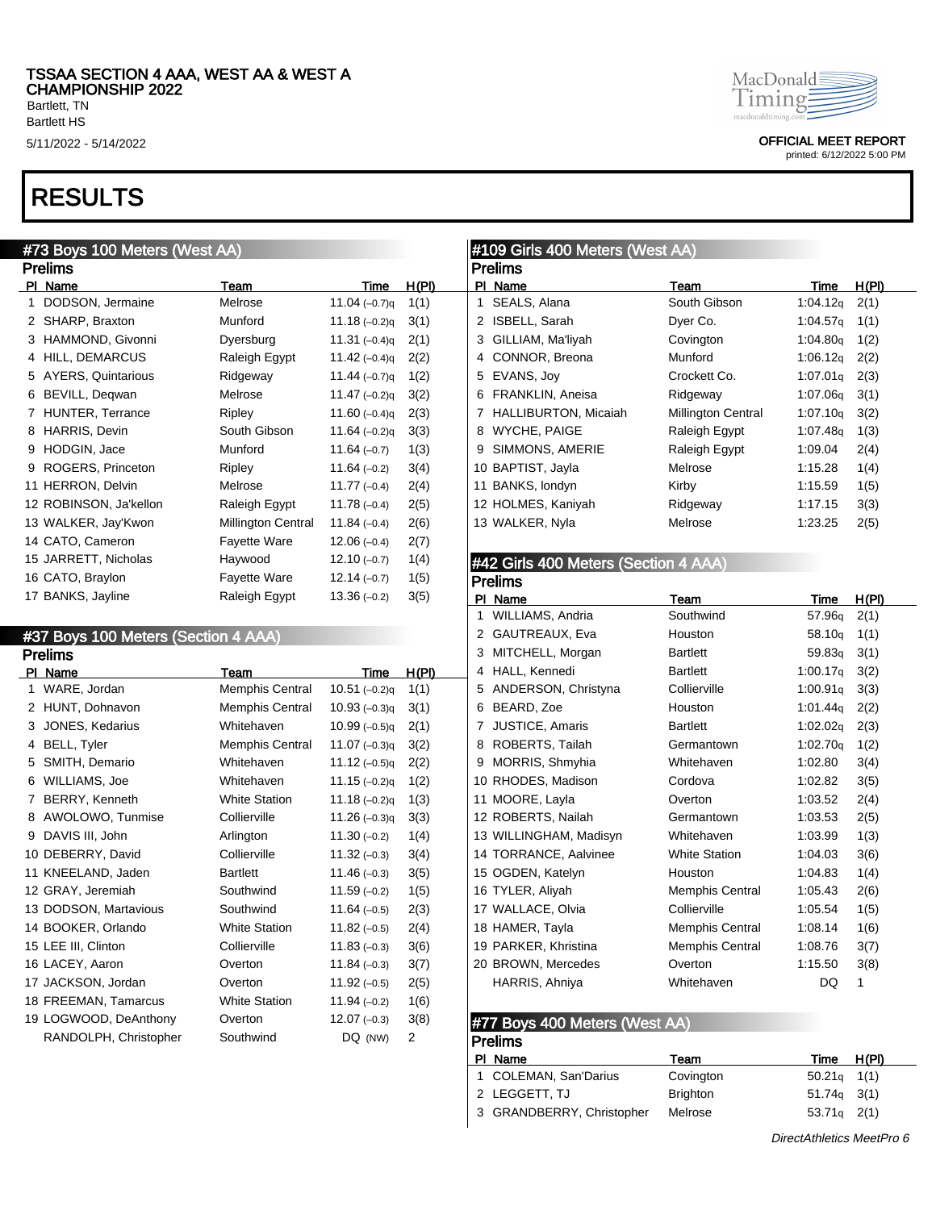# TSSAA SECTION 4 AAA, WEST AA & WEST A CHAMPIONSHIP 2022

Bartlett, TN
Bartlett HS
5/11/2022 - 5/14/2022

OFFICIAL MEET REPORT
printed: 6/12/2022 5:00 PM

# RESULTS

## #73 Boys 100 Meters (West AA)

### Prelims

| Pl | Name | Team | Time | H(Pl) |
|---|---|---|---|---|
| 1 | DODSON, Jermaine | Melrose | 11.04 (–0.7)q | 1(1) |
| 2 | SHARP, Braxton | Munford | 11.18 (–0.2)q | 3(1) |
| 3 | HAMMOND, Givonni | Dyersburg | 11.31 (–0.4)q | 2(1) |
| 4 | HILL, DEMARCUS | Raleigh Egypt | 11.42 (–0.4)q | 2(2) |
| 5 | AYERS, Quintarious | Ridgeway | 11.44 (–0.7)q | 1(2) |
| 6 | BEVILL, Deqwan | Melrose | 11.47 (–0.2)q | 3(2) |
| 7 | HUNTER, Terrance | Ripley | 11.60 (–0.4)q | 2(3) |
| 8 | HARRIS, Devin | South Gibson | 11.64 (–0.2)q | 3(3) |
| 9 | HODGIN, Jace | Munford | 11.64 (–0.7) | 1(3) |
| 9 | ROGERS, Princeton | Ripley | 11.64 (–0.2) | 3(4) |
| 11 | HERRON, Delvin | Melrose | 11.77 (–0.4) | 2(4) |
| 12 | ROBINSON, Ja'kellon | Raleigh Egypt | 11.78 (–0.4) | 2(5) |
| 13 | WALKER, Jay'Kwon | Millington Central | 11.84 (–0.4) | 2(6) |
| 14 | CATO, Cameron | Fayette Ware | 12.06 (–0.4) | 2(7) |
| 15 | JARRETT, Nicholas | Haywood | 12.10 (–0.7) | 1(4) |
| 16 | CATO, Braylon | Fayette Ware | 12.14 (–0.7) | 1(5) |
| 17 | BANKS, Jayline | Raleigh Egypt | 13.36 (–0.2) | 3(5) |

## #37 Boys 100 Meters (Section 4 AAA)

### Prelims

| Pl | Name | Team | Time | H(Pl) |
|---|---|---|---|---|
| 1 | WARE, Jordan | Memphis Central | 10.51 (–0.2)q | 1(1) |
| 2 | HUNT, Dohnavon | Memphis Central | 10.93 (–0.3)q | 3(1) |
| 3 | JONES, Kedarius | Whitehaven | 10.99 (–0.5)q | 2(1) |
| 4 | BELL, Tyler | Memphis Central | 11.07 (–0.3)q | 3(2) |
| 5 | SMITH, Demario | Whitehaven | 11.12 (–0.5)q | 2(2) |
| 6 | WILLIAMS, Joe | Whitehaven | 11.15 (–0.2)q | 1(2) |
| 7 | BERRY, Kenneth | White Station | 11.18 (–0.2)q | 1(3) |
| 8 | AWOLOWO, Tunmise | Collierville | 11.26 (–0.3)q | 3(3) |
| 9 | DAVIS III, John | Arlington | 11.30 (–0.2) | 1(4) |
| 10 | DEBERRY, David | Collierville | 11.32 (–0.3) | 3(4) |
| 11 | KNEELAND, Jaden | Bartlett | 11.46 (–0.3) | 3(5) |
| 12 | GRAY, Jeremiah | Southwind | 11.59 (–0.2) | 1(5) |
| 13 | DODSON, Martavious | Southwind | 11.64 (–0.5) | 2(3) |
| 14 | BOOKER, Orlando | White Station | 11.82 (–0.5) | 2(4) |
| 15 | LEE III, Clinton | Collierville | 11.83 (–0.3) | 3(6) |
| 16 | LACEY, Aaron | Overton | 11.84 (–0.3) | 3(7) |
| 17 | JACKSON, Jordan | Overton | 11.92 (–0.5) | 2(5) |
| 18 | FREEMAN, Tamarcus | White Station | 11.94 (–0.2) | 1(6) |
| 19 | LOGWOOD, DeAnthony | Overton | 12.07 (–0.3) | 3(8) |
|  | RANDOLPH, Christopher | Southwind | DQ (NW) | 2 |

## #109 Girls 400 Meters (West AA)

### Prelims

| Pl | Name | Team | Time | H(Pl) |
|---|---|---|---|---|
| 1 | SEALS, Alana | South Gibson | 1:04.12q | 2(1) |
| 2 | ISBELL, Sarah | Dyer Co. | 1:04.57q | 1(1) |
| 3 | GILLIAM, Ma'liyah | Covington | 1:04.80q | 1(2) |
| 4 | CONNOR, Breona | Munford | 1:06.12q | 2(2) |
| 5 | EVANS, Joy | Crockett Co. | 1:07.01q | 2(3) |
| 6 | FRANKLIN, Aneisa | Ridgeway | 1:07.06q | 3(1) |
| 7 | HALLIBURTON, Micaiah | Millington Central | 1:07.10q | 3(2) |
| 8 | WYCHE, PAIGE | Raleigh Egypt | 1:07.48q | 1(3) |
| 9 | SIMMONS, AMERIE | Raleigh Egypt | 1:09.04 | 2(4) |
| 10 | BAPTIST, Jayla | Melrose | 1:15.28 | 1(4) |
| 11 | BANKS, londyn | Kirby | 1:15.59 | 1(5) |
| 12 | HOLMES, Kaniyah | Ridgeway | 1:17.15 | 3(3) |
| 13 | WALKER, Nyla | Melrose | 1:23.25 | 2(5) |

## #42 Girls 400 Meters (Section 4 AAA)

### Prelims

| Pl | Name | Team | Time | H(Pl) |
|---|---|---|---|---|
| 1 | WILLIAMS, Andria | Southwind | 57.96q | 2(1) |
| 2 | GAUTREAUX, Eva | Houston | 58.10q | 1(1) |
| 3 | MITCHELL, Morgan | Bartlett | 59.83q | 3(1) |
| 4 | HALL, Kennedi | Bartlett | 1:00.17q | 3(2) |
| 5 | ANDERSON, Christyna | Collierville | 1:00.91q | 3(3) |
| 6 | BEARD, Zoe | Houston | 1:01.44q | 2(2) |
| 7 | JUSTICE, Amaris | Bartlett | 1:02.02q | 2(3) |
| 8 | ROBERTS, Tailah | Germantown | 1:02.70q | 1(2) |
| 9 | MORRIS, Shmyhia | Whitehaven | 1:02.80 | 3(4) |
| 10 | RHODES, Madison | Cordova | 1:02.82 | 3(5) |
| 11 | MOORE, Layla | Overton | 1:03.52 | 2(4) |
| 12 | ROBERTS, Nailah | Germantown | 1:03.53 | 2(5) |
| 13 | WILLINGHAM, Madisyn | Whitehaven | 1:03.99 | 1(3) |
| 14 | TORRANCE, Aalvinee | White Station | 1:04.03 | 3(6) |
| 15 | OGDEN, Katelyn | Houston | 1:04.83 | 1(4) |
| 16 | TYLER, Aliyah | Memphis Central | 1:05.43 | 2(6) |
| 17 | WALLACE, Olvia | Collierville | 1:05.54 | 1(5) |
| 18 | HAMER, Tayla | Memphis Central | 1:08.14 | 1(6) |
| 19 | PARKER, Khristina | Memphis Central | 1:08.76 | 3(7) |
| 20 | BROWN, Mercedes | Overton | 1:15.50 | 3(8) |
|  | HARRIS, Ahniya | Whitehaven | DQ | 1 |

## #77 Boys 400 Meters (West AA)

### Prelims

| Pl | Name | Team | Time | H(Pl) |
|---|---|---|---|---|
| 1 | COLEMAN, San'Darius | Covington | 50.21q | 1(1) |
| 2 | LEGGETT, TJ | Brighton | 51.74q | 3(1) |
| 3 | GRANDBERRY, Christopher | Melrose | 53.71q | 2(1) |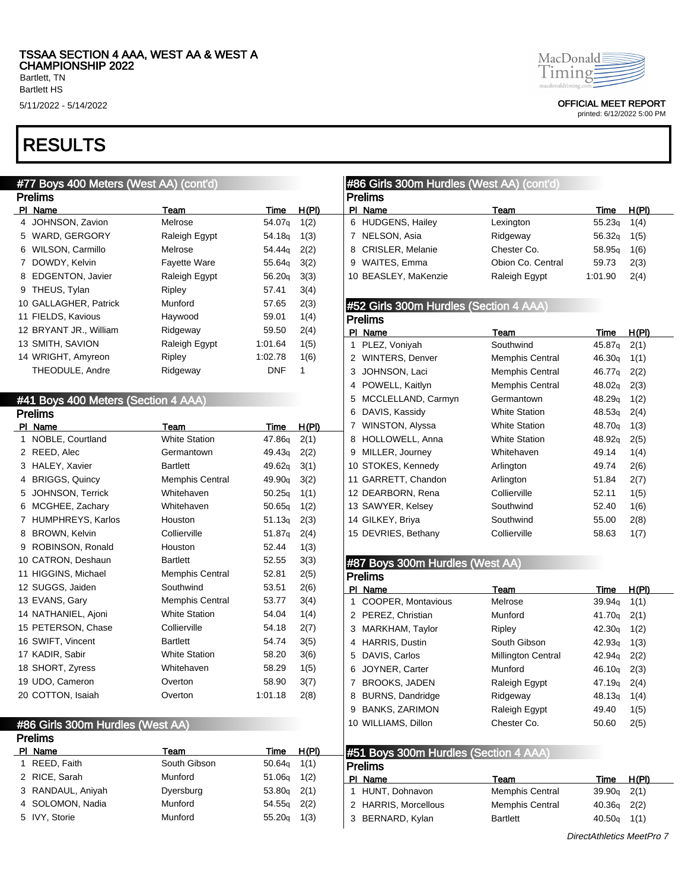# RESULTS

## #77 Boys 400 Meters (West AA) (cont'd)

### Prelims

| Pl | Name | Team | Time | H(Pl) |
|---|---|---|---|---|
| 4 | JOHNSON, Zavion | Melrose | 54.07q | 1(2) |
| 5 | WARD, GERGORY | Raleigh Egypt | 54.18q | 1(3) |
| 6 | WILSON, Carmillo | Melrose | 54.44q | 2(2) |
| 7 | DOWDY, Kelvin | Fayette Ware | 55.64q | 3(2) |
| 8 | EDGENTON, Javier | Raleigh Egypt | 56.20q | 3(3) |
| 9 | THEUS, Tylan | Ripley | 57.41 | 3(4) |
| 10 | GALLAGHER, Patrick | Munford | 57.65 | 2(3) |
| 11 | FIELDS, Kavious | Haywood | 59.01 | 1(4) |
| 12 | BRYANT JR., William | Ridgeway | 59.50 | 2(4) |
| 13 | SMITH, SAVION | Raleigh Egypt | 1:01.64 | 1(5) |
| 14 | WRIGHT, Amyreon | Ripley | 1:02.78 | 1(6) |
| | THEODULE, Andre | Ridgeway | DNF | 1 |

## #41 Boys 400 Meters (Section 4 AAA)

### Prelims

| Pl | Name | Team | Time | H(Pl) |
|---|---|---|---|---|
| 1 | NOBLE, Courtland | White Station | 47.86q | 2(1) |
| 2 | REED, Alec | Germantown | 49.43q | 2(2) |
| 3 | HALEY, Xavier | Bartlett | 49.62q | 3(1) |
| 4 | BRIGGS, Quincy | Memphis Central | 49.90q | 3(2) |
| 5 | JOHNSON, Terrick | Whitehaven | 50.25q | 1(1) |
| 6 | MCGHEE, Zachary | Whitehaven | 50.65q | 1(2) |
| 7 | HUMPHREYS, Karlos | Houston | 51.13q | 2(3) |
| 8 | BROWN, Kelvin | Collierville | 51.87q | 2(4) |
| 9 | ROBINSON, Ronald | Houston | 52.44 | 1(3) |
| 10 | CATRON, Deshaun | Bartlett | 52.55 | 3(3) |
| 11 | HIGGINS, Michael | Memphis Central | 52.81 | 2(5) |
| 12 | SUGGS, Jaiden | Southwind | 53.51 | 2(6) |
| 13 | EVANS, Gary | Memphis Central | 53.77 | 3(4) |
| 14 | NATHANIEL, Ajoni | White Station | 54.04 | 1(4) |
| 15 | PETERSON, Chase | Collierville | 54.18 | 2(7) |
| 16 | SWIFT, Vincent | Bartlett | 54.74 | 3(5) |
| 17 | KADIR, Sabir | White Station | 58.20 | 3(6) |
| 18 | SHORT, Zyress | Whitehaven | 58.29 | 1(5) |
| 19 | UDO, Cameron | Overton | 58.90 | 3(7) |
| 20 | COTTON, Isaiah | Overton | 1:01.18 | 2(8) |

## #86 Girls 300m Hurdles (West AA)

### Prelims

| Pl | Name | Team | Time | H(Pl) |
|---|---|---|---|---|
| 1 | REED, Faith | South Gibson | 50.64q | 1(1) |
| 2 | RICE, Sarah | Munford | 51.06q | 1(2) |
| 3 | RANDAUL, Aniyah | Dyersburg | 53.80q | 2(1) |
| 4 | SOLOMON, Nadia | Munford | 54.55q | 2(2) |
| 5 | IVY, Storie | Munford | 55.20q | 1(3) |
| 6 | HUDGENS, Hailey | Lexington | 55.23q | 1(4) |
| 7 | NELSON, Asia | Ridgeway | 56.32q | 1(5) |
| 8 | CRISLER, Melanie | Chester Co. | 58.95q | 1(6) |
| 9 | WAITES, Emma | Obion Co. Central | 59.73 | 2(3) |
| 10 | BEASLEY, MaKenzie | Raleigh Egypt | 1:01.90 | 2(4) |

## #52 Girls 300m Hurdles (Section 4 AAA)

### Prelims

| Pl | Name | Team | Time | H(Pl) |
|---|---|---|---|---|
| 1 | PLEZ, Voniyah | Southwind | 45.87q | 2(1) |
| 2 | WINTERS, Denver | Memphis Central | 46.30q | 1(1) |
| 3 | JOHNSON, Laci | Memphis Central | 46.77q | 2(2) |
| 4 | POWELL, Kaitlyn | Memphis Central | 48.02q | 2(3) |
| 5 | MCCLELLAND, Carmyn | Germantown | 48.29q | 1(2) |
| 6 | DAVIS, Kassidy | White Station | 48.53q | 2(4) |
| 7 | WINSTON, Alyssa | White Station | 48.70q | 1(3) |
| 8 | HOLLOWELL, Anna | White Station | 48.92q | 2(5) |
| 9 | MILLER, Journey | Whitehaven | 49.14 | 1(4) |
| 10 | STOKES, Kennedy | Arlington | 49.74 | 2(6) |
| 11 | GARRETT, Chandon | Arlington | 51.84 | 2(7) |
| 12 | DEARBORN, Rena | Collierville | 52.11 | 1(5) |
| 13 | SAWYER, Kelsey | Southwind | 52.40 | 1(6) |
| 14 | GILKEY, Briya | Southwind | 55.00 | 2(8) |
| 15 | DEVRIES, Bethany | Collierville | 58.63 | 1(7) |

## #87 Boys 300m Hurdles (West AA)

### Prelims

| Pl | Name | Team | Time | H(Pl) |
|---|---|---|---|---|
| 1 | COOPER, Montavious | Melrose | 39.94q | 1(1) |
| 2 | PEREZ, Christian | Munford | 41.70q | 2(1) |
| 3 | MARKHAM, Taylor | Ripley | 42.30q | 1(2) |
| 4 | HARRIS, Dustin | South Gibson | 42.93q | 1(3) |
| 5 | DAVIS, Carlos | Millington Central | 42.94q | 2(2) |
| 6 | JOYNER, Carter | Munford | 46.10q | 2(3) |
| 7 | BROOKS, JADEN | Raleigh Egypt | 47.19q | 2(4) |
| 8 | BURNS, Dandridge | Ridgeway | 48.13q | 1(4) |
| 9 | BANKS, ZARIMON | Raleigh Egypt | 49.40 | 1(5) |
| 10 | WILLIAMS, Dillon | Chester Co. | 50.60 | 2(5) |

## #51 Boys 300m Hurdles (Section 4 AAA)

### Prelims

| Pl | Name | Team | Time | H(Pl) |
|---|---|---|---|---|
| 1 | HUNT, Dohnavon | Memphis Central | 39.90q | 2(1) |
| 2 | HARRIS, Morcellous | Memphis Central | 40.36q | 2(2) |
| 3 | BERNARD, Kylan | Bartlett | 40.50q | 1(1) |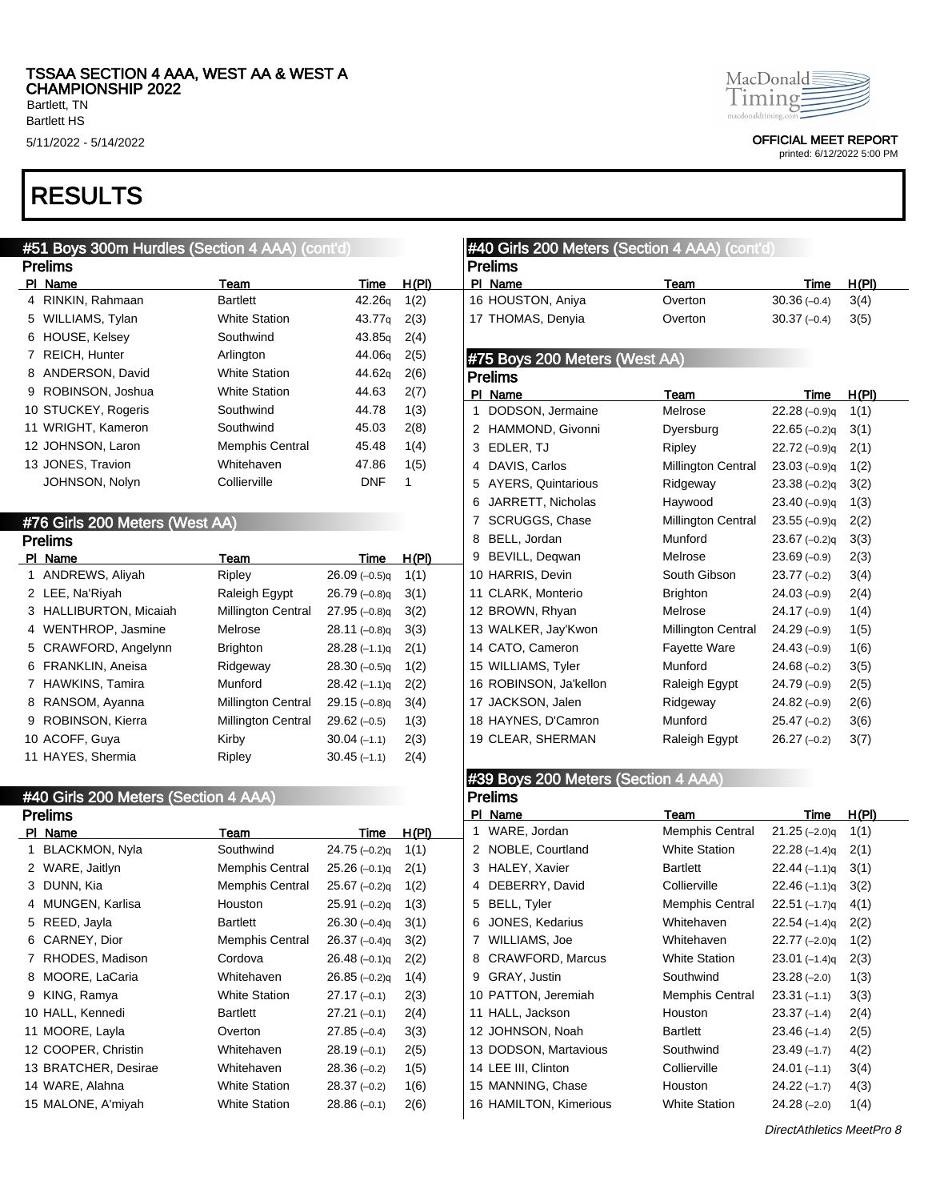# TSSAA SECTION 4 AAA, WEST AA & WEST A CHAMPIONSHIP 2022

Bartlett, TN
Bartlett HS
5/11/2022 - 5/14/2022

OFFICIAL MEET REPORT
printed: 6/12/2022 5:00 PM

# RESULTS

## #51 Boys 300m Hurdles (Section 4 AAA) (cont'd)

### Prelims

| Pl | Name | Team | Time | H(Pl) |
|---|---|---|---|---|
| 4 | RINKIN, Rahmaan | Bartlett | 42.26q | 1(2) |
| 5 | WILLIAMS, Tylan | White Station | 43.77q | 2(3) |
| 6 | HOUSE, Kelsey | Southwind | 43.85q | 2(4) |
| 7 | REICH, Hunter | Arlington | 44.06q | 2(5) |
| 8 | ANDERSON, David | White Station | 44.62q | 2(6) |
| 9 | ROBINSON, Joshua | White Station | 44.63 | 2(7) |
| 10 | STUCKEY, Rogeris | Southwind | 44.78 | 1(3) |
| 11 | WRIGHT, Kameron | Southwind | 45.03 | 2(8) |
| 12 | JOHNSON, Laron | Memphis Central | 45.48 | 1(4) |
| 13 | JONES, Travion | Whitehaven | 47.86 | 1(5) |
| | JOHNSON, Nolyn | Collierville | DNF | 1 |

## #76 Girls 200 Meters (West AA)

### Prelims

| Pl | Name | Team | Time | H(Pl) |
|---|---|---|---|---|
| 1 | ANDREWS, Aliyah | Ripley | 26.09 (–0.5)q | 1(1) |
| 2 | LEE, Na'Riyah | Raleigh Egypt | 26.79 (–0.8)q | 3(1) |
| 3 | HALLIBURTON, Micaiah | Millington Central | 27.95 (–0.8)q | 3(2) |
| 4 | WENTHROP, Jasmine | Melrose | 28.11 (–0.8)q | 3(3) |
| 5 | CRAWFORD, Angelynn | Brighton | 28.28 (–1.1)q | 2(1) |
| 6 | FRANKLIN, Aneisa | Ridgeway | 28.30 (–0.5)q | 1(2) |
| 7 | HAWKINS, Tamira | Munford | 28.42 (–1.1)q | 2(2) |
| 8 | RANSOM, Ayanna | Millington Central | 29.15 (–0.8)q | 3(4) |
| 9 | ROBINSON, Kierra | Millington Central | 29.62 (–0.5) | 1(3) |
| 10 | ACOFF, Guya | Kirby | 30.04 (–1.1) | 2(3) |
| 11 | HAYES, Shermia | Ripley | 30.45 (–1.1) | 2(4) |

## #40 Girls 200 Meters (Section 4 AAA)

### Prelims

| Pl | Name | Team | Time | H(Pl) |
|---|---|---|---|---|
| 1 | BLACKMON, Nyla | Southwind | 24.75 (–0.2)q | 1(1) |
| 2 | WARE, Jaitlyn | Memphis Central | 25.26 (–0.1)q | 2(1) |
| 3 | DUNN, Kia | Memphis Central | 25.67 (–0.2)q | 1(2) |
| 4 | MUNGEN, Karlisa | Houston | 25.91 (–0.2)q | 1(3) |
| 5 | REED, Jayla | Bartlett | 26.30 (–0.4)q | 3(1) |
| 6 | CARNEY, Dior | Memphis Central | 26.37 (–0.4)q | 3(2) |
| 7 | RHODES, Madison | Cordova | 26.48 (–0.1)q | 2(2) |
| 8 | MOORE, LaCaria | Whitehaven | 26.85 (–0.2)q | 1(4) |
| 9 | KING, Ramya | White Station | 27.17 (–0.1) | 2(3) |
| 10 | HALL, Kennedi | Bartlett | 27.21 (–0.1) | 2(4) |
| 11 | MOORE, Layla | Overton | 27.85 (–0.4) | 3(3) |
| 12 | COOPER, Christin | Whitehaven | 28.19 (–0.1) | 2(5) |
| 13 | BRATCHER, Desirae | Whitehaven | 28.36 (–0.2) | 1(5) |
| 14 | WARE, Alahna | White Station | 28.37 (–0.2) | 1(6) |
| 15 | MALONE, A'miyah | White Station | 28.86 (–0.1) | 2(6) |
| 16 | HOUSTON, Aniya | Overton | 30.36 (–0.4) | 3(4) |
| 17 | THOMAS, Denyia | Overton | 30.37 (–0.4) | 3(5) |

## #75 Boys 200 Meters (West AA)

### Prelims

| Pl | Name | Team | Time | H(Pl) |
|---|---|---|---|---|
| 1 | DODSON, Jermaine | Melrose | 22.28 (–0.9)q | 1(1) |
| 2 | HAMMOND, Givonni | Dyersburg | 22.65 (–0.2)q | 3(1) |
| 3 | EDLER, TJ | Ripley | 22.72 (–0.9)q | 2(1) |
| 4 | DAVIS, Carlos | Millington Central | 23.03 (–0.9)q | 1(2) |
| 5 | AYERS, Quintarious | Ridgeway | 23.38 (–0.2)q | 3(2) |
| 6 | JARRETT, Nicholas | Haywood | 23.40 (–0.9)q | 1(3) |
| 7 | SCRUGGS, Chase | Millington Central | 23.55 (–0.9)q | 2(2) |
| 8 | BELL, Jordan | Munford | 23.67 (–0.2)q | 3(3) |
| 9 | BEVILL, Deqwan | Melrose | 23.69 (–0.9) | 2(3) |
| 10 | HARRIS, Devin | South Gibson | 23.77 (–0.2) | 3(4) |
| 11 | CLARK, Monterio | Brighton | 24.03 (–0.9) | 2(4) |
| 12 | BROWN, Rhyan | Melrose | 24.17 (–0.9) | 1(4) |
| 13 | WALKER, Jay'Kwon | Millington Central | 24.29 (–0.9) | 1(5) |
| 14 | CATO, Cameron | Fayette Ware | 24.43 (–0.9) | 1(6) |
| 15 | WILLIAMS, Tyler | Munford | 24.68 (–0.2) | 3(5) |
| 16 | ROBINSON, Ja'kellon | Raleigh Egypt | 24.79 (–0.9) | 2(5) |
| 17 | JACKSON, Jalen | Ridgeway | 24.82 (–0.9) | 2(6) |
| 18 | HAYNES, D'Camron | Munford | 25.47 (–0.2) | 3(6) |
| 19 | CLEAR, SHERMAN | Raleigh Egypt | 26.27 (–0.2) | 3(7) |

## #39 Boys 200 Meters (Section 4 AAA)

### Prelims

| Pl | Name | Team | Time | H(Pl) |
|---|---|---|---|---|
| 1 | WARE, Jordan | Memphis Central | 21.25 (–2.0)q | 1(1) |
| 2 | NOBLE, Courtland | White Station | 22.28 (–1.4)q | 2(1) |
| 3 | HALEY, Xavier | Bartlett | 22.44 (–1.1)q | 3(1) |
| 4 | DEBERRY, David | Collierville | 22.46 (–1.1)q | 3(2) |
| 5 | BELL, Tyler | Memphis Central | 22.51 (–1.7)q | 4(1) |
| 6 | JONES, Kedarius | Whitehaven | 22.54 (–1.4)q | 2(2) |
| 7 | WILLIAMS, Joe | Whitehaven | 22.77 (–2.0)q | 1(2) |
| 8 | CRAWFORD, Marcus | White Station | 23.01 (–1.4)q | 2(3) |
| 9 | GRAY, Justin | Southwind | 23.28 (–2.0) | 1(3) |
| 10 | PATTON, Jeremiah | Memphis Central | 23.31 (–1.1) | 3(3) |
| 11 | HALL, Jackson | Houston | 23.37 (–1.4) | 2(4) |
| 12 | JOHNSON, Noah | Bartlett | 23.46 (–1.4) | 2(5) |
| 13 | DODSON, Martavious | Southwind | 23.49 (–1.7) | 4(2) |
| 14 | LEE III, Clinton | Collierville | 24.01 (–1.1) | 3(4) |
| 15 | MANNING, Chase | Houston | 24.22 (–1.7) | 4(3) |
| 16 | HAMILTON, Kimerious | White Station | 24.28 (–2.0) | 1(4) |

DirectAthletics MeetPro 8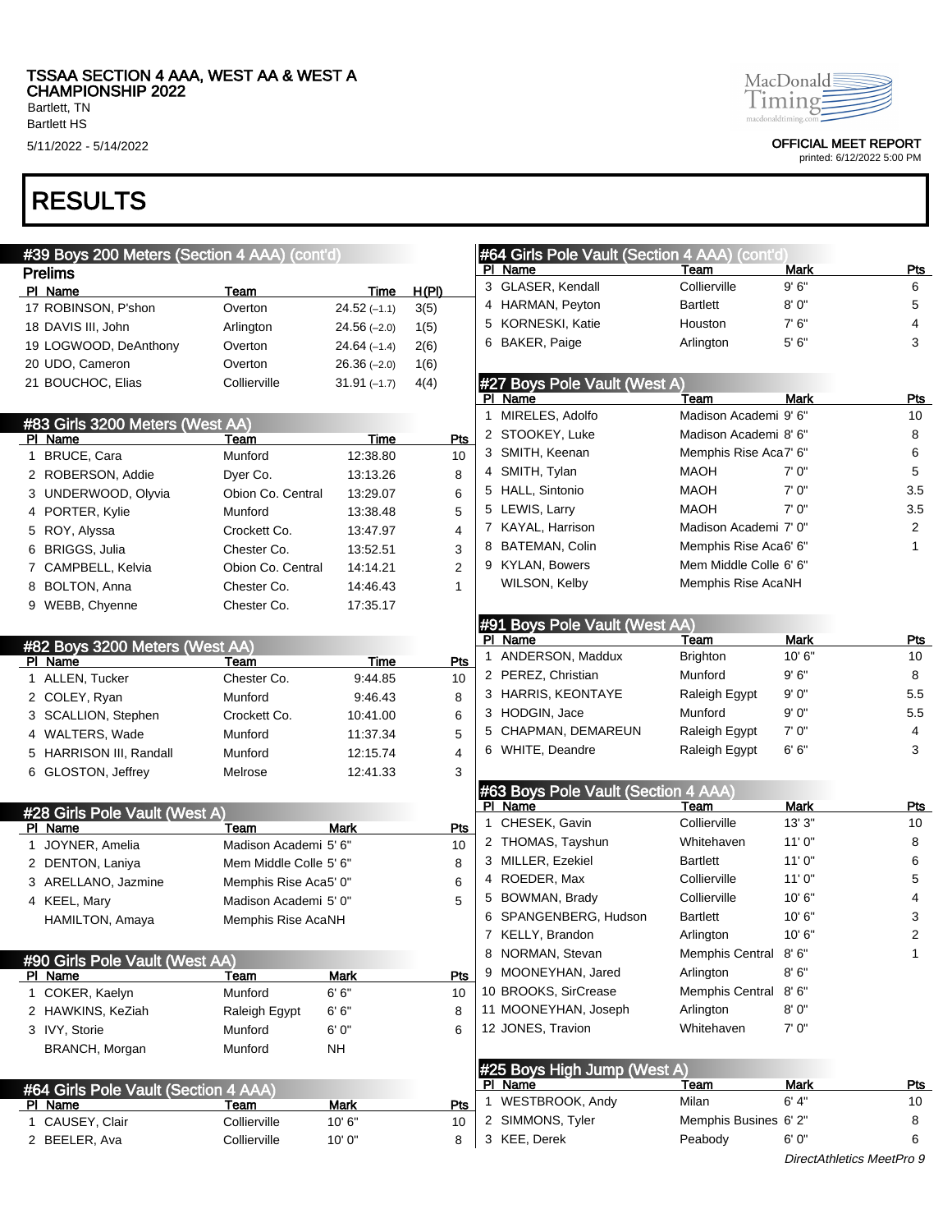# TSSAA SECTION 4 AAA, WEST AA & WEST A CHAMPIONSHIP 2022

Bartlett, TN
Bartlett HS

5/11/2022 - 5/14/2022

OFFICIAL MEET REPORT
printed: 6/12/2022 5:00 PM

## RESULTS

### #39 Boys 200 Meters (Section 4 AAA) (cont'd)

**Prelims**

| Pl | Name | Team | Time | H(Pl) |
|---|---|---|---|---|
| 17 | ROBINSON, P'shon | Overton | 24.52 (–1.1) | 3(5) |
| 18 | DAVIS III, John | Arlington | 24.56 (–2.0) | 1(5) |
| 19 | LOGWOOD, DeAnthony | Overton | 24.64 (–1.4) | 2(6) |
| 20 | UDO, Cameron | Overton | 26.36 (–2.0) | 1(6) |
| 21 | BOUCHOC, Elias | Collierville | 31.91 (–1.7) | 4(4) |

### #83 Girls 3200 Meters (West AA)

| Pl | Name | Team | Time | Pts |
|---|---|---|---|---|
| 1 | BRUCE, Cara | Munford | 12:38.80 | 10 |
| 2 | ROBERSON, Addie | Dyer Co. | 13:13.26 | 8 |
| 3 | UNDERWOOD, Olyvia | Obion Co. Central | 13:29.07 | 6 |
| 4 | PORTER, Kylie | Munford | 13:38.48 | 5 |
| 5 | ROY, Alyssa | Crockett Co. | 13:47.97 | 4 |
| 6 | BRIGGS, Julia | Chester Co. | 13:52.51 | 3 |
| 7 | CAMPBELL, Kelvia | Obion Co. Central | 14:14.21 | 2 |
| 8 | BOLTON, Anna | Chester Co. | 14:46.43 | 1 |
| 9 | WEBB, Chyenne | Chester Co. | 17:35.17 | |

### #82 Boys 3200 Meters (West AA)

| Pl | Name | Team | Time | Pts |
|---|---|---|---|---|
| 1 | ALLEN, Tucker | Chester Co. | 9:44.85 | 10 |
| 2 | COLEY, Ryan | Munford | 9:46.43 | 8 |
| 3 | SCALLION, Stephen | Crockett Co. | 10:41.00 | 6 |
| 4 | WALTERS, Wade | Munford | 11:37.34 | 5 |
| 5 | HARRISON III, Randall | Munford | 12:15.74 | 4 |
| 6 | GLOSTON, Jeffrey | Melrose | 12:41.33 | 3 |

### #28 Girls Pole Vault (West A)

| Pl | Name | Team | Mark | Pts |
|---|---|---|---|---|
| 1 | JOYNER, Amelia | Madison Academi | 5' 6" | 10 |
| 2 | DENTON, Laniya | Mem Middle Colle | 5' 6" | 8 |
| 3 | ARELLANO, Jazmine | Memphis Rise Aca | 5' 0" | 6 |
| 4 | KEEL, Mary | Madison Academi | 5' 0" | 5 |
| | HAMILTON, Amaya | Memphis Rise Aca | NH | |

### #90 Girls Pole Vault (West AA)

| Pl | Name | Team | Mark | Pts |
|---|---|---|---|---|
| 1 | COKER, Kaelyn | Munford | 6' 6" | 10 |
| 2 | HAWKINS, KeZiah | Raleigh Egypt | 6' 6" | 8 |
| 3 | IVY, Storie | Munford | 6' 0" | 6 |
| | BRANCH, Morgan | Munford | NH | |

### #64 Girls Pole Vault (Section 4 AAA)

| Pl | Name | Team | Mark | Pts |
|---|---|---|---|---|
| 1 | CAUSEY, Clair | Collierville | 10' 6" | 10 |
| 2 | BEELER, Ava | Collierville | 10' 0" | 8 |
| 3 | GLASER, Kendall | Collierville | 9' 6" | 6 |
| 4 | HARMAN, Peyton | Bartlett | 8' 0" | 5 |
| 5 | KORNESKI, Katie | Houston | 7' 6" | 4 |
| 6 | BAKER, Paige | Arlington | 5' 6" | 3 |

### #27 Boys Pole Vault (West A)

| Pl | Name | Team | Mark | Pts |
|---|---|---|---|---|
| 1 | MIRELES, Adolfo | Madison Academi | 9' 6" | 10 |
| 2 | STOOKEY, Luke | Madison Academi | 8' 6" | 8 |
| 3 | SMITH, Keenan | Memphis Rise Aca | 7' 6" | 6 |
| 4 | SMITH, Tylan | MAOH | 7' 0" | 5 |
| 5 | HALL, Sintonio | MAOH | 7' 0" | 3.5 |
| 5 | LEWIS, Larry | MAOH | 7' 0" | 3.5 |
| 7 | KAYAL, Harrison | Madison Academi | 7' 0" | 2 |
| 8 | BATEMAN, Colin | Memphis Rise Aca | 6' 6" | 1 |
| 9 | KYLAN, Bowers | Mem Middle Colle | 6' 6" | |
| | WILSON, Kelby | Memphis Rise Aca | NH | |

### #91 Boys Pole Vault (West AA)

| Pl | Name | Team | Mark | Pts |
|---|---|---|---|---|
| 1 | ANDERSON, Maddux | Brighton | 10' 6" | 10 |
| 2 | PEREZ, Christian | Munford | 9' 6" | 8 |
| 3 | HARRIS, KEONTAYE | Raleigh Egypt | 9' 0" | 5.5 |
| 3 | HODGIN, Jace | Munford | 9' 0" | 5.5 |
| 5 | CHAPMAN, DEMAREUN | Raleigh Egypt | 7' 0" | 4 |
| 6 | WHITE, Deandre | Raleigh Egypt | 6' 6" | 3 |

### #63 Boys Pole Vault (Section 4 AAA)

| Pl | Name | Team | Mark | Pts |
|---|---|---|---|---|
| 1 | CHESEK, Gavin | Collierville | 13' 3" | 10 |
| 2 | THOMAS, Tayshun | Whitehaven | 11' 0" | 8 |
| 3 | MILLER, Ezekiel | Bartlett | 11' 0" | 6 |
| 4 | ROEDER, Max | Collierville | 11' 0" | 5 |
| 5 | BOWMAN, Brady | Collierville | 10' 6" | 4 |
| 6 | SPANGENBERG, Hudson | Bartlett | 10' 6" | 3 |
| 7 | KELLY, Brandon | Arlington | 10' 6" | 2 |
| 8 | NORMAN, Stevan | Memphis Central | 8' 6" | 1 |
| 9 | MOONEYHAN, Jared | Arlington | 8' 6" | |
| 10 | BROOKS, SirCrease | Memphis Central | 8' 6" | |
| 11 | MOONEYHAN, Joseph | Arlington | 8' 0" | |
| 12 | JONES, Travion | Whitehaven | 7' 0" | |

### #25 Boys High Jump (West A)

| Pl | Name | Team | Mark | Pts |
|---|---|---|---|---|
| 1 | WESTBROOK, Andy | Milan | 6' 4" | 10 |
| 2 | SIMMONS, Tyler | Memphis Busines | 6' 2" | 8 |
| 3 | KEE, Derek | Peabody | 6' 0" | 6 |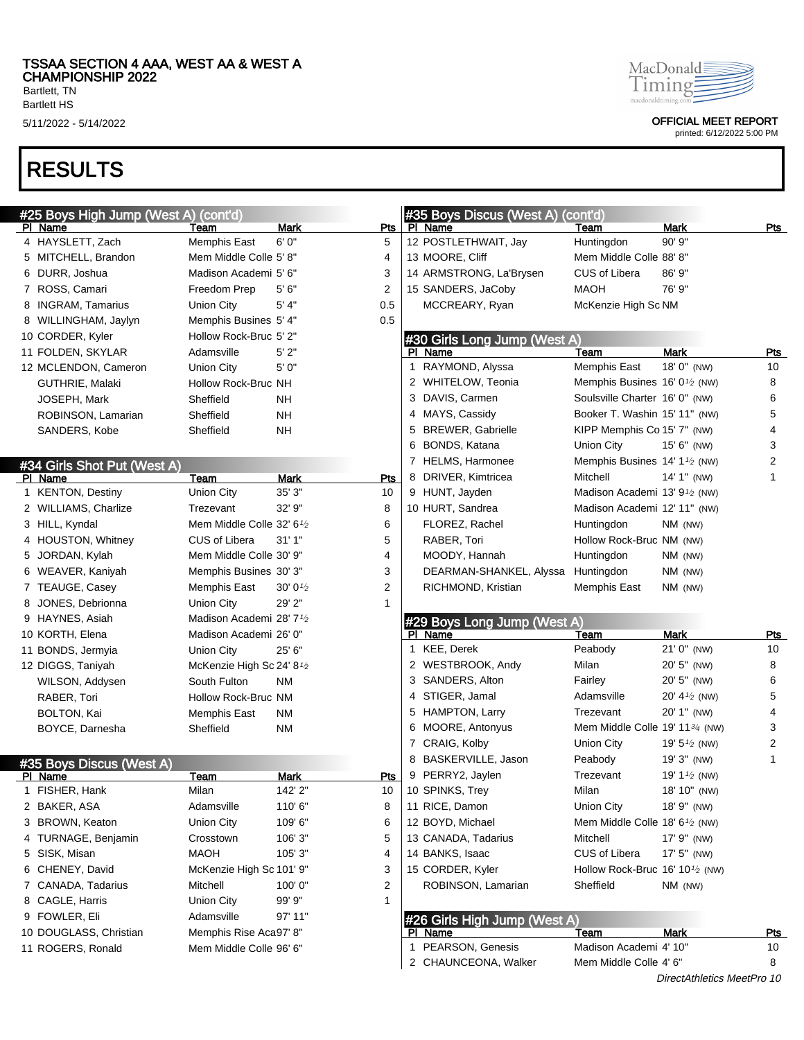# RESULTS

#### #25 Boys High Jump (West A) (cont'd)

| Pl | Name | Team | Mark | Pts |
|---|---|---|---|---|
| 4 | HAYSLETT, Zach | Memphis East | 6' 0" | 5 |
| 5 | MITCHELL, Brandon | Mem Middle Colle | 5' 8" | 4 |
| 6 | DURR, Joshua | Madison Academi | 5' 6" | 3 |
| 7 | ROSS, Camari | Freedom Prep | 5' 6" | 2 |
| 8 | INGRAM, Tamarius | Union City | 5' 4" | 0.5 |
| 8 | WILLINGHAM, Jaylyn | Memphis Busines | 5' 4" | 0.5 |
| 10 | CORDER, Kyler | Hollow Rock-Bruc | 5' 2" | |
| 11 | FOLDEN, SKYLAR | Adamsville | 5' 2" | |
| 12 | MCLENDON, Cameron | Union City | 5' 0" | |
| | GUTHRIE, Malaki | Hollow Rock-Bruc | NH | |
| | JOSEPH, Mark | Sheffield | NH | |
| | ROBINSON, Lamarian | Sheffield | NH | |
| | SANDERS, Kobe | Sheffield | NH | |

#### #34 Girls Shot Put (West A)

| Pl | Name | Team | Mark | Pts |
|---|---|---|---|---|
| 1 | KENTON, Destiny | Union City | 35' 3" | 10 |
| 2 | WILLIAMS, Charlize | Trezevant | 32' 9" | 8 |
| 3 | HILL, Kyndal | Mem Middle Colle | 32' 6½ | 6 |
| 4 | HOUSTON, Whitney | CUS of Libera | 31' 1" | 5 |
| 5 | JORDAN, Kylah | Mem Middle Colle | 30' 9" | 4 |
| 6 | WEAVER, Kaniyah | Memphis Busines | 30' 3" | 3 |
| 7 | TEAGUE, Casey | Memphis East | 30' 0½ | 2 |
| 8 | JONES, Debrionna | Union City | 29' 2" | 1 |
| 9 | HAYNES, Asiah | Madison Academi | 28' 7½ | |
| 10 | KORTH, Elena | Madison Academi | 26' 0" | |
| 11 | BONDS, Jermyia | Union City | 25' 6" | |
| 12 | DIGGS, Taniyah | McKenzie High Sc | 24' 8½ | |
| | WILSON, Addysen | South Fulton | NM | |
| | RABER, Tori | Hollow Rock-Bruc | NM | |
| | BOLTON, Kai | Memphis East | NM | |
| | BOYCE, Darnesha | Sheffield | NM | |

#### #35 Boys Discus (West A)

| Pl | Name | Team | Mark | Pts |
|---|---|---|---|---|
| 1 | FISHER, Hank | Milan | 142' 2" | 10 |
| 2 | BAKER, ASA | Adamsville | 110' 6" | 8 |
| 3 | BROWN, Keaton | Union City | 109' 6" | 6 |
| 4 | TURNAGE, Benjamin | Crosstown | 106' 3" | 5 |
| 5 | SISK, Misan | MAOH | 105' 3" | 4 |
| 6 | CHENEY, David | McKenzie High Sc | 101' 9" | 3 |
| 7 | CANADA, Tadarius | Mitchell | 100' 0" | 2 |
| 8 | CAGLE, Harris | Union City | 99' 9" | 1 |
| 9 | FOWLER, Eli | Adamsville | 97' 11" | |
| 10 | DOUGLASS, Christian | Memphis Rise Aca | 97' 8" | |
| 11 | ROGERS, Ronald | Mem Middle Colle | 96' 6" | |
| 12 | POSTLETHWAIT, Jay | Huntingdon | 90' 9" | |
| 13 | MOORE, Cliff | Mem Middle Colle | 88' 8" | |
| 14 | ARMSTRONG, La'Brysen | CUS of Libera | 86' 9" | |
| 15 | SANDERS, JaCoby | MAOH | 76' 9" | |
| | MCCREARY, Ryan | McKenzie High Sc | NM | |

#### #30 Girls Long Jump (West A)

| Pl | Name | Team | Mark | Pts |
|---|---|---|---|---|
| 1 | RAYMOND, Alyssa | Memphis East | 18' 0" (NW) | 10 |
| 2 | WHITELOW, Teonia | Memphis Busines | 16' 0½ (NW) | 8 |
| 3 | DAVIS, Carmen | Soulsville Charter | 16' 0" (NW) | 6 |
| 4 | MAYS, Cassidy | Booker T. Washin | 15' 11" (NW) | 5 |
| 5 | BREWER, Gabrielle | KIPP Memphis Co | 15' 7" (NW) | 4 |
| 6 | BONDS, Katana | Union City | 15' 6" (NW) | 3 |
| 7 | HELMS, Harmonee | Memphis Busines | 14' 1½ (NW) | 2 |
| 8 | DRIVER, Kimtricea | Mitchell | 14' 1" (NW) | 1 |
| 9 | HUNT, Jayden | Madison Academi | 13' 9½ (NW) | |
| 10 | HURT, Sandrea | Madison Academi | 12' 11" (NW) | |
| | FLOREZ, Rachel | Huntingdon | NM (NW) | |
| | RABER, Tori | Hollow Rock-Bruc | NM (NW) | |
| | MOODY, Hannah | Huntingdon | NM (NW) | |
| | DEARMAN-SHANKEL, Alyssa | Huntingdon | NM (NW) | |
| | RICHMOND, Kristian | Memphis East | NM (NW) | |

#### #29 Boys Long Jump (West A)

| Pl | Name | Team | Mark | Pts |
|---|---|---|---|---|
| 1 | KEE, Derek | Peabody | 21' 0" (NW) | 10 |
| 2 | WESTBROOK, Andy | Milan | 20' 5" (NW) | 8 |
| 3 | SANDERS, Alton | Fairley | 20' 5" (NW) | 6 |
| 4 | STIGER, Jamal | Adamsville | 20' 4½ (NW) | 5 |
| 5 | HAMPTON, Larry | Trezevant | 20' 1" (NW) | 4 |
| 6 | MOORE, Antonyus | Mem Middle Colle | 19' 11¾ (NW) | 3 |
| 7 | CRAIG, Kolby | Union City | 19' 5½ (NW) | 2 |
| 8 | BASKERVILLE, Jason | Peabody | 19' 3" (NW) | 1 |
| 9 | PERRY2, Jaylen | Trezevant | 19' 1½ (NW) | |
| 10 | SPINKS, Trey | Milan | 18' 10" (NW) | |
| 11 | RICE, Damon | Union City | 18' 9" (NW) | |
| 12 | BOYD, Michael | Mem Middle Colle | 18' 6½ (NW) | |
| 13 | CANADA, Tadarius | Mitchell | 17' 9" (NW) | |
| 14 | BANKS, Isaac | CUS of Libera | 17' 5" (NW) | |
| 15 | CORDER, Kyler | Hollow Rock-Bruc | 16' 10½ (NW) | |
| | ROBINSON, Lamarian | Sheffield | NM (NW) | |

#### #26 Girls High Jump (West A)

| Pl | Name | Team | Mark | Pts |
|---|---|---|---|---|
| 1 | PEARSON, Genesis | Madison Academi | 4' 10" | 10 |
| 2 | CHAUNCEONA, Walker | Mem Middle Colle | 4' 6" | 8 |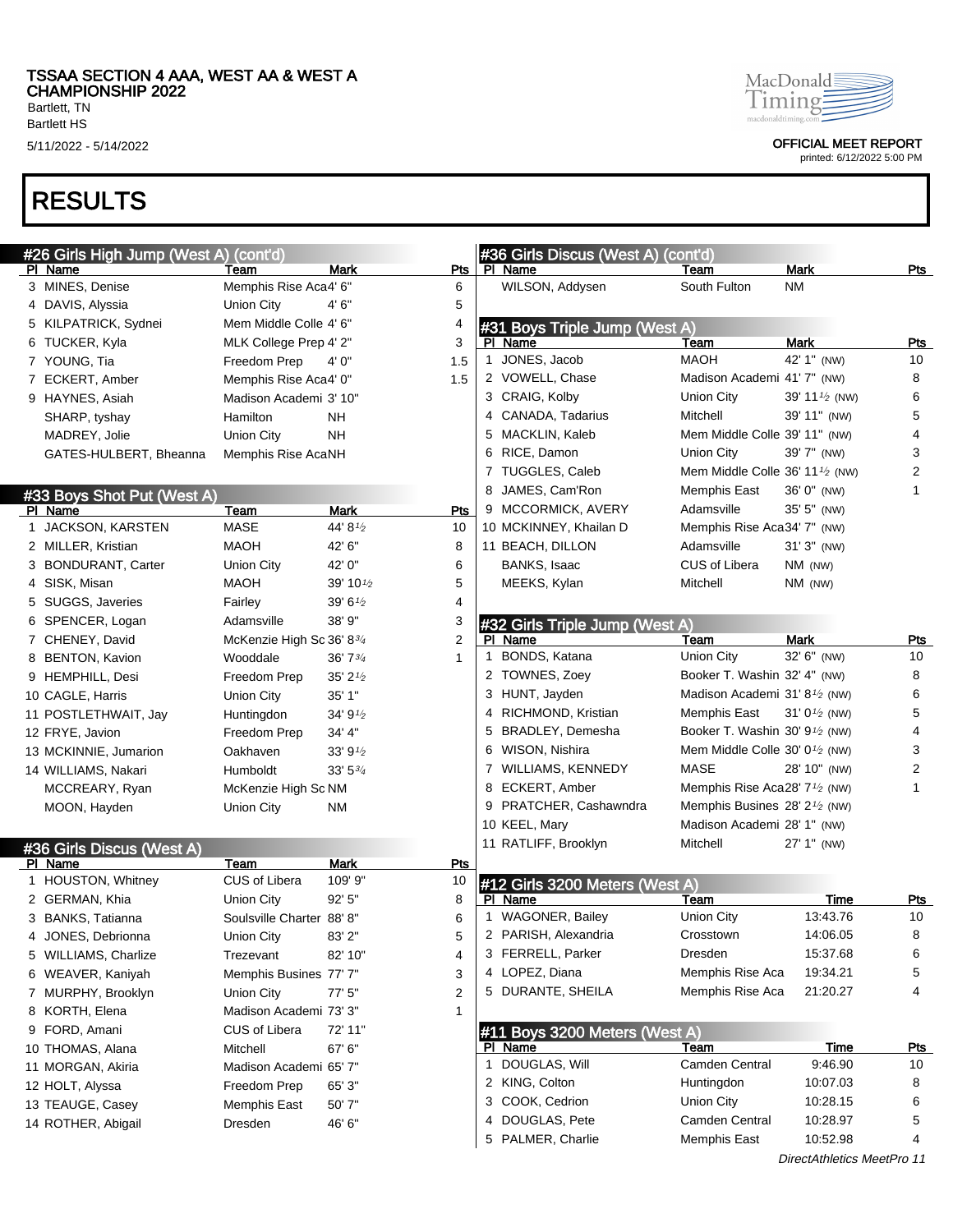# TSSAA SECTION 4 AAA, WEST AA & WEST A CHAMPIONSHIP 2022

Bartlett, TN
Bartlett HS
5/11/2022 - 5/14/2022

OFFICIAL MEET REPORT
printed: 6/12/2022 5:00 PM

# RESULTS

## #26 Girls High Jump (West A) (cont'd)

| Pl | Name | Team | Mark | Pts |
|---|---|---|---|---|
| 3 | MINES, Denise | Memphis Rise Aca | 4' 6" | 6 |
| 4 | DAVIS, Alyssia | Union City | 4' 6" | 5 |
| 5 | KILPATRICK, Sydnei | Mem Middle Colle | 4' 6" | 4 |
| 6 | TUCKER, Kyla | MLK College Prep | 4' 2" | 3 |
| 7 | YOUNG, Tia | Freedom Prep | 4' 0" | 1.5 |
| 7 | ECKERT, Amber | Memphis Rise Aca | 4' 0" | 1.5 |
| 9 | HAYNES, Asiah | Madison Academi | 3' 10" | |
| | SHARP, tyshay | Hamilton | NH | |
| | MADREY, Jolie | Union City | NH | |
| | GATES-HULBERT, Bheanna | Memphis Rise Aca | NH | |

## #33 Boys Shot Put (West A)

| Pl | Name | Team | Mark | Pts |
|---|---|---|---|---|
| 1 | JACKSON, KARSTEN | MASE | 44' 8½ | 10 |
| 2 | MILLER, Kristian | MAOH | 42' 6" | 8 |
| 3 | BONDURANT, Carter | Union City | 42' 0" | 6 |
| 4 | SISK, Misan | MAOH | 39' 10½ | 5 |
| 5 | SUGGS, Javeries | Fairley | 39' 6½ | 4 |
| 6 | SPENCER, Logan | Adamsville | 38' 9" | 3 |
| 7 | CHENEY, David | McKenzie High Sc | 36' 8¾ | 2 |
| 8 | BENTON, Kavion | Wooddale | 36' 7¾ | 1 |
| 9 | HEMPHILL, Desi | Freedom Prep | 35' 2½ | |
| 10 | CAGLE, Harris | Union City | 35' 1" | |
| 11 | POSTLETHWAIT, Jay | Huntingdon | 34' 9½ | |
| 12 | FRYE, Javion | Freedom Prep | 34' 4" | |
| 13 | MCKINNIE, Jumarion | Oakhaven | 33' 9½ | |
| 14 | WILLIAMS, Nakari | Humboldt | 33' 5¾ | |
| | MCCREARY, Ryan | McKenzie High Sc | NM | |
| | MOON, Hayden | Union City | NM | |

## #36 Girls Discus (West A)

| Pl | Name | Team | Mark | Pts |
|---|---|---|---|---|
| 1 | HOUSTON, Whitney | CUS of Libera | 109' 9" | 10 |
| 2 | GERMAN, Khia | Union City | 92' 5" | 8 |
| 3 | BANKS, Tatianna | Soulsville Charter | 88' 8" | 6 |
| 4 | JONES, Debrionna | Union City | 83' 2" | 5 |
| 5 | WILLIAMS, Charlize | Trezevant | 82' 10" | 4 |
| 6 | WEAVER, Kaniyah | Memphis Busines | 77' 7" | 3 |
| 7 | MURPHY, Brooklyn | Union City | 77' 5" | 2 |
| 8 | KORTH, Elena | Madison Academi | 73' 3" | 1 |
| 9 | FORD, Amani | CUS of Libera | 72' 11" | |
| 10 | THOMAS, Alana | Mitchell | 67' 6" | |
| 11 | MORGAN, Akiria | Madison Academi | 65' 7" | |
| 12 | HOLT, Alyssa | Freedom Prep | 65' 3" | |
| 13 | TEAUGE, Casey | Memphis East | 50' 7" | |
| 14 | ROTHER, Abigail | Dresden | 46' 6" | |
| | WILSON, Addysen | South Fulton | NM | |

## #31 Boys Triple Jump (West A)

| Pl | Name | Team | Mark | Pts |
|---|---|---|---|---|
| 1 | JONES, Jacob | MAOH | 42' 1" (NW) | 10 |
| 2 | VOWELL, Chase | Madison Academi | 41' 7" (NW) | 8 |
| 3 | CRAIG, Kolby | Union City | 39' 11½ (NW) | 6 |
| 4 | CANADA, Tadarius | Mitchell | 39' 11" (NW) | 5 |
| 5 | MACKLIN, Kaleb | Mem Middle Colle | 39' 11" (NW) | 4 |
| 6 | RICE, Damon | Union City | 39' 7" (NW) | 3 |
| 7 | TUGGLES, Caleb | Mem Middle Colle | 36' 11½ (NW) | 2 |
| 8 | JAMES, Cam'Ron | Memphis East | 36' 0" (NW) | 1 |
| 9 | MCCORMICK, AVERY | Adamsville | 35' 5" (NW) | |
| 10 | MCKINNEY, Khailan D | Memphis Rise Aca | 34' 7" (NW) | |
| 11 | BEACH, DILLON | Adamsville | 31' 3" (NW) | |
| | BANKS, Isaac | CUS of Libera | NM (NW) | |
| | MEEKS, Kylan | Mitchell | NM (NW) | |

## #32 Girls Triple Jump (West A)

| Pl | Name | Team | Mark | Pts |
|---|---|---|---|---|
| 1 | BONDS, Katana | Union City | 32' 6" (NW) | 10 |
| 2 | TOWNES, Zoey | Booker T. Washin | 32' 4" (NW) | 8 |
| 3 | HUNT, Jayden | Madison Academi | 31' 8½ (NW) | 6 |
| 4 | RICHMOND, Kristian | Memphis East | 31' 0½ (NW) | 5 |
| 5 | BRADLEY, Demesha | Booker T. Washin | 30' 9½ (NW) | 4 |
| 6 | WISON, Nishira | Mem Middle Colle | 30' 0½ (NW) | 3 |
| 7 | WILLIAMS, KENNEDY | MASE | 28' 10" (NW) | 2 |
| 8 | ECKERT, Amber | Memphis Rise Aca | 28' 7½ (NW) | 1 |
| 9 | PRATCHER, Cashawndra | Memphis Busines | 28' 2½ (NW) | |
| 10 | KEEL, Mary | Madison Academi | 28' 1" (NW) | |
| 11 | RATLIFF, Brooklyn | Mitchell | 27' 1" (NW) | |

## #12 Girls 3200 Meters (West A)

| Pl | Name | Team | Time | Pts |
|---|---|---|---|---|
| 1 | WAGONER, Bailey | Union City | 13:43.76 | 10 |
| 2 | PARISH, Alexandria | Crosstown | 14:06.05 | 8 |
| 3 | FERRELL, Parker | Dresden | 15:37.68 | 6 |
| 4 | LOPEZ, Diana | Memphis Rise Aca | 19:34.21 | 5 |
| 5 | DURANTE, SHEILA | Memphis Rise Aca | 21:20.27 | 4 |

## #11 Boys 3200 Meters (West A)

| Pl | Name | Team | Time | Pts |
|---|---|---|---|---|
| 1 | DOUGLAS, Will | Camden Central | 9:46.90 | 10 |
| 2 | KING, Colton | Huntingdon | 10:07.03 | 8 |
| 3 | COOK, Cedrion | Union City | 10:28.15 | 6 |
| 4 | DOUGLAS, Pete | Camden Central | 10:28.97 | 5 |
| 5 | PALMER, Charlie | Memphis East | 10:52.98 | 4 |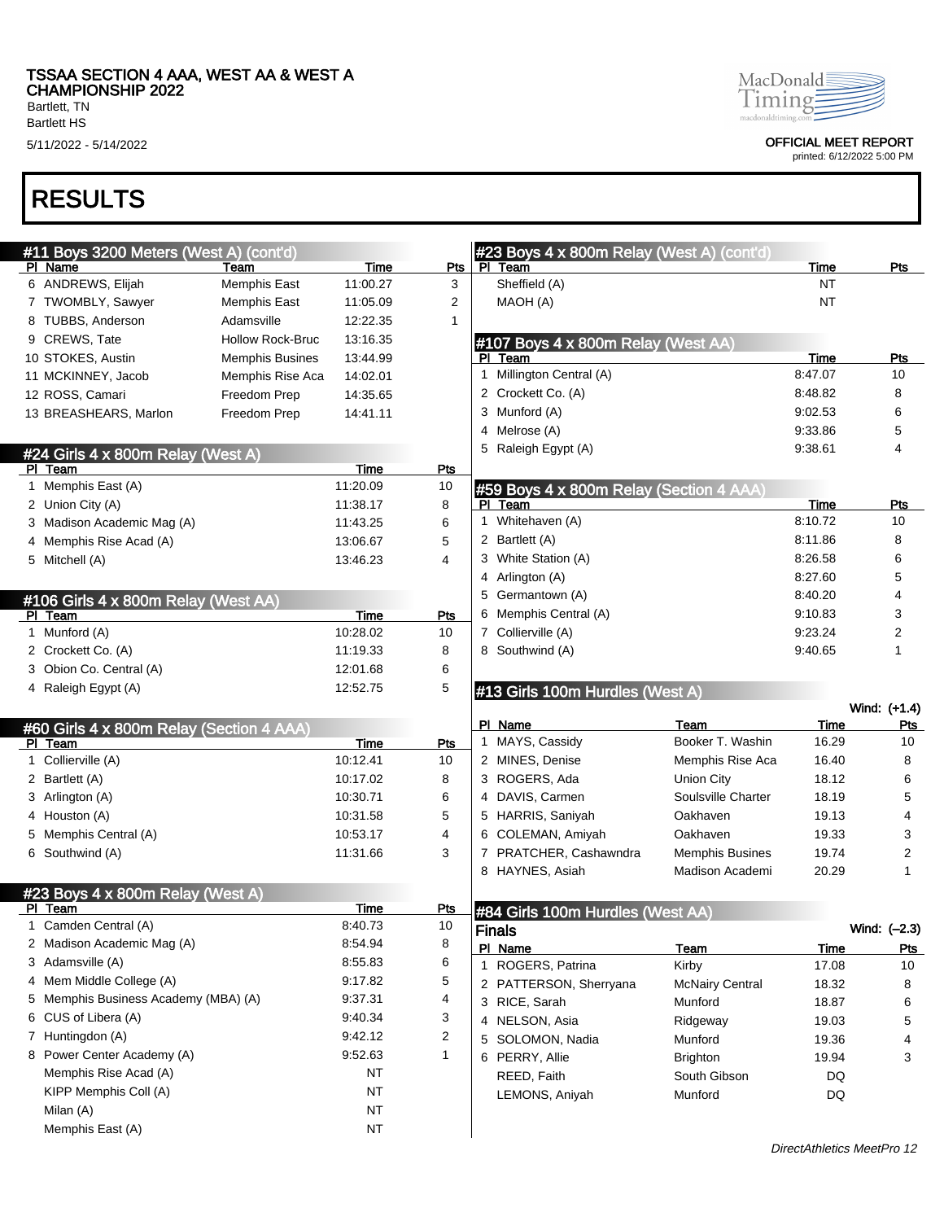# TSSAA SECTION 4 AAA, WEST AA & WEST A CHAMPIONSHIP 2022

Bartlett, TN
Bartlett HS
5/11/2022 - 5/14/2022

OFFICIAL MEET REPORT
printed: 6/12/2022 5:00 PM

# RESULTS

## #11 Boys 3200 Meters (West A) (cont'd)

| Pl | Name | Team | Time | Pts |
|---|---|---|---|---|
| 6 | ANDREWS, Elijah | Memphis East | 11:00.27 | 3 |
| 7 | TWOMBLY, Sawyer | Memphis East | 11:05.09 | 2 |
| 8 | TUBBS, Anderson | Adamsville | 12:22.35 | 1 |
| 9 | CREWS, Tate | Hollow Rock-Bruc | 13:16.35 | |
| 10 | STOKES, Austin | Memphis Busines | 13:44.99 | |
| 11 | MCKINNEY, Jacob | Memphis Rise Aca | 14:02.01 | |
| 12 | ROSS, Camari | Freedom Prep | 14:35.65 | |
| 13 | BREASHEARS, Marlon | Freedom Prep | 14:41.11 | |

## #24 Girls 4 x 800m Relay (West A)

| Pl | Team | Time | Pts |
|---|---|---|---|
| 1 | Memphis East (A) | 11:20.09 | 10 |
| 2 | Union City (A) | 11:38.17 | 8 |
| 3 | Madison Academic Mag (A) | 11:43.25 | 6 |
| 4 | Memphis Rise Acad (A) | 13:06.67 | 5 |
| 5 | Mitchell (A) | 13:46.23 | 4 |

## #106 Girls 4 x 800m Relay (West AA)

| Pl | Team | Time | Pts |
|---|---|---|---|
| 1 | Munford (A) | 10:28.02 | 10 |
| 2 | Crockett Co. (A) | 11:19.33 | 8 |
| 3 | Obion Co. Central (A) | 12:01.68 | 6 |
| 4 | Raleigh Egypt (A) | 12:52.75 | 5 |

## #60 Girls 4 x 800m Relay (Section 4 AAA)

| Pl | Team | Time | Pts |
|---|---|---|---|
| 1 | Collierville (A) | 10:12.41 | 10 |
| 2 | Bartlett (A) | 10:17.02 | 8 |
| 3 | Arlington (A) | 10:30.71 | 6 |
| 4 | Houston (A) | 10:31.58 | 5 |
| 5 | Memphis Central (A) | 10:53.17 | 4 |
| 6 | Southwind (A) | 11:31.66 | 3 |

## #23 Boys 4 x 800m Relay (West A)

| Pl | Team | Time | Pts |
|---|---|---|---|
| 1 | Camden Central (A) | 8:40.73 | 10 |
| 2 | Madison Academic Mag (A) | 8:54.94 | 8 |
| 3 | Adamsville (A) | 8:55.83 | 6 |
| 4 | Mem Middle College (A) | 9:17.82 | 5 |
| 5 | Memphis Business Academy (MBA) (A) | 9:37.31 | 4 |
| 6 | CUS of Libera (A) | 9:40.34 | 3 |
| 7 | Huntingdon (A) | 9:42.12 | 2 |
| 8 | Power Center Academy (A) | 9:52.63 | 1 |
| | Memphis Rise Acad (A) | NT | |
| | KIPP Memphis Coll (A) | NT | |
| | Milan (A) | NT | |
| | Memphis East (A) | NT | |
| | Sheffield (A) | NT | |
| | MAOH (A) | NT | |

## #107 Boys 4 x 800m Relay (West AA)

| Pl | Team | Time | Pts |
|---|---|---|---|
| 1 | Millington Central (A) | 8:47.07 | 10 |
| 2 | Crockett Co. (A) | 8:48.82 | 8 |
| 3 | Munford (A) | 9:02.53 | 6 |
| 4 | Melrose (A) | 9:33.86 | 5 |
| 5 | Raleigh Egypt (A) | 9:38.61 | 4 |

## #59 Boys 4 x 800m Relay (Section 4 AAA)

| Pl | Team | Time | Pts |
|---|---|---|---|
| 1 | Whitehaven (A) | 8:10.72 | 10 |
| 2 | Bartlett (A) | 8:11.86 | 8 |
| 3 | White Station (A) | 8:26.58 | 6 |
| 4 | Arlington (A) | 8:27.60 | 5 |
| 5 | Germantown (A) | 8:40.20 | 4 |
| 6 | Memphis Central (A) | 9:10.83 | 3 |
| 7 | Collierville (A) | 9:23.24 | 2 |
| 8 | Southwind (A) | 9:40.65 | 1 |

## #13 Girls 100m Hurdles (West A)

Wind: (+1.4)

| Pl | Name | Team | Time | Pts |
|---|---|---|---|---|
| 1 | MAYS, Cassidy | Booker T. Washin | 16.29 | 10 |
| 2 | MINES, Denise | Memphis Rise Aca | 16.40 | 8 |
| 3 | ROGERS, Ada | Union City | 18.12 | 6 |
| 4 | DAVIS, Carmen | Soulsville Charter | 18.19 | 5 |
| 5 | HARRIS, Saniyah | Oakhaven | 19.13 | 4 |
| 6 | COLEMAN, Amiyah | Oakhaven | 19.33 | 3 |
| 7 | PRATCHER, Cashawndra | Memphis Busines | 19.74 | 2 |
| 8 | HAYNES, Asiah | Madison Academi | 20.29 | 1 |

## #84 Girls 100m Hurdles (West AA)

### Finals

Wind: (–2.3)

| Pl | Name | Team | Time | Pts |
|---|---|---|---|---|
| 1 | ROGERS, Patrina | Kirby | 17.08 | 10 |
| 2 | PATTERSON, Sherryana | McNairy Central | 18.32 | 8 |
| 3 | RICE, Sarah | Munford | 18.87 | 6 |
| 4 | NELSON, Asia | Ridgeway | 19.03 | 5 |
| 5 | SOLOMON, Nadia | Munford | 19.36 | 4 |
| 6 | PERRY, Allie | Brighton | 19.94 | 3 |
| | REED, Faith | South Gibson | DQ | |
| | LEMONS, Aniyah | Munford | DQ | |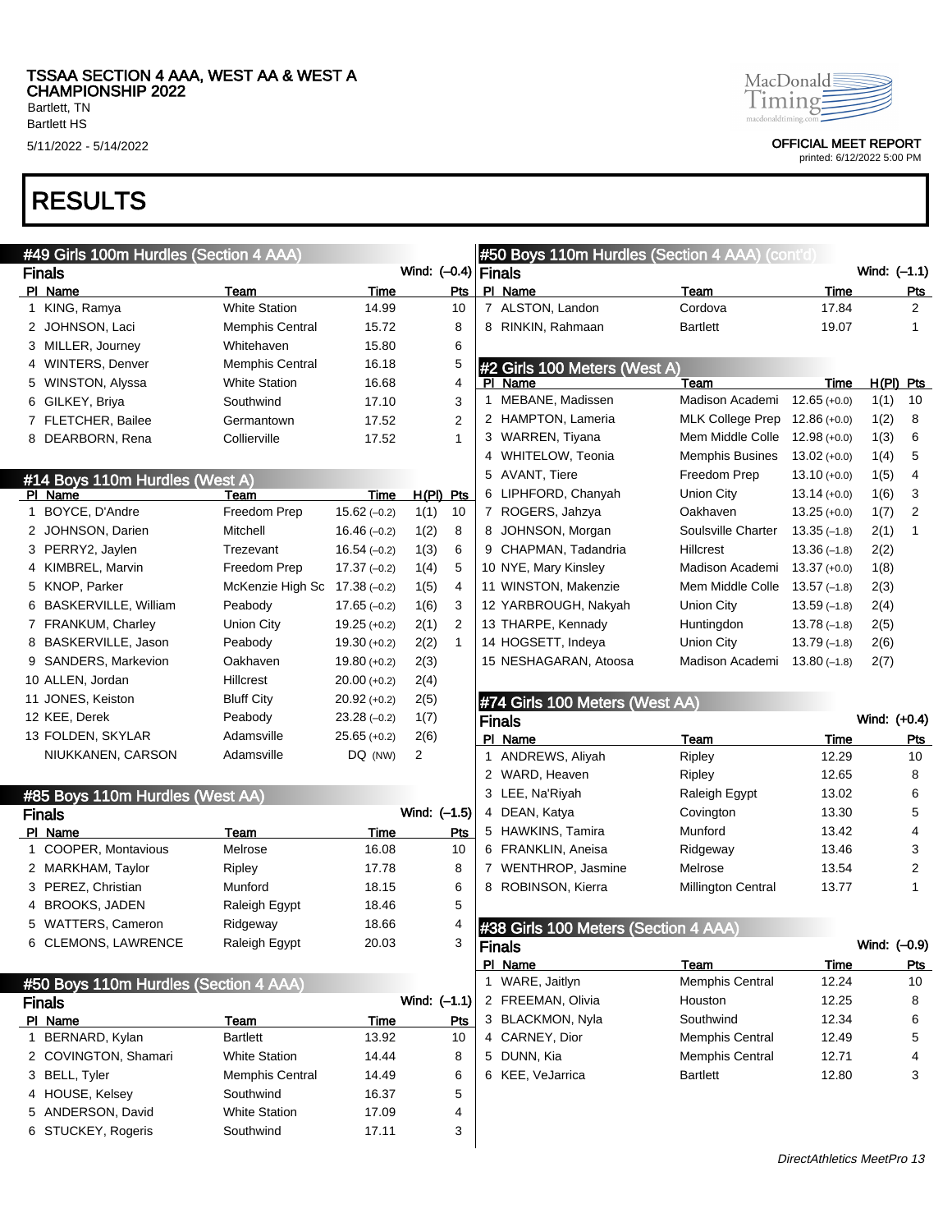TSSAA SECTION 4 AAA, WEST AA & WEST A CHAMPIONSHIP 2022
Bartlett, TN
Bartlett HS
5/11/2022 - 5/14/2022

OFFICIAL MEET REPORT
printed: 6/12/2022 5:00 PM

# RESULTS

## #49 Girls 100m Hurdles (Section 4 AAA)

### Finals

Wind: (–0.4)

| Pl | Name | Team | Time | Pts |
|---|---|---|---|---|
| 1 | KING, Ramya | White Station | 14.99 | 10 |
| 2 | JOHNSON, Laci | Memphis Central | 15.72 | 8 |
| 3 | MILLER, Journey | Whitehaven | 15.80 | 6 |
| 4 | WINTERS, Denver | Memphis Central | 16.18 | 5 |
| 5 | WINSTON, Alyssa | White Station | 16.68 | 4 |
| 6 | GILKEY, Briya | Southwind | 17.10 | 3 |
| 7 | FLETCHER, Bailee | Germantown | 17.52 | 2 |
| 8 | DEARBORN, Rena | Collierville | 17.52 | 1 |

## #14 Boys 110m Hurdles (West A)

| Pl | Name | Team | Time | H(Pl) | Pts |
|---|---|---|---|---|---|
| 1 | BOYCE, D'Andre | Freedom Prep | 15.62 (–0.2) | 1(1) | 10 |
| 2 | JOHNSON, Darien | Mitchell | 16.46 (–0.2) | 1(2) | 8 |
| 3 | PERRY2, Jaylen | Trezevant | 16.54 (–0.2) | 1(3) | 6 |
| 4 | KIMBREL, Marvin | Freedom Prep | 17.37 (–0.2) | 1(4) | 5 |
| 5 | KNOP, Parker | McKenzie High Sc | 17.38 (–0.2) | 1(5) | 4 |
| 6 | BASKERVILLE, William | Peabody | 17.65 (–0.2) | 1(6) | 3 |
| 7 | FRANKUM, Charley | Union City | 19.25 (+0.2) | 2(1) | 2 |
| 8 | BASKERVILLE, Jason | Peabody | 19.30 (+0.2) | 2(2) | 1 |
| 9 | SANDERS, Markevion | Oakhaven | 19.80 (+0.2) | 2(3) | |
| 10 | ALLEN, Jordan | Hillcrest | 20.00 (+0.2) | 2(4) | |
| 11 | JONES, Keiston | Bluff City | 20.92 (+0.2) | 2(5) | |
| 12 | KEE, Derek | Peabody | 23.28 (–0.2) | 1(7) | |
| 13 | FOLDEN, SKYLAR | Adamsville | 25.65 (+0.2) | 2(6) | |
| | NIUKKANEN, CARSON | Adamsville | DQ (NW) | 2 | |

## #85 Boys 110m Hurdles (West AA)

### Finals

Wind: (–1.5)

| Pl | Name | Team | Time | Pts |
|---|---|---|---|---|
| 1 | COOPER, Montavious | Melrose | 16.08 | 10 |
| 2 | MARKHAM, Taylor | Ripley | 17.78 | 8 |
| 3 | PEREZ, Christian | Munford | 18.15 | 6 |
| 4 | BROOKS, JADEN | Raleigh Egypt | 18.46 | 5 |
| 5 | WATTERS, Cameron | Ridgeway | 18.66 | 4 |
| 6 | CLEMONS, LAWRENCE | Raleigh Egypt | 20.03 | 3 |

## #50 Boys 110m Hurdles (Section 4 AAA)

### Finals

Wind: (–1.1)

| Pl | Name | Team | Time | Pts |
|---|---|---|---|---|
| 1 | BERNARD, Kylan | Bartlett | 13.92 | 10 |
| 2 | COVINGTON, Shamari | White Station | 14.44 | 8 |
| 3 | BELL, Tyler | Memphis Central | 14.49 | 6 |
| 4 | HOUSE, Kelsey | Southwind | 16.37 | 5 |
| 5 | ANDERSON, David | White Station | 17.09 | 4 |
| 6 | STUCKEY, Rogeris | Southwind | 17.11 | 3 |
| 7 | ALSTON, Landon | Cordova | 17.84 | 2 |
| 8 | RINKIN, Rahmaan | Bartlett | 19.07 | 1 |

## #2 Girls 100 Meters (West A)

| Pl | Name | Team | Time | H(Pl) | Pts |
|---|---|---|---|---|---|
| 1 | MEBANE, Madissen | Madison Academi | 12.65 (+0.0) | 1(1) | 10 |
| 2 | HAMPTON, Lameria | MLK College Prep | 12.86 (+0.0) | 1(2) | 8 |
| 3 | WARREN, Tiyana | Mem Middle Colle | 12.98 (+0.0) | 1(3) | 6 |
| 4 | WHITELOW, Teonia | Memphis Busines | 13.02 (+0.0) | 1(4) | 5 |
| 5 | AVANT, Tiere | Freedom Prep | 13.10 (+0.0) | 1(5) | 4 |
| 6 | LIPHFORD, Chanyah | Union City | 13.14 (+0.0) | 1(6) | 3 |
| 7 | ROGERS, Jahzya | Oakhaven | 13.25 (+0.0) | 1(7) | 2 |
| 8 | JOHNSON, Morgan | Soulsville Charter | 13.35 (–1.8) | 2(1) | 1 |
| 9 | CHAPMAN, Tadandria | Hillcrest | 13.36 (–1.8) | 2(2) | |
| 10 | NYE, Mary Kinsley | Madison Academi | 13.37 (+0.0) | 1(8) | |
| 11 | WINSTON, Makenzie | Mem Middle Colle | 13.57 (–1.8) | 2(3) | |
| 12 | YARBROUGH, Nakyah | Union City | 13.59 (–1.8) | 2(4) | |
| 13 | THARPE, Kennady | Huntingdon | 13.78 (–1.8) | 2(5) | |
| 14 | HOGSETT, Indeya | Union City | 13.79 (–1.8) | 2(6) | |
| 15 | NESHAGARAN, Atoosa | Madison Academi | 13.80 (–1.8) | 2(7) | |

## #74 Girls 100 Meters (West AA)

### Finals

Wind: (+0.4)

| Pl | Name | Team | Time | Pts |
|---|---|---|---|---|
| 1 | ANDREWS, Aliyah | Ripley | 12.29 | 10 |
| 2 | WARD, Heaven | Ripley | 12.65 | 8 |
| 3 | LEE, Na'Riyah | Raleigh Egypt | 13.02 | 6 |
| 4 | DEAN, Katya | Covington | 13.30 | 5 |
| 5 | HAWKINS, Tamira | Munford | 13.42 | 4 |
| 6 | FRANKLIN, Aneisa | Ridgeway | 13.46 | 3 |
| 7 | WENTHROP, Jasmine | Melrose | 13.54 | 2 |
| 8 | ROBINSON, Kierra | Millington Central | 13.77 | 1 |

## #38 Girls 100 Meters (Section 4 AAA)

### Finals

Wind: (–0.9)

| Pl | Name | Team | Time | Pts |
|---|---|---|---|---|
| 1 | WARE, Jaitlyn | Memphis Central | 12.24 | 10 |
| 2 | FREEMAN, Olivia | Houston | 12.25 | 8 |
| 3 | BLACKMON, Nyla | Southwind | 12.34 | 6 |
| 4 | CARNEY, Dior | Memphis Central | 12.49 | 5 |
| 5 | DUNN, Kia | Memphis Central | 12.71 | 4 |
| 6 | KEE, VeJarrica | Bartlett | 12.80 | 3 |

DirectAthletics MeetPro 13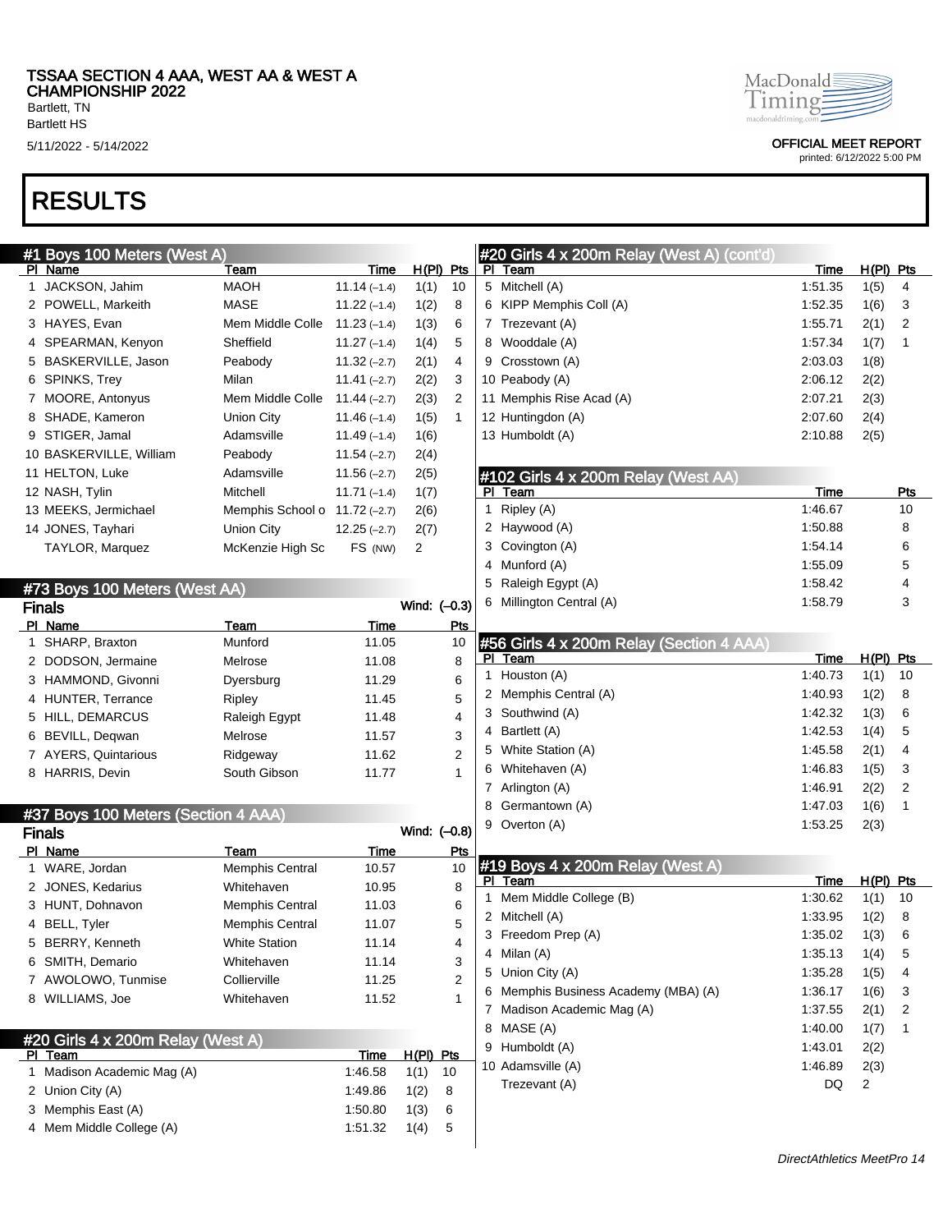TSSAA SECTION 4 AAA, WEST AA & WEST A CHAMPIONSHIP 2022
Bartlett, TN
Bartlett HS
5/11/2022 - 5/14/2022

OFFICIAL MEET REPORT
printed: 6/12/2022 5:00 PM

# RESULTS

## #1 Boys 100 Meters (West A)

| Pl | Name | Team | Time | H(Pl) | Pts |
|---|---|---|---|---|---|
| 1 | JACKSON, Jahim | MAOH | 11.14 (–1.4) | 1(1) | 10 |
| 2 | POWELL, Markeith | MASE | 11.22 (–1.4) | 1(2) | 8 |
| 3 | HAYES, Evan | Mem Middle Colle | 11.23 (–1.4) | 1(3) | 6 |
| 4 | SPEARMAN, Kenyon | Sheffield | 11.27 (–1.4) | 1(4) | 5 |
| 5 | BASKERVILLE, Jason | Peabody | 11.32 (–2.7) | 2(1) | 4 |
| 6 | SPINKS, Trey | Milan | 11.41 (–2.7) | 2(2) | 3 |
| 7 | MOORE, Antonyus | Mem Middle Colle | 11.44 (–2.7) | 2(3) | 2 |
| 8 | SHADE, Kameron | Union City | 11.46 (–1.4) | 1(5) | 1 |
| 9 | STIGER, Jamal | Adamsville | 11.49 (–1.4) | 1(6) | |
| 10 | BASKERVILLE, William | Peabody | 11.54 (–2.7) | 2(4) | |
| 11 | HELTON, Luke | Adamsville | 11.56 (–2.7) | 2(5) | |
| 12 | NASH, Tylin | Mitchell | 11.71 (–1.4) | 1(7) | |
| 13 | MEEKS, Jermichael | Memphis School o | 11.72 (–2.7) | 2(6) | |
| 14 | JONES, Tayhari | Union City | 12.25 (–2.7) | 2(7) | |
| | TAYLOR, Marquez | McKenzie High Sc | FS (NW) | 2 | |

## #73 Boys 100 Meters (West AA)

**Finals** Wind: (–0.3)

| Pl | Name | Team | Time | Pts |
|---|---|---|---|---|
| 1 | SHARP, Braxton | Munford | 11.05 | 10 |
| 2 | DODSON, Jermaine | Melrose | 11.08 | 8 |
| 3 | HAMMOND, Givonni | Dyersburg | 11.29 | 6 |
| 4 | HUNTER, Terrance | Ripley | 11.45 | 5 |
| 5 | HILL, DEMARCUS | Raleigh Egypt | 11.48 | 4 |
| 6 | BEVILL, Deqwan | Melrose | 11.57 | 3 |
| 7 | AYERS, Quintarious | Ridgeway | 11.62 | 2 |
| 8 | HARRIS, Devin | South Gibson | 11.77 | 1 |

## #37 Boys 100 Meters (Section 4 AAA)

**Finals** Wind: (–0.8)

| Pl | Name | Team | Time | Pts |
|---|---|---|---|---|
| 1 | WARE, Jordan | Memphis Central | 10.57 | 10 |
| 2 | JONES, Kedarius | Whitehaven | 10.95 | 8 |
| 3 | HUNT, Dohnavon | Memphis Central | 11.03 | 6 |
| 4 | BELL, Tyler | Memphis Central | 11.07 | 5 |
| 5 | BERRY, Kenneth | White Station | 11.14 | 4 |
| 6 | SMITH, Demario | Whitehaven | 11.14 | 3 |
| 7 | AWOLOWO, Tunmise | Collierville | 11.25 | 2 |
| 8 | WILLIAMS, Joe | Whitehaven | 11.52 | 1 |

## #20 Girls 4 x 200m Relay (West A)

| Pl | Team | Time | H(Pl) | Pts |
|---|---|---|---|---|
| 1 | Madison Academic Mag (A) | 1:46.58 | 1(1) | 10 |
| 2 | Union City (A) | 1:49.86 | 1(2) | 8 |
| 3 | Memphis East (A) | 1:50.80 | 1(3) | 6 |
| 4 | Mem Middle College (A) | 1:51.32 | 1(4) | 5 |
| 5 | Mitchell (A) | 1:51.35 | 1(5) | 4 |
| 6 | KIPP Memphis Coll (A) | 1:52.35 | 1(6) | 3 |
| 7 | Trezevant (A) | 1:55.71 | 2(1) | 2 |
| 8 | Wooddale (A) | 1:57.34 | 1(7) | 1 |
| 9 | Crosstown (A) | 2:03.03 | 1(8) | |
| 10 | Peabody (A) | 2:06.12 | 2(2) | |
| 11 | Memphis Rise Acad (A) | 2:07.21 | 2(3) | |
| 12 | Huntingdon (A) | 2:07.60 | 2(4) | |
| 13 | Humboldt (A) | 2:10.88 | 2(5) | |

## #102 Girls 4 x 200m Relay (West AA)

| Pl | Team | Time | Pts |
|---|---|---|---|
| 1 | Ripley (A) | 1:46.67 | 10 |
| 2 | Haywood (A) | 1:50.88 | 8 |
| 3 | Covington (A) | 1:54.14 | 6 |
| 4 | Munford (A) | 1:55.09 | 5 |
| 5 | Raleigh Egypt (A) | 1:58.42 | 4 |
| 6 | Millington Central (A) | 1:58.79 | 3 |

## #56 Girls 4 x 200m Relay (Section 4 AAA)

| Pl | Team | Time | H(Pl) | Pts |
|---|---|---|---|---|
| 1 | Houston (A) | 1:40.73 | 1(1) | 10 |
| 2 | Memphis Central (A) | 1:40.93 | 1(2) | 8 |
| 3 | Southwind (A) | 1:42.32 | 1(3) | 6 |
| 4 | Bartlett (A) | 1:42.53 | 1(4) | 5 |
| 5 | White Station (A) | 1:45.58 | 2(1) | 4 |
| 6 | Whitehaven (A) | 1:46.83 | 1(5) | 3 |
| 7 | Arlington (A) | 1:46.91 | 2(2) | 2 |
| 8 | Germantown (A) | 1:47.03 | 1(6) | 1 |
| 9 | Overton (A) | 1:53.25 | 2(3) | |

## #19 Boys 4 x 200m Relay (West A)

| Pl | Team | Time | H(Pl) | Pts |
|---|---|---|---|---|
| 1 | Mem Middle College (B) | 1:30.62 | 1(1) | 10 |
| 2 | Mitchell (A) | 1:33.95 | 1(2) | 8 |
| 3 | Freedom Prep (A) | 1:35.02 | 1(3) | 6 |
| 4 | Milan (A) | 1:35.13 | 1(4) | 5 |
| 5 | Union City (A) | 1:35.28 | 1(5) | 4 |
| 6 | Memphis Business Academy (MBA) (A) | 1:36.17 | 1(6) | 3 |
| 7 | Madison Academic Mag (A) | 1:37.55 | 2(1) | 2 |
| 8 | MASE (A) | 1:40.00 | 1(7) | 1 |
| 9 | Humboldt (A) | 1:43.01 | 2(2) | |
| 10 | Adamsville (A) | 1:46.89 | 2(3) | |
| | Trezevant (A) | DQ | 2 | |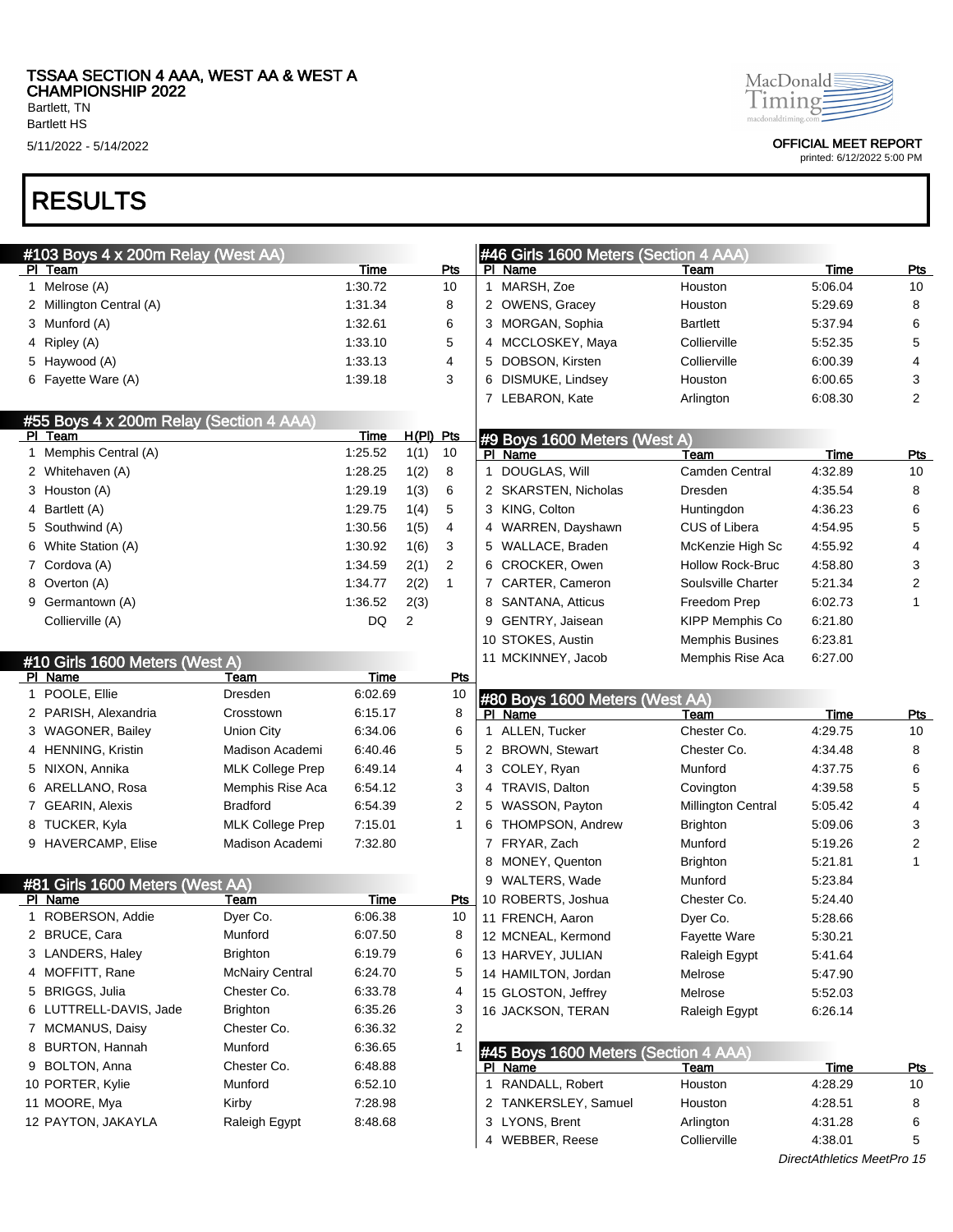# TSSAA SECTION 4 AAA, WEST AA & WEST A CHAMPIONSHIP 2022

Bartlett, TN
Bartlett HS
5/11/2022 - 5/14/2022

OFFICIAL MEET REPORT
printed: 6/12/2022 5:00 PM

# RESULTS

## #103 Boys 4 x 200m Relay (West AA)

| Pl | Team | Time | Pts |
|---|---|---|---|
| 1 | Melrose (A) | 1:30.72 | 10 |
| 2 | Millington Central (A) | 1:31.34 | 8 |
| 3 | Munford (A) | 1:32.61 | 6 |
| 4 | Ripley (A) | 1:33.10 | 5 |
| 5 | Haywood (A) | 1:33.13 | 4 |
| 6 | Fayette Ware (A) | 1:39.18 | 3 |

## #55 Boys 4 x 200m Relay (Section 4 AAA)

| Pl | Team | Time | H(Pl) | Pts |
|---|---|---|---|---|
| 1 | Memphis Central (A) | 1:25.52 | 1(1) | 10 |
| 2 | Whitehaven (A) | 1:28.25 | 1(2) | 8 |
| 3 | Houston (A) | 1:29.19 | 1(3) | 6 |
| 4 | Bartlett (A) | 1:29.75 | 1(4) | 5 |
| 5 | Southwind (A) | 1:30.56 | 1(5) | 4 |
| 6 | White Station (A) | 1:30.92 | 1(6) | 3 |
| 7 | Cordova (A) | 1:34.59 | 2(1) | 2 |
| 8 | Overton (A) | 1:34.77 | 2(2) | 1 |
| 9 | Germantown (A) | 1:36.52 | 2(3) | |
| | Collierville (A) | DQ | 2 | |

## #10 Girls 1600 Meters (West A)

| Pl | Name | Team | Time | Pts |
|---|---|---|---|---|
| 1 | POOLE, Ellie | Dresden | 6:02.69 | 10 |
| 2 | PARISH, Alexandria | Crosstown | 6:15.17 | 8 |
| 3 | WAGONER, Bailey | Union City | 6:34.06 | 6 |
| 4 | HENNING, Kristin | Madison Academi | 6:40.46 | 5 |
| 5 | NIXON, Annika | MLK College Prep | 6:49.14 | 4 |
| 6 | ARELLANO, Rosa | Memphis Rise Aca | 6:54.12 | 3 |
| 7 | GEARIN, Alexis | Bradford | 6:54.39 | 2 |
| 8 | TUCKER, Kyla | MLK College Prep | 7:15.01 | 1 |
| 9 | HAVERCAMP, Elise | Madison Academi | 7:32.80 | |

## #81 Girls 1600 Meters (West AA)

| Pl | Name | Team | Time | Pts |
|---|---|---|---|---|
| 1 | ROBERSON, Addie | Dyer Co. | 6:06.38 | 10 |
| 2 | BRUCE, Cara | Munford | 6:07.50 | 8 |
| 3 | LANDERS, Haley | Brighton | 6:19.79 | 6 |
| 4 | MOFFITT, Rane | McNairy Central | 6:24.70 | 5 |
| 5 | BRIGGS, Julia | Chester Co. | 6:33.78 | 4 |
| 6 | LUTTRELL-DAVIS, Jade | Brighton | 6:35.26 | 3 |
| 7 | MCMANUS, Daisy | Chester Co. | 6:36.32 | 2 |
| 8 | BURTON, Hannah | Munford | 6:36.65 | 1 |
| 9 | BOLTON, Anna | Chester Co. | 6:48.88 | |
| 10 | PORTER, Kylie | Munford | 6:52.10 | |
| 11 | MOORE, Mya | Kirby | 7:28.98 | |
| 12 | PAYTON, JAKAYLA | Raleigh Egypt | 8:48.68 | |

## #46 Girls 1600 Meters (Section 4 AAA)

| Pl | Name | Team | Time | Pts |
|---|---|---|---|---|
| 1 | MARSH, Zoe | Houston | 5:06.04 | 10 |
| 2 | OWENS, Gracey | Houston | 5:29.69 | 8 |
| 3 | MORGAN, Sophia | Bartlett | 5:37.94 | 6 |
| 4 | MCCLOSKEY, Maya | Collierville | 5:52.35 | 5 |
| 5 | DOBSON, Kirsten | Collierville | 6:00.39 | 4 |
| 6 | DISMUKE, Lindsey | Houston | 6:00.65 | 3 |
| 7 | LEBARON, Kate | Arlington | 6:08.30 | 2 |

## #9 Boys 1600 Meters (West A)

| Pl | Name | Team | Time | Pts |
|---|---|---|---|---|
| 1 | DOUGLAS, Will | Camden Central | 4:32.89 | 10 |
| 2 | SKARSTEN, Nicholas | Dresden | 4:35.54 | 8 |
| 3 | KING, Colton | Huntingdon | 4:36.23 | 6 |
| 4 | WARREN, Dayshawn | CUS of Libera | 4:54.95 | 5 |
| 5 | WALLACE, Braden | McKenzie High Sc | 4:55.92 | 4 |
| 6 | CROCKER, Owen | Hollow Rock-Bruc | 4:58.80 | 3 |
| 7 | CARTER, Cameron | Soulsville Charter | 5:21.34 | 2 |
| 8 | SANTANA, Atticus | Freedom Prep | 6:02.73 | 1 |
| 9 | GENTRY, Jaisean | KIPP Memphis Co | 6:21.80 | |
| 10 | STOKES, Austin | Memphis Busines | 6:23.81 | |
| 11 | MCKINNEY, Jacob | Memphis Rise Aca | 6:27.00 | |

## #80 Boys 1600 Meters (West AA)

| Pl | Name | Team | Time | Pts |
|---|---|---|---|---|
| 1 | ALLEN, Tucker | Chester Co. | 4:29.75 | 10 |
| 2 | BROWN, Stewart | Chester Co. | 4:34.48 | 8 |
| 3 | COLEY, Ryan | Munford | 4:37.75 | 6 |
| 4 | TRAVIS, Dalton | Covington | 4:39.58 | 5 |
| 5 | WASSON, Payton | Millington Central | 5:05.42 | 4 |
| 6 | THOMPSON, Andrew | Brighton | 5:09.06 | 3 |
| 7 | FRYAR, Zach | Munford | 5:19.26 | 2 |
| 8 | MONEY, Quenton | Brighton | 5:21.81 | 1 |
| 9 | WALTERS, Wade | Munford | 5:23.84 | |
| 10 | ROBERTS, Joshua | Chester Co. | 5:24.40 | |
| 11 | FRENCH, Aaron | Dyer Co. | 5:28.66 | |
| 12 | MCNEAL, Kermond | Fayette Ware | 5:30.21 | |
| 13 | HARVEY, JULIAN | Raleigh Egypt | 5:41.64 | |
| 14 | HAMILTON, Jordan | Melrose | 5:47.90 | |
| 15 | GLOSTON, Jeffrey | Melrose | 5:52.03 | |
| 16 | JACKSON, TERAN | Raleigh Egypt | 6:26.14 | |

## #45 Boys 1600 Meters (Section 4 AAA)

| Pl | Name | Team | Time | Pts |
|---|---|---|---|---|
| 1 | RANDALL, Robert | Houston | 4:28.29 | 10 |
| 2 | TANKERSLEY, Samuel | Houston | 4:28.51 | 8 |
| 3 | LYONS, Brent | Arlington | 4:31.28 | 6 |
| 4 | WEBBER, Reese | Collierville | 4:38.01 | 5 |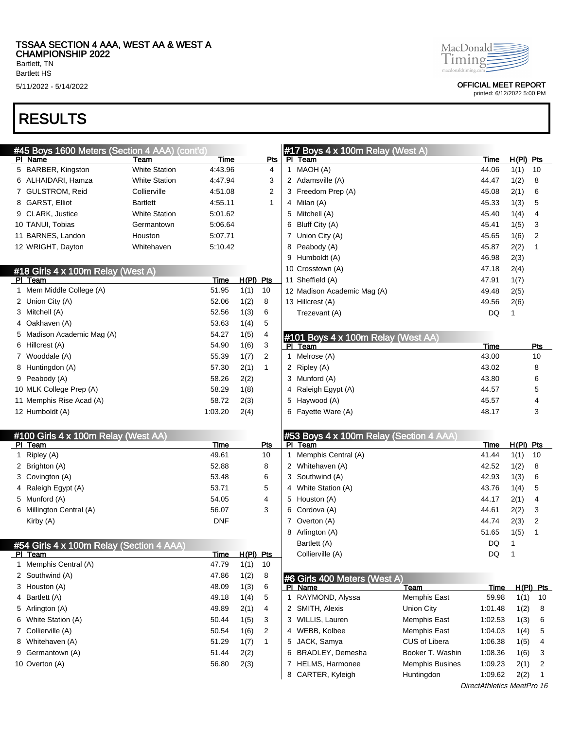TSSAA SECTION 4 AAA, WEST AA & WEST A CHAMPIONSHIP 2022
Bartlett, TN
Bartlett HS
5/11/2022 - 5/14/2022

OFFICIAL MEET REPORT
printed: 6/12/2022 5:00 PM

# RESULTS

## #45 Boys 1600 Meters (Section 4 AAA) (cont'd)

| Pl | Name | Team | Time | Pts |
|---|---|---|---|---|
| 5 | BARBER, Kingston | White Station | 4:43.96 | 4 |
| 6 | ALHAIDARI, Hamza | White Station | 4:47.94 | 3 |
| 7 | GULSTROM, Reid | Collierville | 4:51.08 | 2 |
| 8 | GARST, Elliot | Bartlett | 4:55.11 | 1 |
| 9 | CLARK, Justice | White Station | 5:01.62 | |
| 10 | TANUI, Tobias | Germantown | 5:06.64 | |
| 11 | BARNES, Landon | Houston | 5:07.71 | |
| 12 | WRIGHT, Dayton | Whitehaven | 5:10.42 | |

## #18 Girls 4 x 100m Relay (West A)

| Pl | Team | Time | H(Pl) | Pts |
|---|---|---|---|---|
| 1 | Mem Middle College (A) | 51.95 | 1(1) | 10 |
| 2 | Union City (A) | 52.06 | 1(2) | 8 |
| 3 | Mitchell (A) | 52.56 | 1(3) | 6 |
| 4 | Oakhaven (A) | 53.63 | 1(4) | 5 |
| 5 | Madison Academic Mag (A) | 54.27 | 1(5) | 4 |
| 6 | Hillcrest (A) | 54.90 | 1(6) | 3 |
| 7 | Wooddale (A) | 55.39 | 1(7) | 2 |
| 8 | Huntingdon (A) | 57.30 | 2(1) | 1 |
| 9 | Peabody (A) | 58.26 | 2(2) | |
| 10 | MLK College Prep (A) | 58.29 | 1(8) | |
| 11 | Memphis Rise Acad (A) | 58.72 | 2(3) | |
| 12 | Humboldt (A) | 1:03.20 | 2(4) | |

## #100 Girls 4 x 100m Relay (West AA)

| Pl | Team | Time | Pts |
|---|---|---|---|
| 1 | Ripley (A) | 49.61 | 10 |
| 2 | Brighton (A) | 52.88 | 8 |
| 3 | Covington (A) | 53.48 | 6 |
| 4 | Raleigh Egypt (A) | 53.71 | 5 |
| 5 | Munford (A) | 54.05 | 4 |
| 6 | Millington Central (A) | 56.07 | 3 |
| | Kirby (A) | DNF | |

## #54 Girls 4 x 100m Relay (Section 4 AAA)

| Pl | Team | Time | H(Pl) | Pts |
|---|---|---|---|---|
| 1 | Memphis Central (A) | 47.79 | 1(1) | 10 |
| 2 | Southwind (A) | 47.86 | 1(2) | 8 |
| 3 | Houston (A) | 48.09 | 1(3) | 6 |
| 4 | Bartlett (A) | 49.18 | 1(4) | 5 |
| 5 | Arlington (A) | 49.89 | 2(1) | 4 |
| 6 | White Station (A) | 50.44 | 1(5) | 3 |
| 7 | Collierville (A) | 50.54 | 1(6) | 2 |
| 8 | Whitehaven (A) | 51.29 | 1(7) | 1 |
| 9 | Germantown (A) | 51.44 | 2(2) | |
| 10 | Overton (A) | 56.80 | 2(3) | |

## #17 Boys 4 x 100m Relay (West A)

| Pl | Team | Time | H(Pl) | Pts |
|---|---|---|---|---|
| 1 | MAOH (A) | 44.06 | 1(1) | 10 |
| 2 | Adamsville (A) | 44.47 | 1(2) | 8 |
| 3 | Freedom Prep (A) | 45.08 | 2(1) | 6 |
| 4 | Milan (A) | 45.33 | 1(3) | 5 |
| 5 | Mitchell (A) | 45.40 | 1(4) | 4 |
| 6 | Bluff City (A) | 45.41 | 1(5) | 3 |
| 7 | Union City (A) | 45.65 | 1(6) | 2 |
| 8 | Peabody (A) | 45.87 | 2(2) | 1 |
| 9 | Humboldt (A) | 46.98 | 2(3) | |
| 10 | Crosstown (A) | 47.18 | 2(4) | |
| 11 | Sheffield (A) | 47.91 | 1(7) | |
| 12 | Madison Academic Mag (A) | 49.48 | 2(5) | |
| 13 | Hillcrest (A) | 49.56 | 2(6) | |
| | Trezevant (A) | DQ | 1 | |

## #101 Boys 4 x 100m Relay (West AA)

| Pl | Team | Time | Pts |
|---|---|---|---|
| 1 | Melrose (A) | 43.00 | 10 |
| 2 | Ripley (A) | 43.02 | 8 |
| 3 | Munford (A) | 43.80 | 6 |
| 4 | Raleigh Egypt (A) | 44.57 | 5 |
| 5 | Haywood (A) | 45.57 | 4 |
| 6 | Fayette Ware (A) | 48.17 | 3 |

## #53 Boys 4 x 100m Relay (Section 4 AAA)

| Pl | Team | Time | H(Pl) | Pts |
|---|---|---|---|---|
| 1 | Memphis Central (A) | 41.44 | 1(1) | 10 |
| 2 | Whitehaven (A) | 42.52 | 1(2) | 8 |
| 3 | Southwind (A) | 42.93 | 1(3) | 6 |
| 4 | White Station (A) | 43.76 | 1(4) | 5 |
| 5 | Houston (A) | 44.17 | 2(1) | 4 |
| 6 | Cordova (A) | 44.61 | 2(2) | 3 |
| 7 | Overton (A) | 44.74 | 2(3) | 2 |
| 8 | Arlington (A) | 51.65 | 1(5) | 1 |
| | Bartlett (A) | DQ | 1 | |
| | Collierville (A) | DQ | 1 | |

## #6 Girls 400 Meters (West A)

| Pl | Name | Team | Time | H(Pl) | Pts |
|---|---|---|---|---|---|
| 1 | RAYMOND, Alyssa | Memphis East | 59.98 | 1(1) | 10 |
| 2 | SMITH, Alexis | Union City | 1:01.48 | 1(2) | 8 |
| 3 | WILLIS, Lauren | Memphis East | 1:02.53 | 1(3) | 6 |
| 4 | WEBB, Kolbee | Memphis East | 1:04.03 | 1(4) | 5 |
| 5 | JACK, Samya | CUS of Libera | 1:06.38 | 1(5) | 4 |
| 6 | BRADLEY, Demesha | Booker T. Washin | 1:08.36 | 1(6) | 3 |
| 7 | HELMS, Harmonee | Memphis Busines | 1:09.23 | 2(1) | 2 |
| 8 | CARTER, Kyleigh | Huntingdon | 1:09.62 | 2(2) | 1 |

DirectAthletics MeetPro 16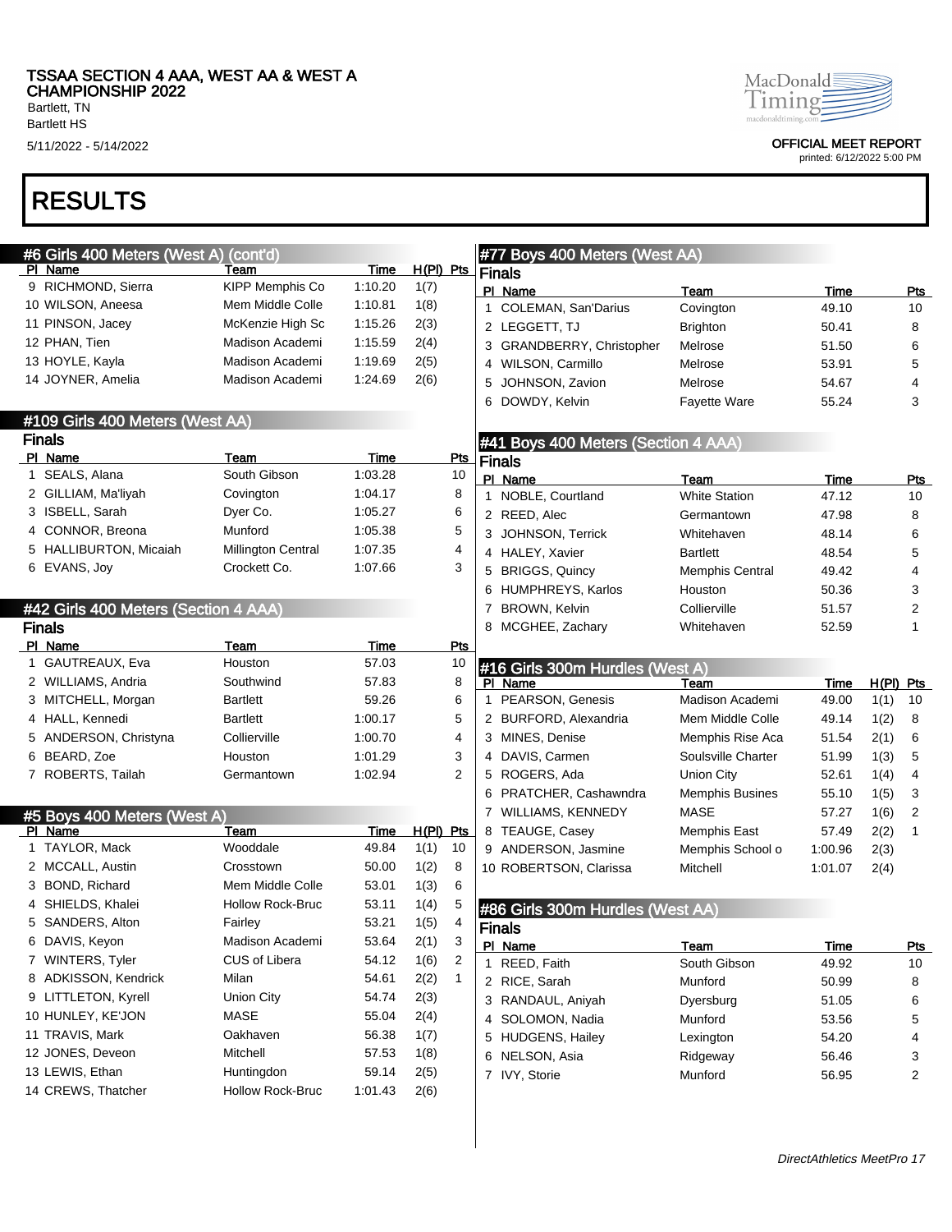# RESULTS

## #6 Girls 400 Meters (West A) (cont'd)

| Pl | Name | Team | Time | H(Pl) | Pts |
|---|---|---|---|---|---|
| 9 | RICHMOND, Sierra | KIPP Memphis Co | 1:10.20 | 1(7) | |
| 10 | WILSON, Aneesa | Mem Middle Colle | 1:10.81 | 1(8) | |
| 11 | PINSON, Jacey | McKenzie High Sc | 1:15.26 | 2(3) | |
| 12 | PHAN, Tien | Madison Academi | 1:15.59 | 2(4) | |
| 13 | HOYLE, Kayla | Madison Academi | 1:19.69 | 2(5) | |
| 14 | JOYNER, Amelia | Madison Academi | 1:24.69 | 2(6) | |

## #109 Girls 400 Meters (West AA)

### Finals

| Pl | Name | Team | Time | Pts |
|---|---|---|---|---|
| 1 | SEALS, Alana | South Gibson | 1:03.28 | 10 |
| 2 | GILLIAM, Ma'liyah | Covington | 1:04.17 | 8 |
| 3 | ISBELL, Sarah | Dyer Co. | 1:05.27 | 6 |
| 4 | CONNOR, Breona | Munford | 1:05.38 | 5 |
| 5 | HALLIBURTON, Micaiah | Millington Central | 1:07.35 | 4 |
| 6 | EVANS, Joy | Crockett Co. | 1:07.66 | 3 |

## #42 Girls 400 Meters (Section 4 AAA)

### Finals

| Pl | Name | Team | Time | Pts |
|---|---|---|---|---|
| 1 | GAUTREAUX, Eva | Houston | 57.03 | 10 |
| 2 | WILLIAMS, Andria | Southwind | 57.83 | 8 |
| 3 | MITCHELL, Morgan | Bartlett | 59.26 | 6 |
| 4 | HALL, Kennedi | Bartlett | 1:00.17 | 5 |
| 5 | ANDERSON, Christyna | Collierville | 1:00.70 | 4 |
| 6 | BEARD, Zoe | Houston | 1:01.29 | 3 |
| 7 | ROBERTS, Tailah | Germantown | 1:02.94 | 2 |

## #5 Boys 400 Meters (West A)

| Pl | Name | Team | Time | H(Pl) | Pts |
|---|---|---|---|---|---|
| 1 | TAYLOR, Mack | Wooddale | 49.84 | 1(1) | 10 |
| 2 | MCCALL, Austin | Crosstown | 50.00 | 1(2) | 8 |
| 3 | BOND, Richard | Mem Middle Colle | 53.01 | 1(3) | 6 |
| 4 | SHIELDS, Khalei | Hollow Rock-Bruc | 53.11 | 1(4) | 5 |
| 5 | SANDERS, Alton | Fairley | 53.21 | 1(5) | 4 |
| 6 | DAVIS, Keyon | Madison Academi | 53.64 | 2(1) | 3 |
| 7 | WINTERS, Tyler | CUS of Libera | 54.12 | 1(6) | 2 |
| 8 | ADKISSON, Kendrick | Milan | 54.61 | 2(2) | 1 |
| 9 | LITTLETON, Kyrell | Union City | 54.74 | 2(3) | |
| 10 | HUNLEY, KE'JON | MASE | 55.04 | 2(4) | |
| 11 | TRAVIS, Mark | Oakhaven | 56.38 | 1(7) | |
| 12 | JONES, Deveon | Mitchell | 57.53 | 1(8) | |
| 13 | LEWIS, Ethan | Huntingdon | 59.14 | 2(5) | |
| 14 | CREWS, Thatcher | Hollow Rock-Bruc | 1:01.43 | 2(6) | |

## #77 Boys 400 Meters (West AA)

### Finals

| Pl | Name | Team | Time | Pts |
|---|---|---|---|---|
| 1 | COLEMAN, San'Darius | Covington | 49.10 | 10 |
| 2 | LEGGETT, TJ | Brighton | 50.41 | 8 |
| 3 | GRANDBERRY, Christopher | Melrose | 51.50 | 6 |
| 4 | WILSON, Carmillo | Melrose | 53.91 | 5 |
| 5 | JOHNSON, Zavion | Melrose | 54.67 | 4 |
| 6 | DOWDY, Kelvin | Fayette Ware | 55.24 | 3 |

## #41 Boys 400 Meters (Section 4 AAA)

### Finals

| Pl | Name | Team | Time | Pts |
|---|---|---|---|---|
| 1 | NOBLE, Courtland | White Station | 47.12 | 10 |
| 2 | REED, Alec | Germantown | 47.98 | 8 |
| 3 | JOHNSON, Terrick | Whitehaven | 48.14 | 6 |
| 4 | HALEY, Xavier | Bartlett | 48.54 | 5 |
| 5 | BRIGGS, Quincy | Memphis Central | 49.42 | 4 |
| 6 | HUMPHREYS, Karlos | Houston | 50.36 | 3 |
| 7 | BROWN, Kelvin | Collierville | 51.57 | 2 |
| 8 | MCGHEE, Zachary | Whitehaven | 52.59 | 1 |

## #16 Girls 300m Hurdles (West A)

| Pl | Name | Team | Time | H(Pl) | Pts |
|---|---|---|---|---|---|
| 1 | PEARSON, Genesis | Madison Academi | 49.00 | 1(1) | 10 |
| 2 | BURFORD, Alexandria | Mem Middle Colle | 49.14 | 1(2) | 8 |
| 3 | MINES, Denise | Memphis Rise Aca | 51.54 | 2(1) | 6 |
| 4 | DAVIS, Carmen | Soulsville Charter | 51.99 | 1(3) | 5 |
| 5 | ROGERS, Ada | Union City | 52.61 | 1(4) | 4 |
| 6 | PRATCHER, Cashawndra | Memphis Busines | 55.10 | 1(5) | 3 |
| 7 | WILLIAMS, KENNEDY | MASE | 57.27 | 1(6) | 2 |
| 8 | TEAUGE, Casey | Memphis East | 57.49 | 2(2) | 1 |
| 9 | ANDERSON, Jasmine | Memphis School o | 1:00.96 | 2(3) | |
| 10 | ROBERTSON, Clarissa | Mitchell | 1:01.07 | 2(4) | |

## #86 Girls 300m Hurdles (West AA)

### Finals

| Pl | Name | Team | Time | Pts |
|---|---|---|---|---|
| 1 | REED, Faith | South Gibson | 49.92 | 10 |
| 2 | RICE, Sarah | Munford | 50.99 | 8 |
| 3 | RANDAUL, Aniyah | Dyersburg | 51.05 | 6 |
| 4 | SOLOMON, Nadia | Munford | 53.56 | 5 |
| 5 | HUDGENS, Hailey | Lexington | 54.20 | 4 |
| 6 | NELSON, Asia | Ridgeway | 56.46 | 3 |
| 7 | IVY, Storie | Munford | 56.95 | 2 |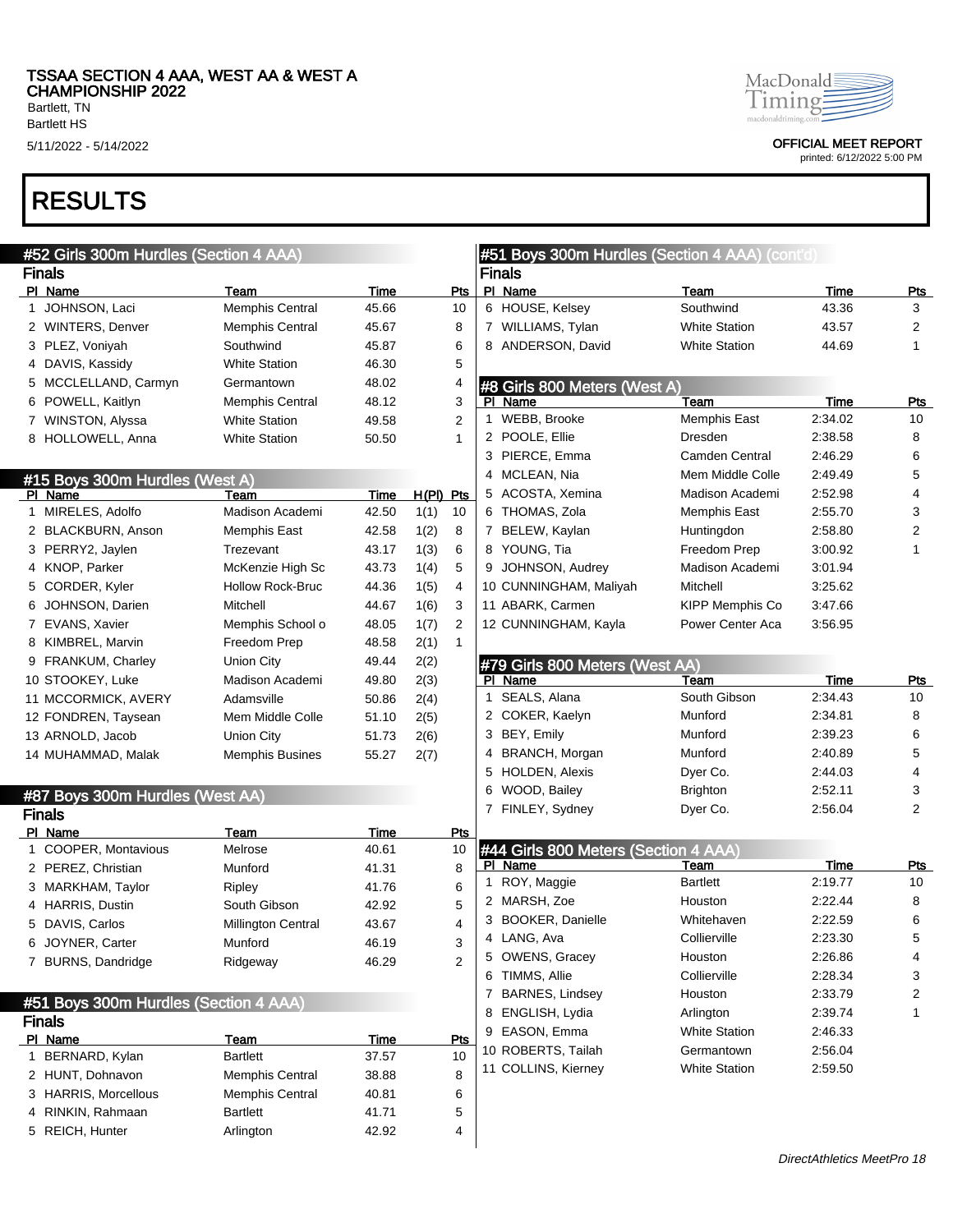TSSAA SECTION 4 AAA, WEST AA & WEST A CHAMPIONSHIP 2022
Bartlett, TN
Bartlett HS
5/11/2022 - 5/14/2022

OFFICIAL MEET REPORT
printed: 6/12/2022 5:00 PM

# RESULTS

## #52 Girls 300m Hurdles (Section 4 AAA)

### Finals

| Pl | Name | Team | Time | Pts |
|---|---|---|---|---|
| 1 | JOHNSON, Laci | Memphis Central | 45.66 | 10 |
| 2 | WINTERS, Denver | Memphis Central | 45.67 | 8 |
| 3 | PLEZ, Voniyah | Southwind | 45.87 | 6 |
| 4 | DAVIS, Kassidy | White Station | 46.30 | 5 |
| 5 | MCCLELLAND, Carmyn | Germantown | 48.02 | 4 |
| 6 | POWELL, Kaitlyn | Memphis Central | 48.12 | 3 |
| 7 | WINSTON, Alyssa | White Station | 49.58 | 2 |
| 8 | HOLLOWELL, Anna | White Station | 50.50 | 1 |

## #15 Boys 300m Hurdles (West A)

| Pl | Name | Team | Time | H(Pl) | Pts |
|---|---|---|---|---|---|
| 1 | MIRELES, Adolfo | Madison Academi | 42.50 | 1(1) | 10 |
| 2 | BLACKBURN, Anson | Memphis East | 42.58 | 1(2) | 8 |
| 3 | PERRY2, Jaylen | Trezevant | 43.17 | 1(3) | 6 |
| 4 | KNOP, Parker | McKenzie High Sc | 43.73 | 1(4) | 5 |
| 5 | CORDER, Kyler | Hollow Rock-Bruc | 44.36 | 1(5) | 4 |
| 6 | JOHNSON, Darien | Mitchell | 44.67 | 1(6) | 3 |
| 7 | EVANS, Xavier | Memphis School o | 48.05 | 1(7) | 2 |
| 8 | KIMBREL, Marvin | Freedom Prep | 48.58 | 2(1) | 1 |
| 9 | FRANKUM, Charley | Union City | 49.44 | 2(2) | |
| 10 | STOOKEY, Luke | Madison Academi | 49.80 | 2(3) | |
| 11 | MCCORMICK, AVERY | Adamsville | 50.86 | 2(4) | |
| 12 | FONDREN, Taysean | Mem Middle Colle | 51.10 | 2(5) | |
| 13 | ARNOLD, Jacob | Union City | 51.73 | 2(6) | |
| 14 | MUHAMMAD, Malak | Memphis Busines | 55.27 | 2(7) | |

## #87 Boys 300m Hurdles (West AA)

### Finals

| Pl | Name | Team | Time | Pts |
|---|---|---|---|---|
| 1 | COOPER, Montavious | Melrose | 40.61 | 10 |
| 2 | PEREZ, Christian | Munford | 41.31 | 8 |
| 3 | MARKHAM, Taylor | Ripley | 41.76 | 6 |
| 4 | HARRIS, Dustin | South Gibson | 42.92 | 5 |
| 5 | DAVIS, Carlos | Millington Central | 43.67 | 4 |
| 6 | JOYNER, Carter | Munford | 46.19 | 3 |
| 7 | BURNS, Dandridge | Ridgeway | 46.29 | 2 |

## #51 Boys 300m Hurdles (Section 4 AAA)

### Finals

| Pl | Name | Team | Time | Pts |
|---|---|---|---|---|
| 1 | BERNARD, Kylan | Bartlett | 37.57 | 10 |
| 2 | HUNT, Dohnavon | Memphis Central | 38.88 | 8 |
| 3 | HARRIS, Morcellous | Memphis Central | 40.81 | 6 |
| 4 | RINKIN, Rahmaan | Bartlett | 41.71 | 5 |
| 5 | REICH, Hunter | Arlington | 42.92 | 4 |
| 6 | HOUSE, Kelsey | Southwind | 43.36 | 3 |
| 7 | WILLIAMS, Tylan | White Station | 43.57 | 2 |
| 8 | ANDERSON, David | White Station | 44.69 | 1 |

## #8 Girls 800 Meters (West A)

| Pl | Name | Team | Time | Pts |
|---|---|---|---|---|
| 1 | WEBB, Brooke | Memphis East | 2:34.02 | 10 |
| 2 | POOLE, Ellie | Dresden | 2:38.58 | 8 |
| 3 | PIERCE, Emma | Camden Central | 2:46.29 | 6 |
| 4 | MCLEAN, Nia | Mem Middle Colle | 2:49.49 | 5 |
| 5 | ACOSTA, Xemina | Madison Academi | 2:52.98 | 4 |
| 6 | THOMAS, Zola | Memphis East | 2:55.70 | 3 |
| 7 | BELEW, Kaylan | Huntingdon | 2:58.80 | 2 |
| 8 | YOUNG, Tia | Freedom Prep | 3:00.92 | 1 |
| 9 | JOHNSON, Audrey | Madison Academi | 3:01.94 | |
| 10 | CUNNINGHAM, Maliyah | Mitchell | 3:25.62 | |
| 11 | ABARK, Carmen | KIPP Memphis Co | 3:47.66 | |
| 12 | CUNNINGHAM, Kayla | Power Center Aca | 3:56.95 | |

## #79 Girls 800 Meters (West AA)

| Pl | Name | Team | Time | Pts |
|---|---|---|---|---|
| 1 | SEALS, Alana | South Gibson | 2:34.43 | 10 |
| 2 | COKER, Kaelyn | Munford | 2:34.81 | 8 |
| 3 | BEY, Emily | Munford | 2:39.23 | 6 |
| 4 | BRANCH, Morgan | Munford | 2:40.89 | 5 |
| 5 | HOLDEN, Alexis | Dyer Co. | 2:44.03 | 4 |
| 6 | WOOD, Bailey | Brighton | 2:52.11 | 3 |
| 7 | FINLEY, Sydney | Dyer Co. | 2:56.04 | 2 |

## #44 Girls 800 Meters (Section 4 AAA)

| Pl | Name | Team | Time | Pts |
|---|---|---|---|---|
| 1 | ROY, Maggie | Bartlett | 2:19.77 | 10 |
| 2 | MARSH, Zoe | Houston | 2:22.44 | 8 |
| 3 | BOOKER, Danielle | Whitehaven | 2:22.59 | 6 |
| 4 | LANG, Ava | Collierville | 2:23.30 | 5 |
| 5 | OWENS, Gracey | Houston | 2:26.86 | 4 |
| 6 | TIMMS, Allie | Collierville | 2:28.34 | 3 |
| 7 | BARNES, Lindsey | Houston | 2:33.79 | 2 |
| 8 | ENGLISH, Lydia | Arlington | 2:39.74 | 1 |
| 9 | EASON, Emma | White Station | 2:46.33 | |
| 10 | ROBERTS, Tailah | Germantown | 2:56.04 | |
| 11 | COLLINS, Kierney | White Station | 2:59.50 | |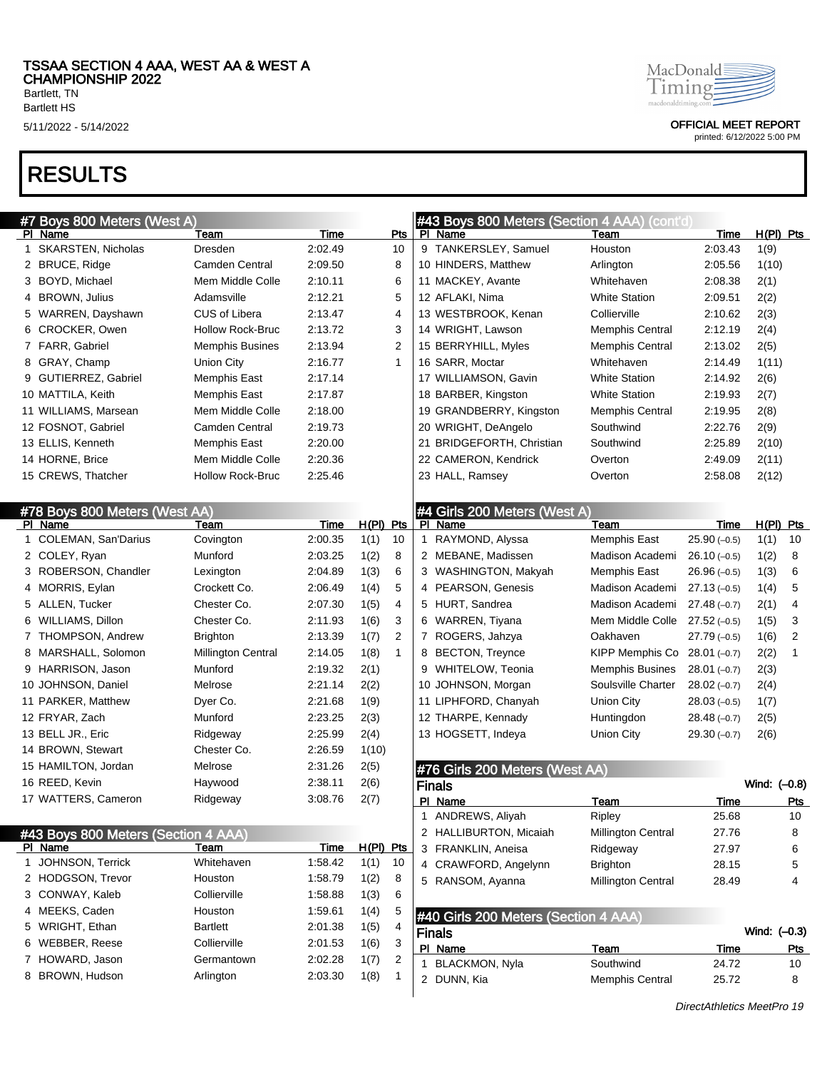# RESULTS

## #7 Boys 800 Meters (West A)

| Pl | Name | Team | Time | Pts |
|---|---|---|---|---|
| 1 | SKARSTEN, Nicholas | Dresden | 2:02.49 | 10 |
| 2 | BRUCE, Ridge | Camden Central | 2:09.50 | 8 |
| 3 | BOYD, Michael | Mem Middle Colle | 2:10.11 | 6 |
| 4 | BROWN, Julius | Adamsville | 2:12.21 | 5 |
| 5 | WARREN, Dayshawn | CUS of Libera | 2:13.47 | 4 |
| 6 | CROCKER, Owen | Hollow Rock-Bruc | 2:13.72 | 3 |
| 7 | FARR, Gabriel | Memphis Busines | 2:13.94 | 2 |
| 8 | GRAY, Champ | Union City | 2:16.77 | 1 |
| 9 | GUTIERREZ, Gabriel | Memphis East | 2:17.14 | |
| 10 | MATTILA, Keith | Memphis East | 2:17.87 | |
| 11 | WILLIAMS, Marsean | Mem Middle Colle | 2:18.00 | |
| 12 | FOSNOT, Gabriel | Camden Central | 2:19.73 | |
| 13 | ELLIS, Kenneth | Memphis East | 2:20.00 | |
| 14 | HORNE, Brice | Mem Middle Colle | 2:20.36 | |
| 15 | CREWS, Thatcher | Hollow Rock-Bruc | 2:25.46 | |

## #78 Boys 800 Meters (West AA)

| Pl | Name | Team | Time | H(Pl) | Pts |
|---|---|---|---|---|---|
| 1 | COLEMAN, San'Darius | Covington | 2:00.35 | 1(1) | 10 |
| 2 | COLEY, Ryan | Munford | 2:03.25 | 1(2) | 8 |
| 3 | ROBERSON, Chandler | Lexington | 2:04.89 | 1(3) | 6 |
| 4 | MORRIS, Eylan | Crockett Co. | 2:06.49 | 1(4) | 5 |
| 5 | ALLEN, Tucker | Chester Co. | 2:07.30 | 1(5) | 4 |
| 6 | WILLIAMS, Dillon | Chester Co. | 2:11.93 | 1(6) | 3 |
| 7 | THOMPSON, Andrew | Brighton | 2:13.39 | 1(7) | 2 |
| 8 | MARSHALL, Solomon | Millington Central | 2:14.05 | 1(8) | 1 |
| 9 | HARRISON, Jason | Munford | 2:19.32 | 2(1) | |
| 10 | JOHNSON, Daniel | Melrose | 2:21.14 | 2(2) | |
| 11 | PARKER, Matthew | Dyer Co. | 2:21.68 | 1(9) | |
| 12 | FRYAR, Zach | Munford | 2:23.25 | 2(3) | |
| 13 | BELL JR., Eric | Ridgeway | 2:25.99 | 2(4) | |
| 14 | BROWN, Stewart | Chester Co. | 2:26.59 | 1(10) | |
| 15 | HAMILTON, Jordan | Melrose | 2:31.26 | 2(5) | |
| 16 | REED, Kevin | Haywood | 2:38.11 | 2(6) | |
| 17 | WATTERS, Cameron | Ridgeway | 3:08.76 | 2(7) | |

## #43 Boys 800 Meters (Section 4 AAA)

| Pl | Name | Team | Time | H(Pl) | Pts |
|---|---|---|---|---|---|
| 1 | JOHNSON, Terrick | Whitehaven | 1:58.42 | 1(1) | 10 |
| 2 | HODGSON, Trevor | Houston | 1:58.79 | 1(2) | 8 |
| 3 | CONWAY, Kaleb | Collierville | 1:58.88 | 1(3) | 6 |
| 4 | MEEKS, Caden | Houston | 1:59.61 | 1(4) | 5 |
| 5 | WRIGHT, Ethan | Bartlett | 2:01.38 | 1(5) | 4 |
| 6 | WEBBER, Reese | Collierville | 2:01.53 | 1(6) | 3 |
| 7 | HOWARD, Jason | Germantown | 2:02.28 | 1(7) | 2 |
| 8 | BROWN, Hudson | Arlington | 2:03.30 | 1(8) | 1 |
| 9 | TANKERSLEY, Samuel | Houston | 2:03.43 | 1(9) | |
| 10 | HINDERS, Matthew | Arlington | 2:05.56 | 1(10) | |
| 11 | MACKEY, Avante | Whitehaven | 2:08.38 | 2(1) | |
| 12 | AFLAKI, Nima | White Station | 2:09.51 | 2(2) | |
| 13 | WESTBROOK, Kenan | Collierville | 2:10.62 | 2(3) | |
| 14 | WRIGHT, Lawson | Memphis Central | 2:12.19 | 2(4) | |
| 15 | BERRYHILL, Myles | Memphis Central | 2:13.02 | 2(5) | |
| 16 | SARR, Moctar | Whitehaven | 2:14.49 | 1(11) | |
| 17 | WILLIAMSON, Gavin | White Station | 2:14.92 | 2(6) | |
| 18 | BARBER, Kingston | White Station | 2:19.93 | 2(7) | |
| 19 | GRANDBERRY, Kingston | Memphis Central | 2:19.95 | 2(8) | |
| 20 | WRIGHT, DeAngelo | Southwind | 2:22.76 | 2(9) | |
| 21 | BRIDGEFORTH, Christian | Southwind | 2:25.89 | 2(10) | |
| 22 | CAMERON, Kendrick | Overton | 2:49.09 | 2(11) | |
| 23 | HALL, Ramsey | Overton | 2:58.08 | 2(12) | |

## #4 Girls 200 Meters (West A)

| Pl | Name | Team | Time | H(Pl) | Pts |
|---|---|---|---|---|---|
| 1 | RAYMOND, Alyssa | Memphis East | 25.90 (–0.5) | 1(1) | 10 |
| 2 | MEBANE, Madissen | Madison Academi | 26.10 (–0.5) | 1(2) | 8 |
| 3 | WASHINGTON, Makyah | Memphis East | 26.96 (–0.5) | 1(3) | 6 |
| 4 | PEARSON, Genesis | Madison Academi | 27.13 (–0.5) | 1(4) | 5 |
| 5 | HURT, Sandrea | Madison Academi | 27.48 (–0.7) | 2(1) | 4 |
| 6 | WARREN, Tiyana | Mem Middle Colle | 27.52 (–0.5) | 1(5) | 3 |
| 7 | ROGERS, Jahzya | Oakhaven | 27.79 (–0.5) | 1(6) | 2 |
| 8 | BECTON, Treynce | KIPP Memphis Co | 28.01 (–0.7) | 2(2) | 1 |
| 9 | WHITELOW, Teonia | Memphis Busines | 28.01 (–0.7) | 2(3) | |
| 10 | JOHNSON, Morgan | Soulsville Charter | 28.02 (–0.7) | 2(4) | |
| 11 | LIPHFORD, Chanyah | Union City | 28.03 (–0.5) | 1(7) | |
| 12 | THARPE, Kennady | Huntingdon | 28.48 (–0.7) | 2(5) | |
| 13 | HOGSETT, Indeya | Union City | 29.30 (–0.7) | 2(6) | |

## #76 Girls 200 Meters (West AA)

**Finals** Wind: (–0.8)

| Pl | Name | Team | Time | Pts |
|---|---|---|---|---|
| 1 | ANDREWS, Aliyah | Ripley | 25.68 | 10 |
| 2 | HALLIBURTON, Micaiah | Millington Central | 27.76 | 8 |
| 3 | FRANKLIN, Aneisa | Ridgeway | 27.97 | 6 |
| 4 | CRAWFORD, Angelynn | Brighton | 28.15 | 5 |
| 5 | RANSOM, Ayanna | Millington Central | 28.49 | 4 |

## #40 Girls 200 Meters (Section 4 AAA)

**Finals** Wind: (–0.3)

| Pl | Name | Team | Time | Pts |
|---|---|---|---|---|
| 1 | BLACKMON, Nyla | Southwind | 24.72 | 10 |
| 2 | DUNN, Kia | Memphis Central | 25.72 | 8 |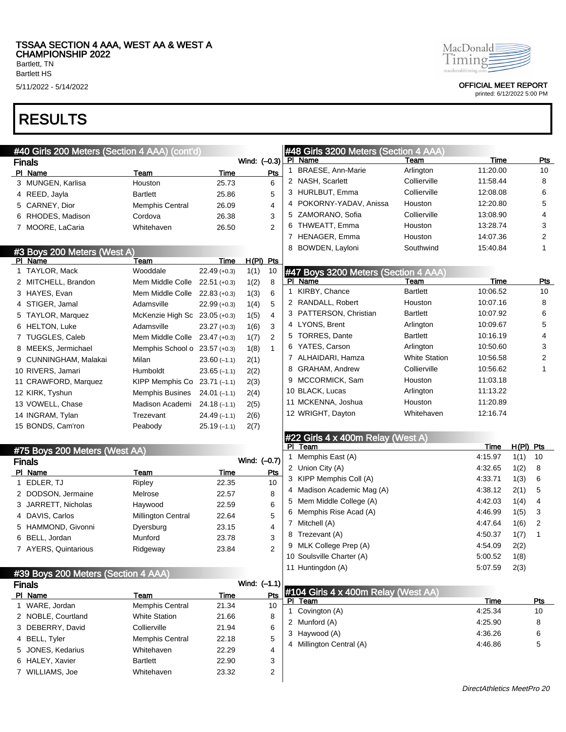# RESULTS

## #40 Girls 200 Meters (Section 4 AAA) (cont'd)

**Finals** Wind: (–0.3)

| Pl | Name | Team | Time | Pts |
|---|---|---|---|---|
| 3 | MUNGEN, Karlisa | Houston | 25.73 | 6 |
| 4 | REED, Jayla | Bartlett | 25.86 | 5 |
| 5 | CARNEY, Dior | Memphis Central | 26.09 | 4 |
| 6 | RHODES, Madison | Cordova | 26.38 | 3 |
| 7 | MOORE, LaCaria | Whitehaven | 26.50 | 2 |

## #3 Boys 200 Meters (West A)

| Pl | Name | Team | Time | H(Pl) | Pts |
|---|---|---|---|---|---|
| 1 | TAYLOR, Mack | Wooddale | 22.49 (+0.3) | 1(1) | 10 |
| 2 | MITCHELL, Brandon | Mem Middle Colle | 22.51 (+0.3) | 1(2) | 8 |
| 3 | HAYES, Evan | Mem Middle Colle | 22.83 (+0.3) | 1(3) | 6 |
| 4 | STIGER, Jamal | Adamsville | 22.99 (+0.3) | 1(4) | 5 |
| 5 | TAYLOR, Marquez | McKenzie High Sc | 23.05 (+0.3) | 1(5) | 4 |
| 6 | HELTON, Luke | Adamsville | 23.27 (+0.3) | 1(6) | 3 |
| 7 | TUGGLES, Caleb | Mem Middle Colle | 23.47 (+0.3) | 1(7) | 2 |
| 8 | MEEKS, Jermichael | Memphis School o | 23.57 (+0.3) | 1(8) | 1 |
| 9 | CUNNINGHAM, Malakai | Milan | 23.60 (–1.1) | 2(1) | |
| 10 | RIVERS, Jamari | Humboldt | 23.65 (–1.1) | 2(2) | |
| 11 | CRAWFORD, Marquez | KIPP Memphis Co | 23.71 (–1.1) | 2(3) | |
| 12 | KIRK, Tyshun | Memphis Busines | 24.01 (–1.1) | 2(4) | |
| 13 | VOWELL, Chase | Madison Academi | 24.18 (–1.1) | 2(5) | |
| 14 | INGRAM, Tylan | Trezevant | 24.49 (–1.1) | 2(6) | |
| 15 | BONDS, Cam'ron | Peabody | 25.19 (–1.1) | 2(7) | |

## #75 Boys 200 Meters (West AA)

**Finals** Wind: (–0.7)

| Pl | Name | Team | Time | Pts |
|---|---|---|---|---|
| 1 | EDLER, TJ | Ripley | 22.35 | 10 |
| 2 | DODSON, Jermaine | Melrose | 22.57 | 8 |
| 3 | JARRETT, Nicholas | Haywood | 22.59 | 6 |
| 4 | DAVIS, Carlos | Millington Central | 22.64 | 5 |
| 5 | HAMMOND, Givonni | Dyersburg | 23.15 | 4 |
| 6 | BELL, Jordan | Munford | 23.78 | 3 |
| 7 | AYERS, Quintarious | Ridgeway | 23.84 | 2 |

## #39 Boys 200 Meters (Section 4 AAA)

**Finals** Wind: (–1.1)

| Pl | Name | Team | Time | Pts |
|---|---|---|---|---|
| 1 | WARE, Jordan | Memphis Central | 21.34 | 10 |
| 2 | NOBLE, Courtland | White Station | 21.66 | 8 |
| 3 | DEBERRY, David | Collierville | 21.94 | 6 |
| 4 | BELL, Tyler | Memphis Central | 22.18 | 5 |
| 5 | JONES, Kedarius | Whitehaven | 22.29 | 4 |
| 6 | HALEY, Xavier | Bartlett | 22.90 | 3 |
| 7 | WILLIAMS, Joe | Whitehaven | 23.32 | 2 |

## #48 Girls 3200 Meters (Section 4 AAA)

| Pl | Name | Team | Time | Pts |
|---|---|---|---|---|
| 1 | BRAESE, Ann-Marie | Arlington | 11:20.00 | 10 |
| 2 | NASH, Scarlett | Collierville | 11:58.44 | 8 |
| 3 | HURLBUT, Emma | Collierville | 12:08.08 | 6 |
| 4 | POKORNY-YADAV, Anissa | Houston | 12:20.80 | 5 |
| 5 | ZAMORANO, Sofia | Collierville | 13:08.90 | 4 |
| 6 | THWEATT, Emma | Houston | 13:28.74 | 3 |
| 7 | HENAGER, Emma | Houston | 14:07.36 | 2 |
| 8 | BOWDEN, Layloni | Southwind | 15:40.84 | 1 |

## #47 Boys 3200 Meters (Section 4 AAA)

| Pl | Name | Team | Time | Pts |
|---|---|---|---|---|
| 1 | KIRBY, Chance | Bartlett | 10:06.52 | 10 |
| 2 | RANDALL, Robert | Houston | 10:07.16 | 8 |
| 3 | PATTERSON, Christian | Bartlett | 10:07.92 | 6 |
| 4 | LYONS, Brent | Arlington | 10:09.67 | 5 |
| 5 | TORRES, Dante | Bartlett | 10:16.19 | 4 |
| 6 | YATES, Carson | Arlington | 10:50.60 | 3 |
| 7 | ALHAIDARI, Hamza | White Station | 10:56.58 | 2 |
| 8 | GRAHAM, Andrew | Collierville | 10:56.62 | 1 |
| 9 | MCCORMICK, Sam | Houston | 11:03.18 | |
| 10 | BLACK, Lucas | Arlington | 11:13.22 | |
| 11 | MCKENNA, Joshua | Houston | 11:20.89 | |
| 12 | WRIGHT, Dayton | Whitehaven | 12:16.74 | |

## #22 Girls 4 x 400m Relay (West A)

| Pl | Team | Time | H(Pl) | Pts |
|---|---|---|---|---|
| 1 | Memphis East (A) | 4:15.97 | 1(1) | 10 |
| 2 | Union City (A) | 4:32.65 | 1(2) | 8 |
| 3 | KIPP Memphis Coll (A) | 4:33.71 | 1(3) | 6 |
| 4 | Madison Academic Mag (A) | 4:38.12 | 2(1) | 5 |
| 5 | Mem Middle College (A) | 4:42.03 | 1(4) | 4 |
| 6 | Memphis Rise Acad (A) | 4:46.99 | 1(5) | 3 |
| 7 | Mitchell (A) | 4:47.64 | 1(6) | 2 |
| 8 | Trezevant (A) | 4:50.37 | 1(7) | 1 |
| 9 | MLK College Prep (A) | 4:54.09 | 2(2) | |
| 10 | Soulsville Charter (A) | 5:00.52 | 1(8) | |
| 11 | Huntingdon (A) | 5:07.59 | 2(3) | |

## #104 Girls 4 x 400m Relay (West AA)

| Pl | Team | Time | Pts |
|---|---|---|---|
| 1 | Covington (A) | 4:25.34 | 10 |
| 2 | Munford (A) | 4:25.90 | 8 |
| 3 | Haywood (A) | 4:36.26 | 6 |
| 4 | Millington Central (A) | 4:46.86 | 5 |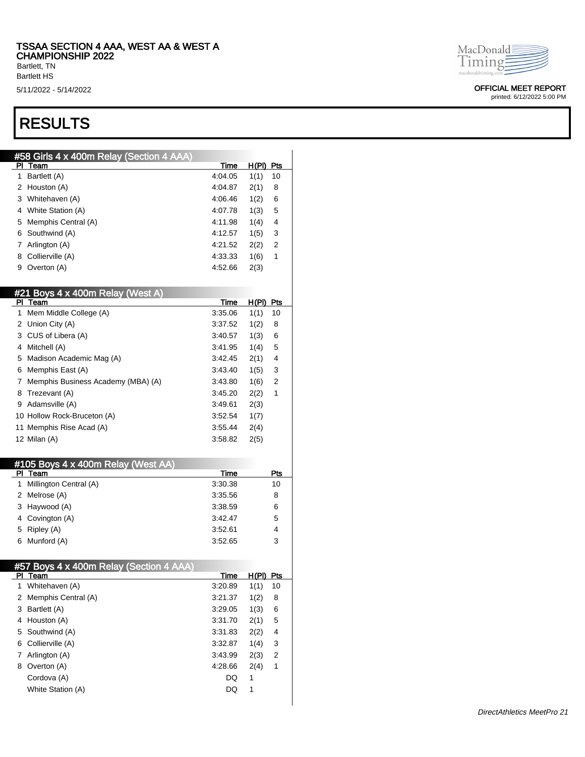# RESULTS

## #58 Girls 4 x 400m Relay (Section 4 AAA)

| Pl | Team | Time | H(Pl) | Pts |
|---|---|---|---|---|
| 1 | Bartlett (A) | 4:04.05 | 1(1) | 10 |
| 2 | Houston (A) | 4:04.87 | 2(1) | 8 |
| 3 | Whitehaven (A) | 4:06.46 | 1(2) | 6 |
| 4 | White Station (A) | 4:07.78 | 1(3) | 5 |
| 5 | Memphis Central (A) | 4:11.98 | 1(4) | 4 |
| 6 | Southwind (A) | 4:12.57 | 1(5) | 3 |
| 7 | Arlington (A) | 4:21.52 | 2(2) | 2 |
| 8 | Collierville (A) | 4:33.33 | 1(6) | 1 |
| 9 | Overton (A) | 4:52.66 | 2(3) | |

## #21 Boys 4 x 400m Relay (West A)

| Pl | Team | Time | H(Pl) | Pts |
|---|---|---|---|---|
| 1 | Mem Middle College (A) | 3:35.06 | 1(1) | 10 |
| 2 | Union City (A) | 3:37.52 | 1(2) | 8 |
| 3 | CUS of Libera (A) | 3:40.57 | 1(3) | 6 |
| 4 | Mitchell (A) | 3:41.95 | 1(4) | 5 |
| 5 | Madison Academic Mag (A) | 3:42.45 | 2(1) | 4 |
| 6 | Memphis East (A) | 3:43.40 | 1(5) | 3 |
| 7 | Memphis Business Academy (MBA) (A) | 3:43.80 | 1(6) | 2 |
| 8 | Trezevant (A) | 3:45.20 | 2(2) | 1 |
| 9 | Adamsville (A) | 3:49.61 | 2(3) | |
| 10 | Hollow Rock-Bruceton (A) | 3:52.54 | 1(7) | |
| 11 | Memphis Rise Acad (A) | 3:55.44 | 2(4) | |
| 12 | Milan (A) | 3:58.82 | 2(5) | |

## #105 Boys 4 x 400m Relay (West AA)

| Pl | Team | Time | Pts |
|---|---|---|---|
| 1 | Millington Central (A) | 3:30.38 | 10 |
| 2 | Melrose (A) | 3:35.56 | 8 |
| 3 | Haywood (A) | 3:38.59 | 6 |
| 4 | Covington (A) | 3:42.47 | 5 |
| 5 | Ripley (A) | 3:52.61 | 4 |
| 6 | Munford (A) | 3:52.65 | 3 |

## #57 Boys 4 x 400m Relay (Section 4 AAA)

| Pl | Team | Time | H(Pl) | Pts |
|---|---|---|---|---|
| 1 | Whitehaven (A) | 3:20.89 | 1(1) | 10 |
| 2 | Memphis Central (A) | 3:21.37 | 1(2) | 8 |
| 3 | Bartlett (A) | 3:29.05 | 1(3) | 6 |
| 4 | Houston (A) | 3:31.70 | 2(1) | 5 |
| 5 | Southwind (A) | 3:31.83 | 2(2) | 4 |
| 6 | Collierville (A) | 3:32.87 | 1(4) | 3 |
| 7 | Arlington (A) | 3:43.99 | 2(3) | 2 |
| 8 | Overton (A) | 4:28.66 | 2(4) | 1 |
| | Cordova (A) | DQ | 1 | |
| | White Station (A) | DQ | 1 | |